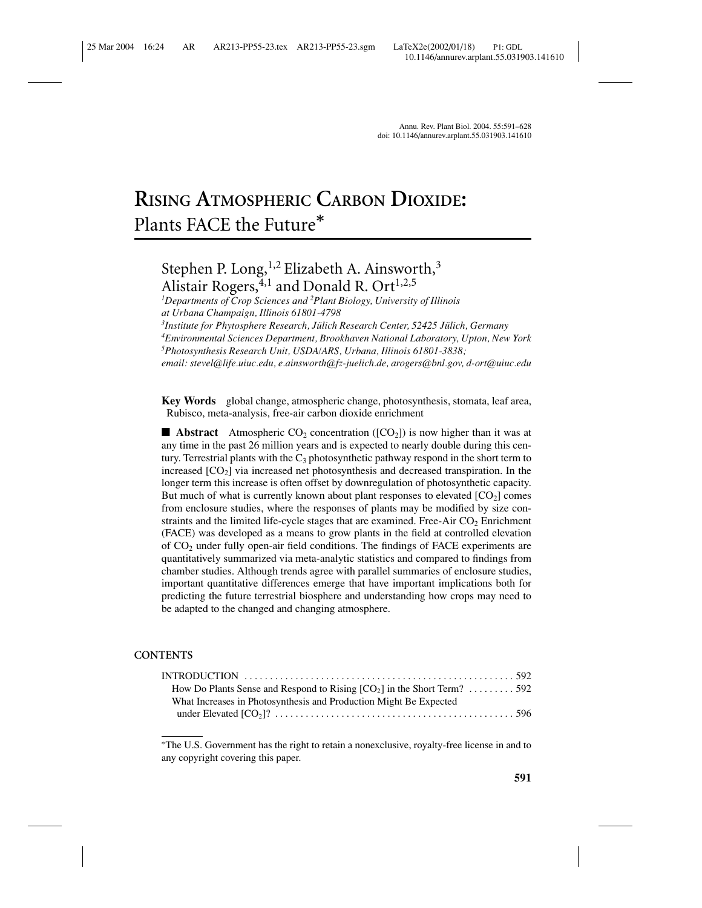# RISING ATMOSPHERIC CARBON DIOXIDE: Plants FACE the Future*

Stephen P. Long,[1,2] Elizabeth A. Ainsworth,[3] Alistair Rogers,[4,1] and Donald R. Ort[1,2,5]

[1]*Departments of Crop Sciences and* [2]*Plant Biology, University of Illinois at Urbana Champaign, Illinois 61801-4798*

[3]*Institute for Phytosphere Research, Jülich Research Center, 52425 Jülich, Germany*

[4]*Environmental Sciences Department, Brookhaven National Laboratory, Upton, New York*

[5]*Photosynthesis Research Unit, USDA/ARS, Urbana, Illinois 61801-3838;*

*email: stevel@life.uiuc.edu, e.ainsworth@fz-juelich.de, arogers@bnl.gov, d-ort@uiuc.edu*

**Key Words** global change, atmospheric change, photosynthesis, stomata, leaf area, Rubisco, meta-analysis, free-air carbon dioxide enrichment

■ **Abstract** Atmospheric $CO_2$ concentration ([$CO_2$]) is now higher than it was at any time in the past 26 million years and is expected to nearly double during this century. Terrestrial plants with the $C_3$ photosynthetic pathway respond in the short term to increased [$CO_2$] via increased net photosynthesis and decreased transpiration. In the longer term this increase is often offset by downregulation of photosynthetic capacity. But much of what is currently known about plant responses to elevated [$CO_2$] comes from enclosure studies, where the responses of plants may be modified by size constraints and the limited life-cycle stages that are examined. Free-Air $CO_2$ Enrichment (FACE) was developed as a means to grow plants in the field at controlled elevation of $CO_2$ under fully open-air field conditions. The findings of FACE experiments are quantitatively summarized via meta-analytic statistics and compared to findings from chamber studies. Although trends agree with parallel summaries of enclosure studies, important quantitative differences emerge that have important implications both for predicting the future terrestrial biosphere and understanding how crops may need to be adapted to the changed and changing atmosphere.

## CONTENTS

INTRODUCTION . . . . . . . . . . 592
- How Do Plants Sense and Respond to Rising [$CO_2$] in the Short Term? . . . . . . . . . 592
- What Increases in Photosynthesis and Production Might Be Expected under Elevated [$CO_2$]? . . . . . . . . . . 596

*The U.S. Government has the right to retain a nonexclusive, royalty-free license in and to any copyright covering this paper.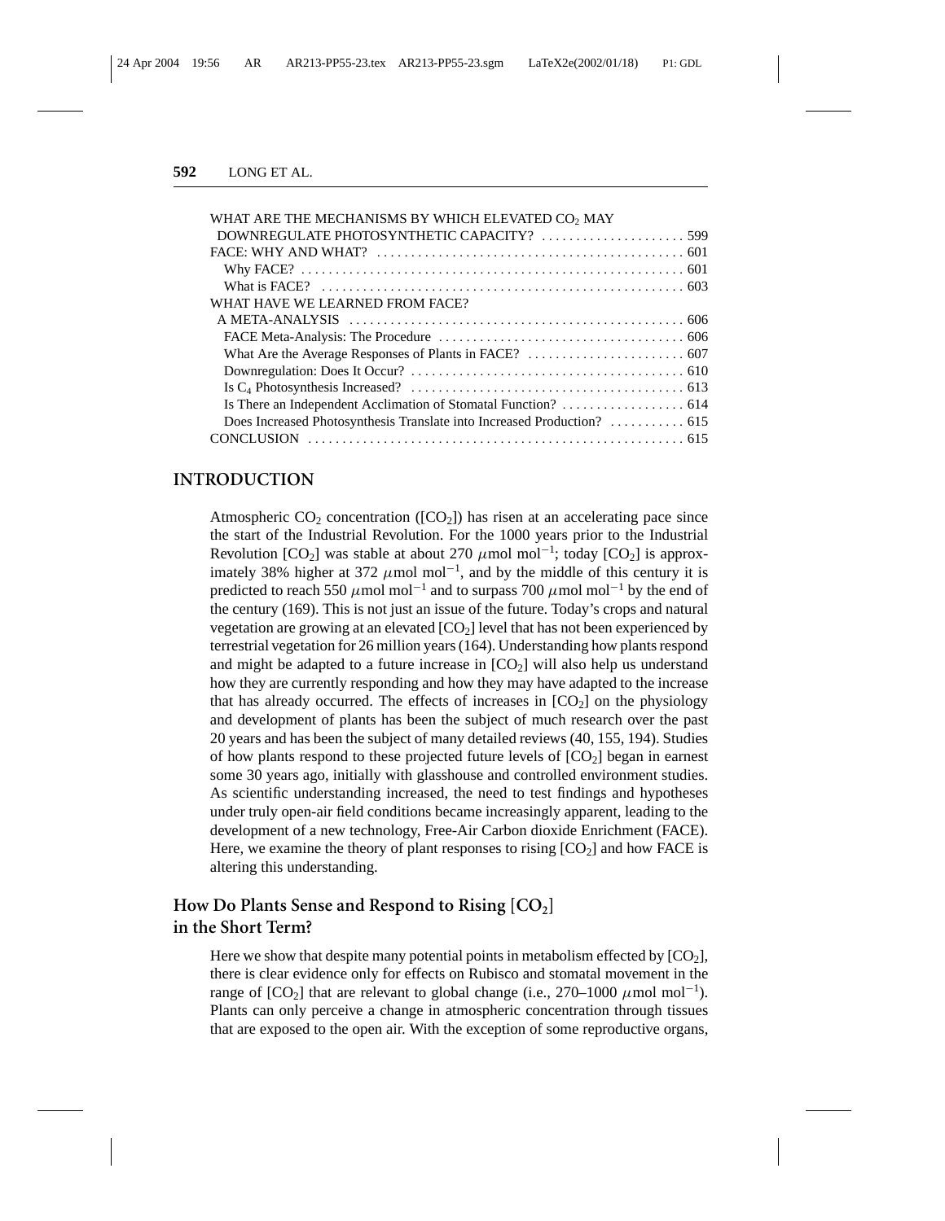WHAT ARE THE MECHANISMS BY WHICH ELEVATED $CO_2$ MAY DOWNREGULATE PHOTOSYNTHETIC CAPACITY? . . . . . . . . . . . . . . . . . . . . 599
FACE: WHY AND WHAT? . . . . . . . . . . . . . . . . . . . . . . . . . . . . . . . . . . . . . . . . . . . . 601
Why FACE? . . . . . . . . . . . . . . . . . . . . . . . . . . . . . . . . . . . . . . . . . . . . . . . . . . . . 601
What is FACE? . . . . . . . . . . . . . . . . . . . . . . . . . . . . . . . . . . . . . . . . . . . . . . . . . 603
WHAT HAVE WE LEARNED FROM FACE? A META-ANALYSIS . . . . . . . . . . . . . . . . . . . . . . . . . . . . . . . . . . . . . . . . . . . . . . 606
FACE Meta-Analysis: The Procedure . . . . . . . . . . . . . . . . . . . . . . . . . . . . . . . . . . . 606
What Are the Average Responses of Plants in FACE? . . . . . . . . . . . . . . . . . . . . . . 607
Downregulation: Does It Occur? . . . . . . . . . . . . . . . . . . . . . . . . . . . . . . . . . . . . . . . 610
Is $C_4$ Photosynthesis Increased? . . . . . . . . . . . . . . . . . . . . . . . . . . . . . . . . . . . . . . 613
Is There an Independent Acclimation of Stomatal Function? . . . . . . . . . . . . . . . . . . 614
Does Increased Photosynthesis Translate into Increased Production? . . . . . . . . . . . 615
CONCLUSION . . . . . . . . . . . . . . . . . . . . . . . . . . . . . . . . . . . . . . . . . . . . . . . . . . . . . 615

## INTRODUCTION

Atmospheric $CO_2$ concentration ([$CO_2$]) has risen at an accelerating pace since the start of the Industrial Revolution. For the 1000 years prior to the Industrial Revolution [$CO_2$] was stable at about 270 $\mu$mol mol$^{-1}$; today [$CO_2$] is approximately 38% higher at 372 $\mu$mol mol$^{-1}$, and by the middle of this century it is predicted to reach 550 $\mu$mol mol$^{-1}$ and to surpass 700 $\mu$mol mol$^{-1}$ by the end of the century (169). This is not just an issue of the future. Today's crops and natural vegetation are growing at an elevated [$CO_2$] level that has not been experienced by terrestrial vegetation for 26 million years (164). Understanding how plants respond and might be adapted to a future increase in [$CO_2$] will also help us understand how they are currently responding and how they may have adapted to the increase that has already occurred. The effects of increases in [$CO_2$] on the physiology and development of plants has been the subject of much research over the past 20 years and has been the subject of many detailed reviews (40, 155, 194). Studies of how plants respond to these projected future levels of [$CO_2$] began in earnest some 30 years ago, initially with glasshouse and controlled environment studies. As scientific understanding increased, the need to test findings and hypotheses under truly open-air field conditions became increasingly apparent, leading to the development of a new technology, Free-Air Carbon dioxide Enrichment (FACE). Here, we examine the theory of plant responses to rising [$CO_2$] and how FACE is altering this understanding.

### How Do Plants Sense and Respond to Rising [$CO_2$] in the Short Term?

Here we show that despite many potential points in metabolism effected by [$CO_2$], there is clear evidence only for effects on Rubisco and stomatal movement in the range of [$CO_2$] that are relevant to global change (i.e., 270–1000 $\mu$mol mol$^{-1}$). Plants can only perceive a change in atmospheric concentration through tissues that are exposed to the open air. With the exception of some reproductive organs,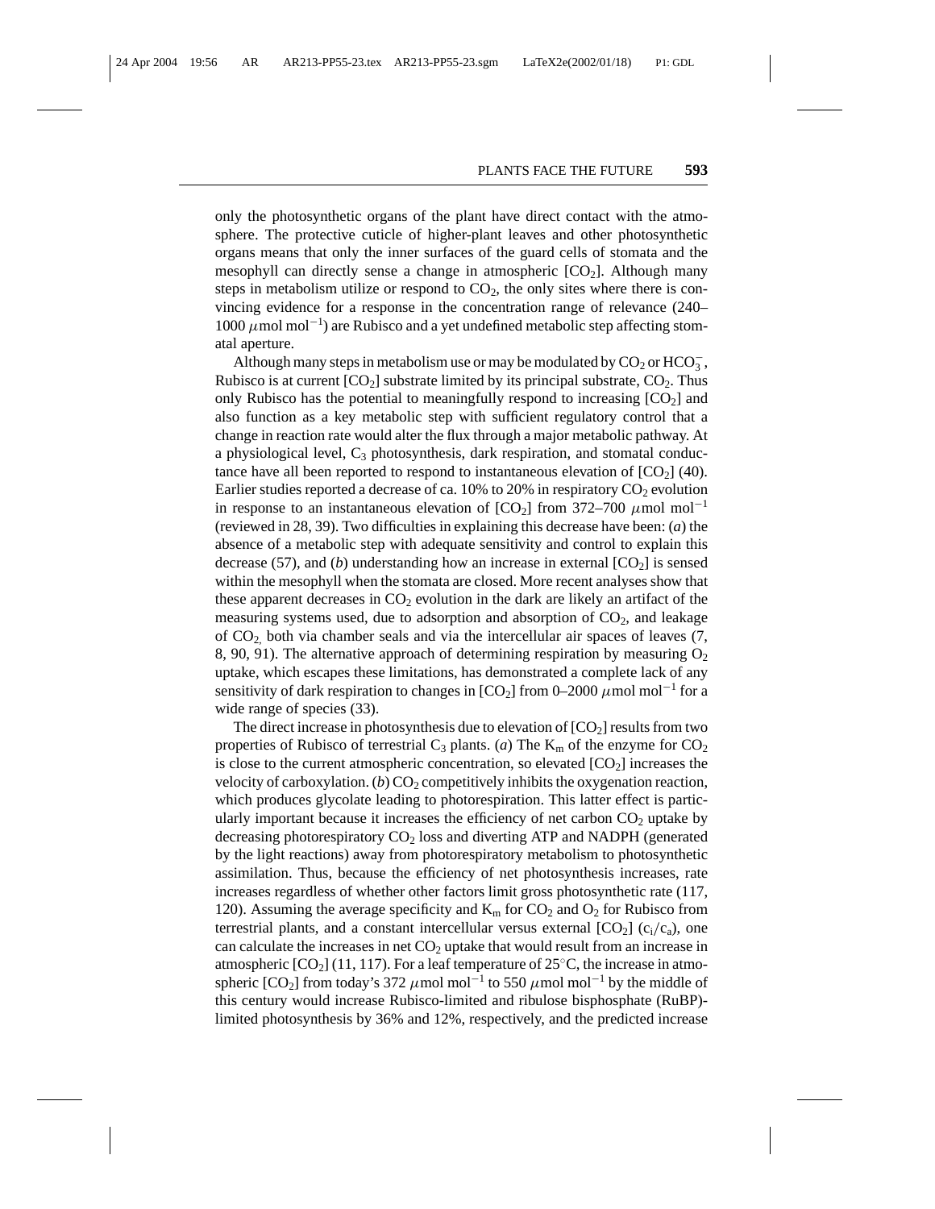only the photosynthetic organs of the plant have direct contact with the atmosphere. The protective cuticle of higher-plant leaves and other photosynthetic organs means that only the inner surfaces of the guard cells of stomata and the mesophyll can directly sense a change in atmospheric [$CO_2$]. Although many steps in metabolism utilize or respond to $CO_2$, the only sites where there is convincing evidence for a response in the concentration range of relevance (240–1000 $\mu$mol mol$^{-1}$) are Rubisco and a yet undefined metabolic step affecting stomatal aperture.

Although many steps in metabolism use or may be modulated by $CO_2$ or $HCO_3^-$, Rubisco is at current [$CO_2$] substrate limited by its principal substrate, $CO_2$. Thus only Rubisco has the potential to meaningfully respond to increasing [$CO_2$] and also function as a key metabolic step with sufficient regulatory control that a change in reaction rate would alter the flux through a major metabolic pathway. At a physiological level, $C_3$ photosynthesis, dark respiration, and stomatal conductance have all been reported to respond to instantaneous elevation of [$CO_2$] (40). Earlier studies reported a decrease of ca. 10% to 20% in respiratory $CO_2$ evolution in response to an instantaneous elevation of [$CO_2$] from 372–700 $\mu$mol mol$^{-1}$ (reviewed in 28, 39). Two difficulties in explaining this decrease have been: (*a*) the absence of a metabolic step with adequate sensitivity and control to explain this decrease (57), and (*b*) understanding how an increase in external [$CO_2$] is sensed within the mesophyll when the stomata are closed. More recent analyses show that these apparent decreases in $CO_2$ evolution in the dark are likely an artifact of the measuring systems used, due to adsorption and absorption of $CO_2$, and leakage of $CO_2$, both via chamber seals and via the intercellular air spaces of leaves (7, 8, 90, 91). The alternative approach of determining respiration by measuring $O_2$ uptake, which escapes these limitations, has demonstrated a complete lack of any sensitivity of dark respiration to changes in [$CO_2$] from 0–2000 $\mu$mol mol$^{-1}$ for a wide range of species (33).

The direct increase in photosynthesis due to elevation of [$CO_2$] results from two properties of Rubisco of terrestrial $C_3$ plants. (*a*) The $K_m$ of the enzyme for $CO_2$ is close to the current atmospheric concentration, so elevated [$CO_2$] increases the velocity of carboxylation. (*b*) $CO_2$ competitively inhibits the oxygenation reaction, which produces glycolate leading to photorespiration. This latter effect is particularly important because it increases the efficiency of net carbon $CO_2$ uptake by decreasing photorespiratory $CO_2$ loss and diverting ATP and NADPH (generated by the light reactions) away from photorespiratory metabolism to photosynthetic assimilation. Thus, because the efficiency of net photosynthesis increases, rate increases regardless of whether other factors limit gross photosynthetic rate (117, 120). Assuming the average specificity and $K_m$ for $CO_2$ and $O_2$ for Rubisco from terrestrial plants, and a constant intercellular versus external [$CO_2$] ($c_i/c_a$), one can calculate the increases in net $CO_2$ uptake that would result from an increase in atmospheric [$CO_2$] (11, 117). For a leaf temperature of 25°C, the increase in atmospheric [$CO_2$] from today's 372 $\mu$mol mol$^{-1}$ to 550 $\mu$mol mol$^{-1}$ by the middle of this century would increase Rubisco-limited and ribulose bisphosphate (RuBP)-limited photosynthesis by 36% and 12%, respectively, and the predicted increase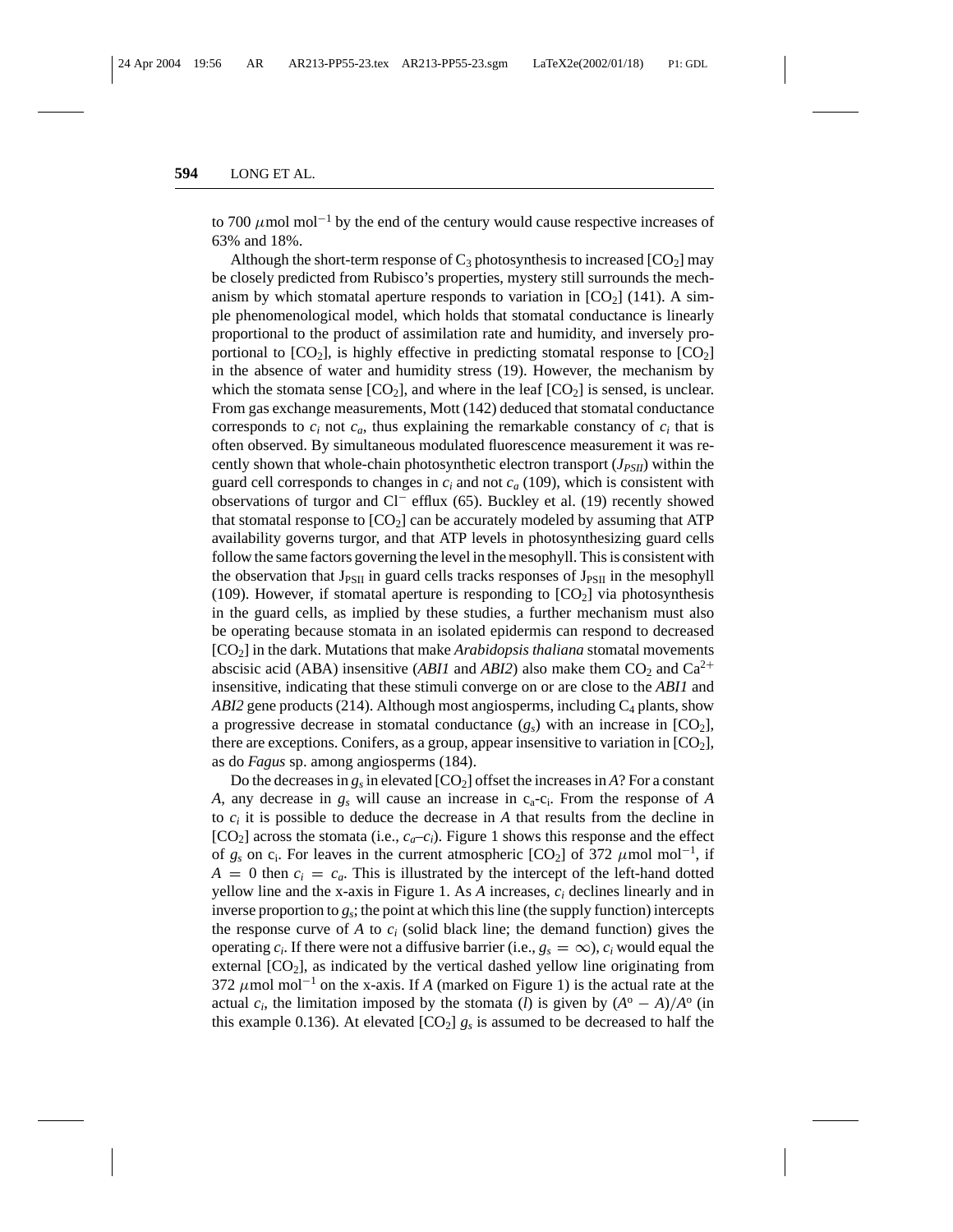to 700 $\mu$mol mol$^{-1}$ by the end of the century would cause respective increases of 63% and 18%.

Although the short-term response of $C_3$ photosynthesis to increased [$CO_2$] may be closely predicted from Rubisco's properties, mystery still surrounds the mechanism by which stomatal aperture responds to variation in [$CO_2$] (141). A simple phenomenological model, which holds that stomatal conductance is linearly proportional to the product of assimilation rate and humidity, and inversely proportional to [$CO_2$], is highly effective in predicting stomatal response to [$CO_2$] in the absence of water and humidity stress (19). However, the mechanism by which the stomata sense [$CO_2$], and where in the leaf [$CO_2$] is sensed, is unclear. From gas exchange measurements, Mott (142) deduced that stomatal conductance corresponds to $c_i$ not $c_a$, thus explaining the remarkable constancy of $c_i$ that is often observed. By simultaneous modulated fluorescence measurement it was recently shown that whole-chain photosynthetic electron transport ($J_{PSII}$) within the guard cell corresponds to changes in $c_i$ and not $c_a$ (109), which is consistent with observations of turgor and $Cl^-$ efflux (65). Buckley et al. (19) recently showed that stomatal response to [$CO_2$] can be accurately modeled by assuming that ATP availability governs turgor, and that ATP levels in photosynthesizing guard cells follow the same factors governing the level in the mesophyll. This is consistent with the observation that $J_{PSII}$ in guard cells tracks responses of $J_{PSII}$ in the mesophyll (109). However, if stomatal aperture is responding to [$CO_2$] via photosynthesis in the guard cells, as implied by these studies, a further mechanism must also be operating because stomata in an isolated epidermis can respond to decreased [$CO_2$] in the dark. Mutations that make *Arabidopsis thaliana* stomatal movements abscisic acid (ABA) insensitive (*ABI1* and *ABI2*) also make them $CO_2$ and $Ca^{2+}$ insensitive, indicating that these stimuli converge on or are close to the *ABI1* and *ABI2* gene products (214). Although most angiosperms, including $C_4$ plants, show a progressive decrease in stomatal conductance ($g_s$) with an increase in [$CO_2$], there are exceptions. Conifers, as a group, appear insensitive to variation in [$CO_2$], as do *Fagus* sp. among angiosperms (184).

Do the decreases in $g_s$ in elevated [$CO_2$] offset the increases in $A$? For a constant $A$, any decrease in $g_s$ will cause an increase in $c_a$-$c_i$. From the response of $A$ to $c_i$ it is possible to deduce the decrease in $A$ that results from the decline in [$CO_2$] across the stomata (i.e., $c_a$–$c_i$). Figure 1 shows this response and the effect of $g_s$ on $c_i$. For leaves in the current atmospheric [$CO_2$] of 372 $\mu$mol mol$^{-1}$, if $A = 0$ then $c_i = c_a$. This is illustrated by the intercept of the left-hand dotted yellow line and the x-axis in Figure 1. As $A$ increases, $c_i$ declines linearly and in inverse proportion to $g_s$; the point at which this line (the supply function) intercepts the response curve of $A$ to $c_i$ (solid black line; the demand function) gives the operating $c_i$. If there were not a diffusive barrier (i.e., $g_s = \infty$), $c_i$ would equal the external [$CO_2$], as indicated by the vertical dashed yellow line originating from 372 $\mu$mol mol$^{-1}$ on the x-axis. If $A$ (marked on Figure 1) is the actual rate at the actual $c_i$, the limitation imposed by the stomata ($l$) is given by $(A^o - A)/A^o$ (in this example 0.136). At elevated [$CO_2$] $g_s$ is assumed to be decreased to half the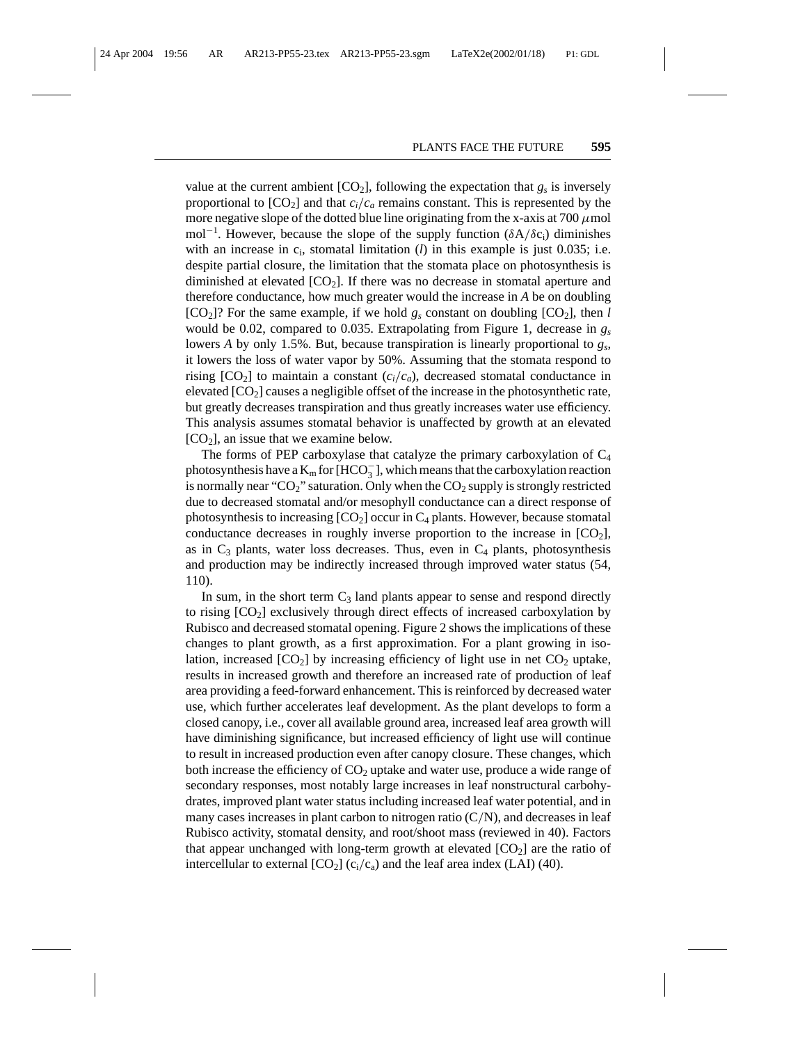value at the current ambient [$CO_2$], following the expectation that $g_s$ is inversely proportional to [$CO_2$] and that $c_i/c_a$ remains constant. This is represented by the more negative slope of the dotted blue line originating from the x-axis at 700 $\mu$mol mol$^{-1}$. However, because the slope of the supply function ($\delta A/\delta c_i$) diminishes with an increase in $c_i$, stomatal limitation ($l$) in this example is just 0.035; i.e. despite partial closure, the limitation that the stomata place on photosynthesis is diminished at elevated [$CO_2$]. If there was no decrease in stomatal aperture and therefore conductance, how much greater would the increase in $A$ be on doubling [$CO_2$]? For the same example, if we hold $g_s$ constant on doubling [$CO_2$], then $l$ would be 0.02, compared to 0.035. Extrapolating from Figure 1, decrease in $g_s$ lowers $A$ by only 1.5%. But, because transpiration is linearly proportional to $g_s$, it lowers the loss of water vapor by 50%. Assuming that the stomata respond to rising [$CO_2$] to maintain a constant ($c_i/c_a$), decreased stomatal conductance in elevated [$CO_2$] causes a negligible offset of the increase in the photosynthetic rate, but greatly decreases transpiration and thus greatly increases water use efficiency. This analysis assumes stomatal behavior is unaffected by growth at an elevated [$CO_2$], an issue that we examine below.

The forms of PEP carboxylase that catalyze the primary carboxylation of $C_4$ photosynthesis have a $K_m$ for [$HCO_3^-$], which means that the carboxylation reaction is normally near "$CO_2$" saturation. Only when the $CO_2$ supply is strongly restricted due to decreased stomatal and/or mesophyll conductance can a direct response of photosynthesis to increasing [$CO_2$] occur in $C_4$ plants. However, because stomatal conductance decreases in roughly inverse proportion to the increase in [$CO_2$], as in $C_3$ plants, water loss decreases. Thus, even in $C_4$ plants, photosynthesis and production may be indirectly increased through improved water status (54, 110).

In sum, in the short term $C_3$ land plants appear to sense and respond directly to rising [$CO_2$] exclusively through direct effects of increased carboxylation by Rubisco and decreased stomatal opening. Figure 2 shows the implications of these changes to plant growth, as a first approximation. For a plant growing in isolation, increased [$CO_2$] by increasing efficiency of light use in net $CO_2$ uptake, results in increased growth and therefore an increased rate of production of leaf area providing a feed-forward enhancement. This is reinforced by decreased water use, which further accelerates leaf development. As the plant develops to form a closed canopy, i.e., cover all available ground area, increased leaf area growth will have diminishing significance, but increased efficiency of light use will continue to result in increased production even after canopy closure. These changes, which both increase the efficiency of $CO_2$ uptake and water use, produce a wide range of secondary responses, most notably large increases in leaf nonstructural carbohydrates, improved plant water status including increased leaf water potential, and in many cases increases in plant carbon to nitrogen ratio (C/N), and decreases in leaf Rubisco activity, stomatal density, and root/shoot mass (reviewed in 40). Factors that appear unchanged with long-term growth at elevated [$CO_2$] are the ratio of intercellular to external [$CO_2$] ($c_i/c_a$) and the leaf area index (LAI) (40).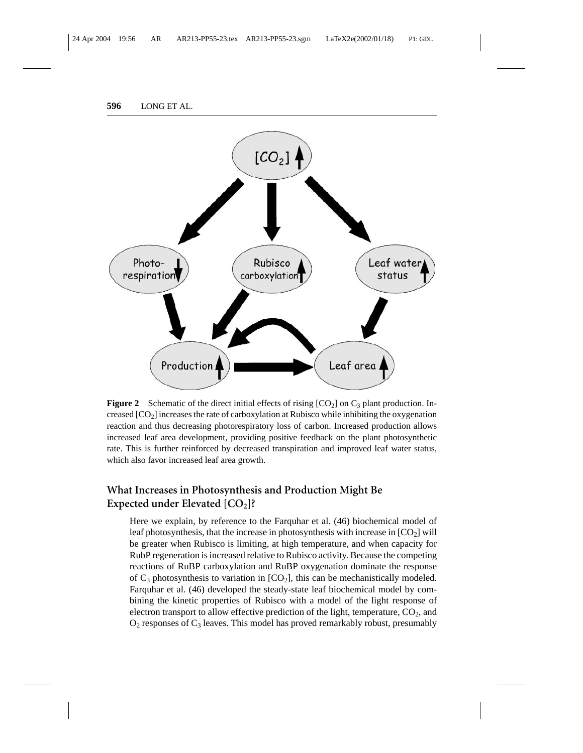**Figure 2** Schematic of the direct initial effects of rising $[CO_2]$ on $C_3$ plant production. Increased $[CO_2]$ increases the rate of carboxylation at Rubisco while inhibiting the oxygenation reaction and thus decreasing photorespiratory loss of carbon. Increased production allows increased leaf area development, providing positive feedback on the plant photosynthetic rate. This is further reinforced by decreased transpiration and improved leaf water status, which also favor increased leaf area growth.

## What Increases in Photosynthesis and Production Might Be Expected under Elevated $[CO_2]$?

Here we explain, by reference to the Farquhar et al. (46) biochemical model of leaf photosynthesis, that the increase in photosynthesis with increase in $[CO_2]$ will be greater when Rubisco is limiting, at high temperature, and when capacity for RubP regeneration is increased relative to Rubisco activity. Because the competing reactions of RuBP carboxylation and RuBP oxygenation dominate the response of $C_3$ photosynthesis to variation in $[CO_2]$, this can be mechanistically modeled. Farquhar et al. (46) developed the steady-state leaf biochemical model by combining the kinetic properties of Rubisco with a model of the light response of electron transport to allow effective prediction of the light, temperature, $CO_2$, and $O_2$ responses of $C_3$ leaves. This model has proved remarkably robust, presumably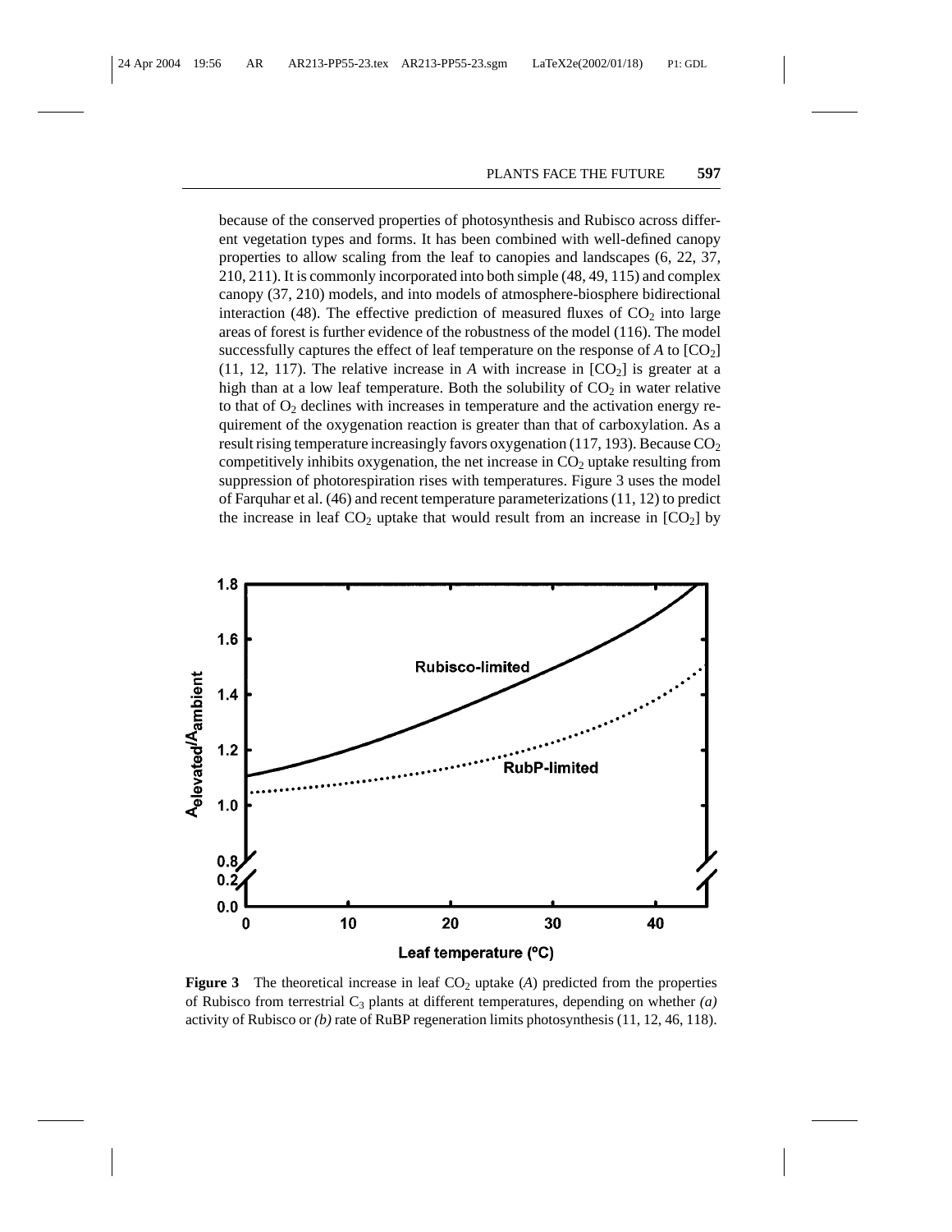because of the conserved properties of photosynthesis and Rubisco across different vegetation types and forms. It has been combined with well-defined canopy properties to allow scaling from the leaf to canopies and landscapes (6, 22, 37, 210, 211). It is commonly incorporated into both simple (48, 49, 115) and complex canopy (37, 210) models, and into models of atmosphere-biosphere bidirectional interaction (48). The effective prediction of measured fluxes of $CO_2$ into large areas of forest is further evidence of the robustness of the model (116). The model successfully captures the effect of leaf temperature on the response of *A* to [$CO_2$] (11, 12, 117). The relative increase in *A* with increase in [$CO_2$] is greater at a high than at a low leaf temperature. Both the solubility of $CO_2$ in water relative to that of $O_2$ declines with increases in temperature and the activation energy requirement of the oxygenation reaction is greater than that of carboxylation. As a result rising temperature increasingly favors oxygenation (117, 193). Because $CO_2$ competitively inhibits oxygenation, the net increase in $CO_2$ uptake resulting from suppression of photorespiration rises with temperatures. Figure 3 uses the model of Farquhar et al. (46) and recent temperature parameterizations (11, 12) to predict the increase in leaf $CO_2$ uptake that would result from an increase in [$CO_2$] by

**Figure 3** The theoretical increase in leaf $CO_2$ uptake (*A*) predicted from the properties of Rubisco from terrestrial $C_3$ plants at different temperatures, depending on whether *(a)* activity of Rubisco or *(b)* rate of RuBP regeneration limits photosynthesis (11, 12, 46, 118).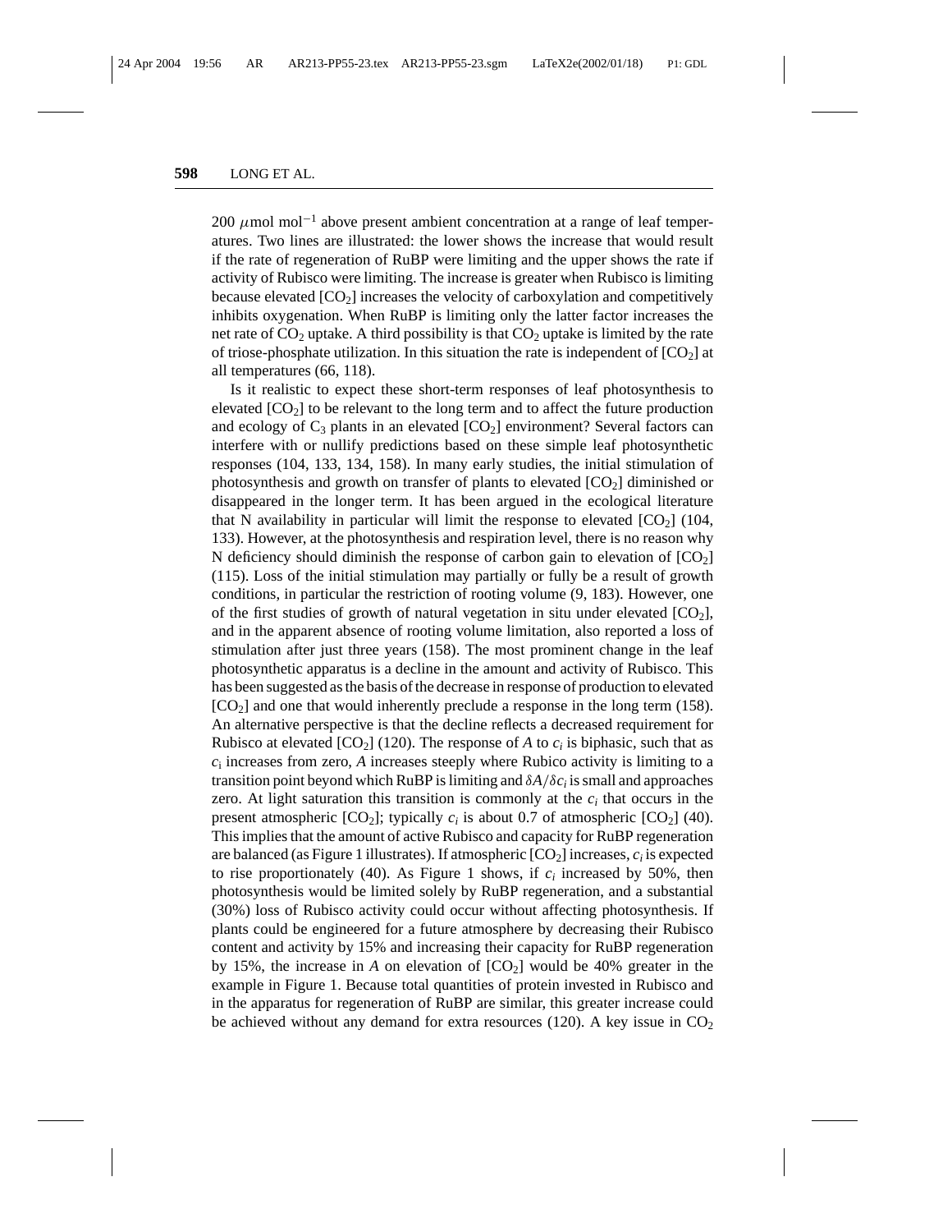200 $\mu$mol mol$^{-1}$ above present ambient concentration at a range of leaf temperatures. Two lines are illustrated: the lower shows the increase that would result if the rate of regeneration of RuBP were limiting and the upper shows the rate if activity of Rubisco were limiting. The increase is greater when Rubisco is limiting because elevated [$CO_2$] increases the velocity of carboxylation and competitively inhibits oxygenation. When RuBP is limiting only the latter factor increases the net rate of $CO_2$ uptake. A third possibility is that $CO_2$ uptake is limited by the rate of triose-phosphate utilization. In this situation the rate is independent of [$CO_2$] at all temperatures (66, 118).

Is it realistic to expect these short-term responses of leaf photosynthesis to elevated [$CO_2$] to be relevant to the long term and to affect the future production and ecology of $C_3$ plants in an elevated [$CO_2$] environment? Several factors can interfere with or nullify predictions based on these simple leaf photosynthetic responses (104, 133, 134, 158). In many early studies, the initial stimulation of photosynthesis and growth on transfer of plants to elevated [$CO_2$] diminished or disappeared in the longer term. It has been argued in the ecological literature that N availability in particular will limit the response to elevated [$CO_2$] (104, 133). However, at the photosynthesis and respiration level, there is no reason why N deficiency should diminish the response of carbon gain to elevation of [$CO_2$] (115). Loss of the initial stimulation may partially or fully be a result of growth conditions, in particular the restriction of rooting volume (9, 183). However, one of the first studies of growth of natural vegetation in situ under elevated [$CO_2$], and in the apparent absence of rooting volume limitation, also reported a loss of stimulation after just three years (158). The most prominent change in the leaf photosynthetic apparatus is a decline in the amount and activity of Rubisco. This has been suggested as the basis of the decrease in response of production to elevated [$CO_2$] and one that would inherently preclude a response in the long term (158). An alternative perspective is that the decline reflects a decreased requirement for Rubisco at elevated [$CO_2$] (120). The response of $A$ to $c_i$ is biphasic, such that as $c_i$ increases from zero, $A$ increases steeply where Rubico activity is limiting to a transition point beyond which RuBP is limiting and $\delta A/\delta c_i$ is small and approaches zero. At light saturation this transition is commonly at the $c_i$ that occurs in the present atmospheric [$CO_2$]; typically $c_i$ is about 0.7 of atmospheric [$CO_2$] (40). This implies that the amount of active Rubisco and capacity for RuBP regeneration are balanced (as Figure 1 illustrates). If atmospheric [$CO_2$] increases, $c_i$ is expected to rise proportionately (40). As Figure 1 shows, if $c_i$ increased by 50%, then photosynthesis would be limited solely by RuBP regeneration, and a substantial (30%) loss of Rubisco activity could occur without affecting photosynthesis. If plants could be engineered for a future atmosphere by decreasing their Rubisco content and activity by 15% and increasing their capacity for RuBP regeneration by 15%, the increase in $A$ on elevation of [$CO_2$] would be 40% greater in the example in Figure 1. Because total quantities of protein invested in Rubisco and in the apparatus for regeneration of RuBP are similar, this greater increase could be achieved without any demand for extra resources (120). A key issue in $CO_2$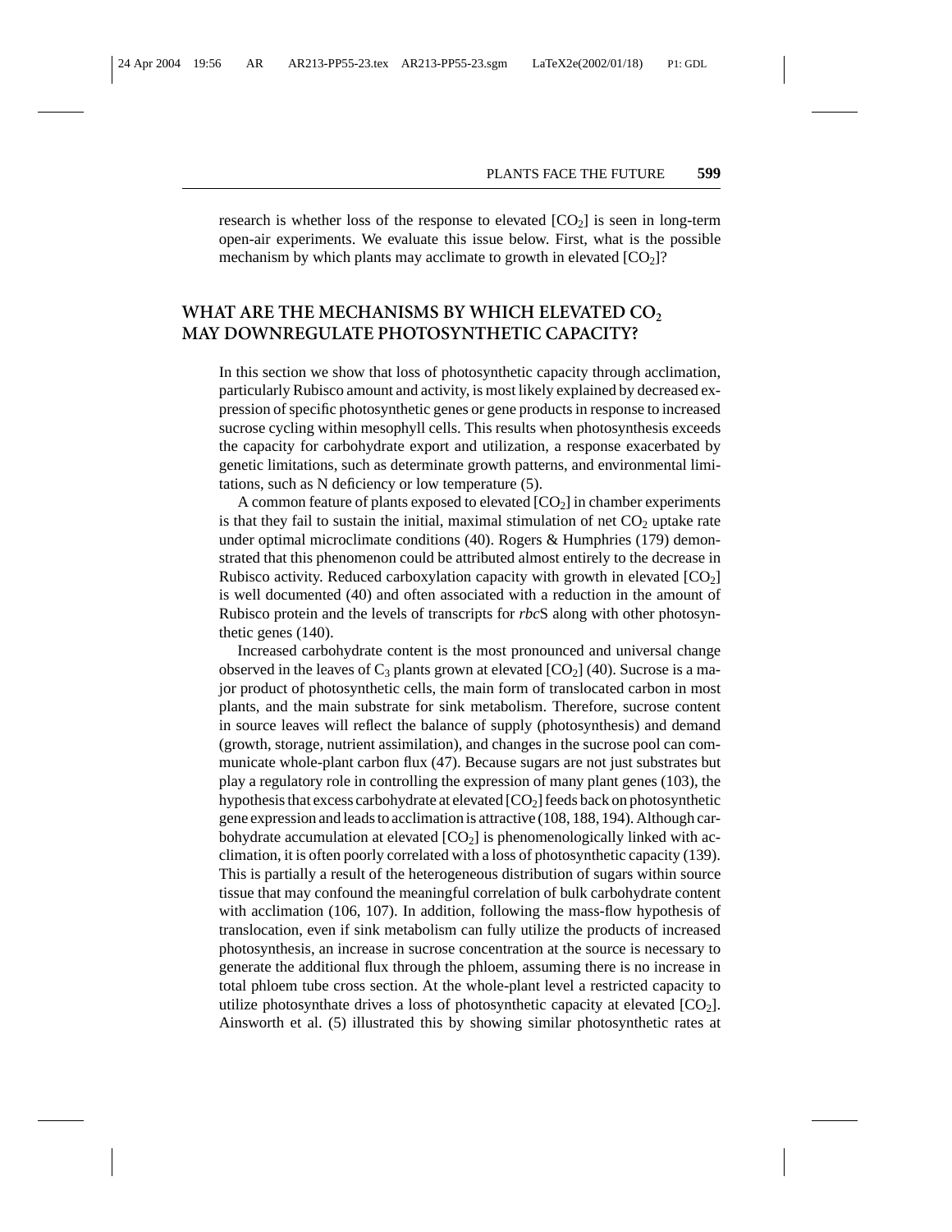research is whether loss of the response to elevated [$CO_2$] is seen in long-term open-air experiments. We evaluate this issue below. First, what is the possible mechanism by which plants may acclimate to growth in elevated [$CO_2$]?

## WHAT ARE THE MECHANISMS BY WHICH ELEVATED $CO_2$ MAY DOWNREGULATE PHOTOSYNTHETIC CAPACITY?

In this section we show that loss of photosynthetic capacity through acclimation, particularly Rubisco amount and activity, is most likely explained by decreased expression of specific photosynthetic genes or gene products in response to increased sucrose cycling within mesophyll cells. This results when photosynthesis exceeds the capacity for carbohydrate export and utilization, a response exacerbated by genetic limitations, such as determinate growth patterns, and environmental limitations, such as N deficiency or low temperature (5).

A common feature of plants exposed to elevated [$CO_2$] in chamber experiments is that they fail to sustain the initial, maximal stimulation of net $CO_2$ uptake rate under optimal microclimate conditions (40). Rogers & Humphries (179) demonstrated that this phenomenon could be attributed almost entirely to the decrease in Rubisco activity. Reduced carboxylation capacity with growth in elevated [$CO_2$] is well documented (40) and often associated with a reduction in the amount of Rubisco protein and the levels of transcripts for *rbc*S along with other photosynthetic genes (140).

Increased carbohydrate content is the most pronounced and universal change observed in the leaves of $C_3$ plants grown at elevated [$CO_2$] (40). Sucrose is a major product of photosynthetic cells, the main form of translocated carbon in most plants, and the main substrate for sink metabolism. Therefore, sucrose content in source leaves will reflect the balance of supply (photosynthesis) and demand (growth, storage, nutrient assimilation), and changes in the sucrose pool can communicate whole-plant carbon flux (47). Because sugars are not just substrates but play a regulatory role in controlling the expression of many plant genes (103), the hypothesis that excess carbohydrate at elevated [$CO_2$] feeds back on photosynthetic gene expression and leads to acclimation is attractive (108, 188, 194). Although carbohydrate accumulation at elevated [$CO_2$] is phenomenologically linked with acclimation, it is often poorly correlated with a loss of photosynthetic capacity (139). This is partially a result of the heterogeneous distribution of sugars within source tissue that may confound the meaningful correlation of bulk carbohydrate content with acclimation (106, 107). In addition, following the mass-flow hypothesis of translocation, even if sink metabolism can fully utilize the products of increased photosynthesis, an increase in sucrose concentration at the source is necessary to generate the additional flux through the phloem, assuming there is no increase in total phloem tube cross section. At the whole-plant level a restricted capacity to utilize photosynthate drives a loss of photosynthetic capacity at elevated [$CO_2$]. Ainsworth et al. (5) illustrated this by showing similar photosynthetic rates at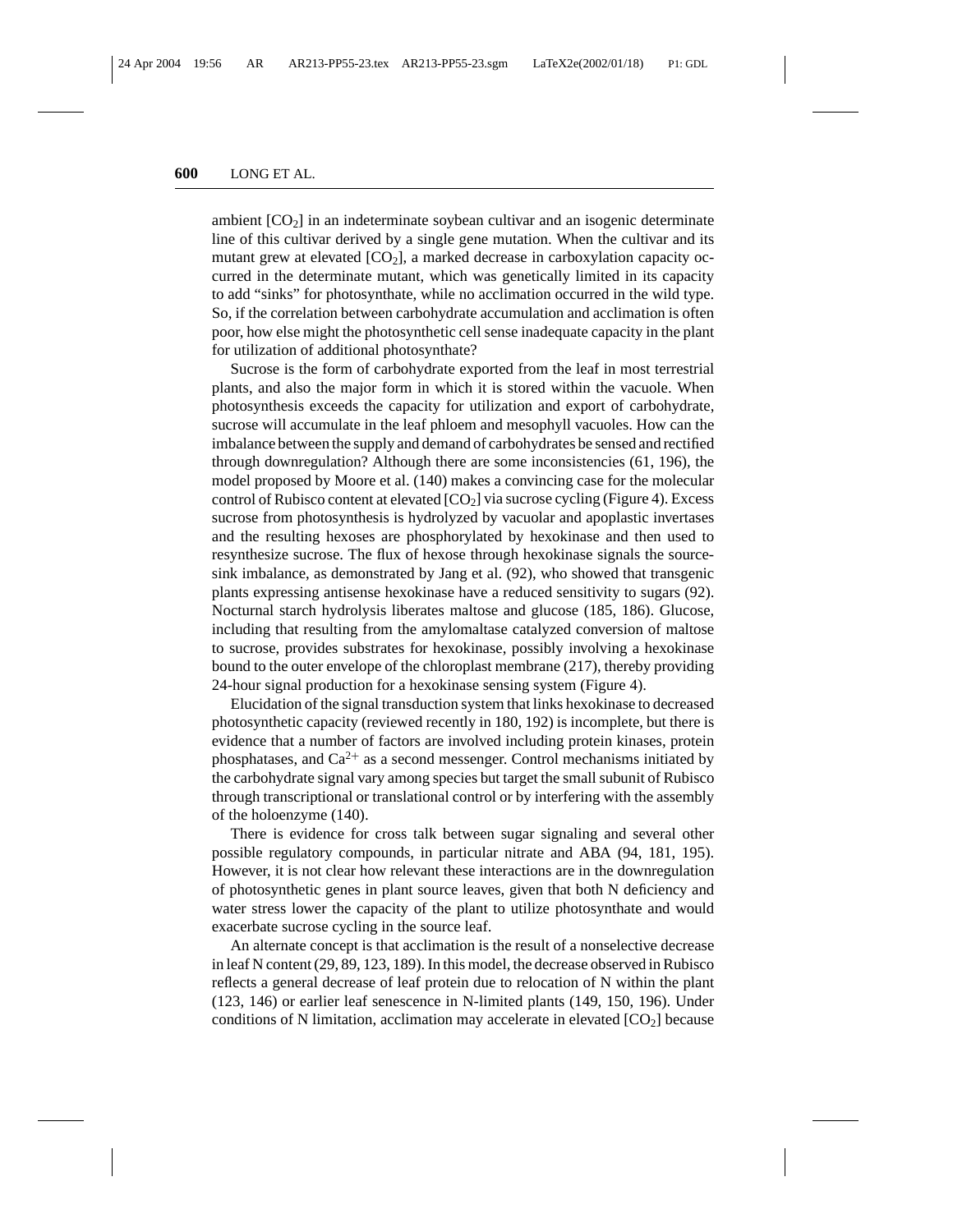ambient [$CO_2$] in an indeterminate soybean cultivar and an isogenic determinate line of this cultivar derived by a single gene mutation. When the cultivar and its mutant grew at elevated [$CO_2$], a marked decrease in carboxylation capacity occurred in the determinate mutant, which was genetically limited in its capacity to add "sinks" for photosynthate, while no acclimation occurred in the wild type. So, if the correlation between carbohydrate accumulation and acclimation is often poor, how else might the photosynthetic cell sense inadequate capacity in the plant for utilization of additional photosynthate?

Sucrose is the form of carbohydrate exported from the leaf in most terrestrial plants, and also the major form in which it is stored within the vacuole. When photosynthesis exceeds the capacity for utilization and export of carbohydrate, sucrose will accumulate in the leaf phloem and mesophyll vacuoles. How can the imbalance between the supply and demand of carbohydrates be sensed and rectified through downregulation? Although there are some inconsistencies (61, 196), the model proposed by Moore et al. (140) makes a convincing case for the molecular control of Rubisco content at elevated [$CO_2$] via sucrose cycling (Figure 4). Excess sucrose from photosynthesis is hydrolyzed by vacuolar and apoplastic invertases and the resulting hexoses are phosphorylated by hexokinase and then used to resynthesize sucrose. The flux of hexose through hexokinase signals the source-sink imbalance, as demonstrated by Jang et al. (92), who showed that transgenic plants expressing antisense hexokinase have a reduced sensitivity to sugars (92). Nocturnal starch hydrolysis liberates maltose and glucose (185, 186). Glucose, including that resulting from the amylomaltase catalyzed conversion of maltose to sucrose, provides substrates for hexokinase, possibly involving a hexokinase bound to the outer envelope of the chloroplast membrane (217), thereby providing 24-hour signal production for a hexokinase sensing system (Figure 4).

Elucidation of the signal transduction system that links hexokinase to decreased photosynthetic capacity (reviewed recently in 180, 192) is incomplete, but there is evidence that a number of factors are involved including protein kinases, protein phosphatases, and $Ca^{2+}$ as a second messenger. Control mechanisms initiated by the carbohydrate signal vary among species but target the small subunit of Rubisco through transcriptional or translational control or by interfering with the assembly of the holoenzyme (140).

There is evidence for cross talk between sugar signaling and several other possible regulatory compounds, in particular nitrate and ABA (94, 181, 195). However, it is not clear how relevant these interactions are in the downregulation of photosynthetic genes in plant source leaves, given that both N deficiency and water stress lower the capacity of the plant to utilize photosynthate and would exacerbate sucrose cycling in the source leaf.

An alternate concept is that acclimation is the result of a nonselective decrease in leaf N content (29, 89, 123, 189). In this model, the decrease observed in Rubisco reflects a general decrease of leaf protein due to relocation of N within the plant (123, 146) or earlier leaf senescence in N-limited plants (149, 150, 196). Under conditions of N limitation, acclimation may accelerate in elevated [$CO_2$] because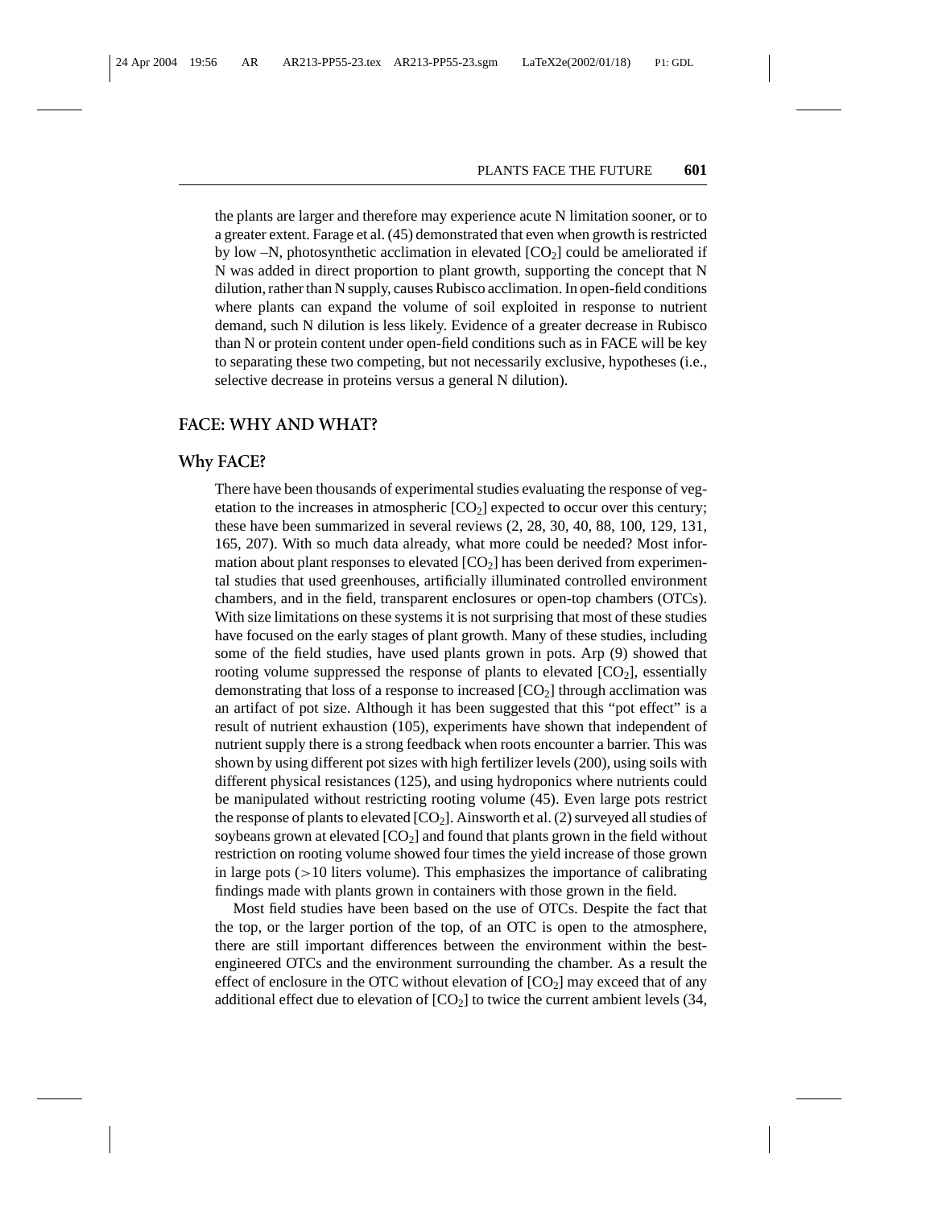the plants are larger and therefore may experience acute N limitation sooner, or to a greater extent. Farage et al. (45) demonstrated that even when growth is restricted by low –N, photosynthetic acclimation in elevated [$CO_2$] could be ameliorated if N was added in direct proportion to plant growth, supporting the concept that N dilution, rather than N supply, causes Rubisco acclimation. In open-field conditions where plants can expand the volume of soil exploited in response to nutrient demand, such N dilution is less likely. Evidence of a greater decrease in Rubisco than N or protein content under open-field conditions such as in FACE will be key to separating these two competing, but not necessarily exclusive, hypotheses (i.e., selective decrease in proteins versus a general N dilution).

## FACE: WHY AND WHAT?

### Why FACE?

There have been thousands of experimental studies evaluating the response of vegetation to the increases in atmospheric [$CO_2$] expected to occur over this century; these have been summarized in several reviews (2, 28, 30, 40, 88, 100, 129, 131, 165, 207). With so much data already, what more could be needed? Most information about plant responses to elevated [$CO_2$] has been derived from experimental studies that used greenhouses, artificially illuminated controlled environment chambers, and in the field, transparent enclosures or open-top chambers (OTCs). With size limitations on these systems it is not surprising that most of these studies have focused on the early stages of plant growth. Many of these studies, including some of the field studies, have used plants grown in pots. Arp (9) showed that rooting volume suppressed the response of plants to elevated [$CO_2$], essentially demonstrating that loss of a response to increased [$CO_2$] through acclimation was an artifact of pot size. Although it has been suggested that this "pot effect" is a result of nutrient exhaustion (105), experiments have shown that independent of nutrient supply there is a strong feedback when roots encounter a barrier. This was shown by using different pot sizes with high fertilizer levels (200), using soils with different physical resistances (125), and using hydroponics where nutrients could be manipulated without restricting rooting volume (45). Even large pots restrict the response of plants to elevated [$CO_2$]. Ainsworth et al. (2) surveyed all studies of soybeans grown at elevated [$CO_2$] and found that plants grown in the field without restriction on rooting volume showed four times the yield increase of those grown in large pots (>10 liters volume). This emphasizes the importance of calibrating findings made with plants grown in containers with those grown in the field.

Most field studies have been based on the use of OTCs. Despite the fact that the top, or the larger portion of the top, of an OTC is open to the atmosphere, there are still important differences between the environment within the best-engineered OTCs and the environment surrounding the chamber. As a result the effect of enclosure in the OTC without elevation of [$CO_2$] may exceed that of any additional effect due to elevation of [$CO_2$] to twice the current ambient levels (34,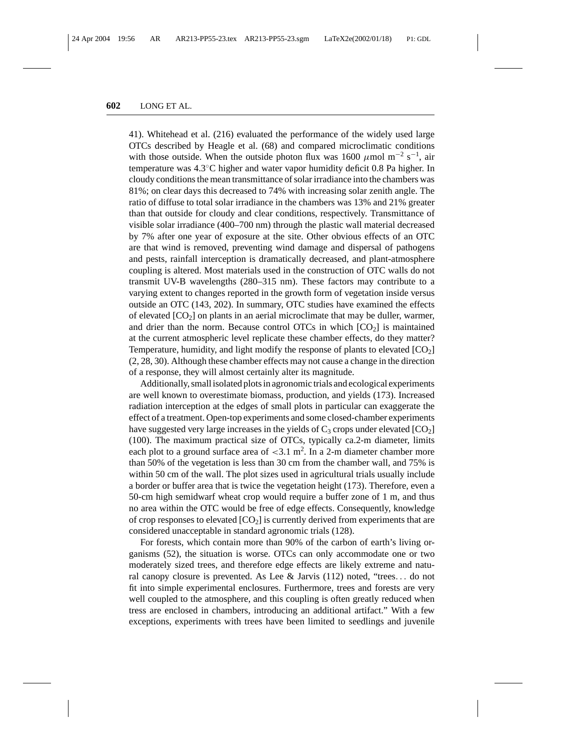41). Whitehead et al. (216) evaluated the performance of the widely used large OTCs described by Heagle et al. (68) and compared microclimatic conditions with those outside. When the outside photon flux was 1600 $\mu$mol m$^{-2}$ s$^{-1}$, air temperature was 4.3°C higher and water vapor humidity deficit 0.8 Pa higher. In cloudy conditions the mean transmittance of solar irradiance into the chambers was 81%; on clear days this decreased to 74% with increasing solar zenith angle. The ratio of diffuse to total solar irradiance in the chambers was 13% and 21% greater than that outside for cloudy and clear conditions, respectively. Transmittance of visible solar irradiance (400–700 nm) through the plastic wall material decreased by 7% after one year of exposure at the site. Other obvious effects of an OTC are that wind is removed, preventing wind damage and dispersal of pathogens and pests, rainfall interception is dramatically decreased, and plant-atmosphere coupling is altered. Most materials used in the construction of OTC walls do not transmit UV-B wavelengths (280–315 nm). These factors may contribute to a varying extent to changes reported in the growth form of vegetation inside versus outside an OTC (143, 202). In summary, OTC studies have examined the effects of elevated [$CO_2$] on plants in an aerial microclimate that may be duller, warmer, and drier than the norm. Because control OTCs in which [$CO_2$] is maintained at the current atmospheric level replicate these chamber effects, do they matter? Temperature, humidity, and light modify the response of plants to elevated [$CO_2$] (2, 28, 30). Although these chamber effects may not cause a change in the direction of a response, they will almost certainly alter its magnitude.

Additionally, small isolated plots in agronomic trials and ecological experiments are well known to overestimate biomass, production, and yields (173). Increased radiation interception at the edges of small plots in particular can exaggerate the effect of a treatment. Open-top experiments and some closed-chamber experiments have suggested very large increases in the yields of $C_3$ crops under elevated [$CO_2$] (100). The maximum practical size of OTCs, typically ca.2-m diameter, limits each plot to a ground surface area of $<3.1$ m$^2$. In a 2-m diameter chamber more than 50% of the vegetation is less than 30 cm from the chamber wall, and 75% is within 50 cm of the wall. The plot sizes used in agricultural trials usually include a border or buffer area that is twice the vegetation height (173). Therefore, even a 50-cm high semidwarf wheat crop would require a buffer zone of 1 m, and thus no area within the OTC would be free of edge effects. Consequently, knowledge of crop responses to elevated [$CO_2$] is currently derived from experiments that are considered unacceptable in standard agronomic trials (128).

For forests, which contain more than 90% of the carbon of earth's living organisms (52), the situation is worse. OTCs can only accommodate one or two moderately sized trees, and therefore edge effects are likely extreme and natural canopy closure is prevented. As Lee & Jarvis (112) noted, "trees... do not fit into simple experimental enclosures. Furthermore, trees and forests are very well coupled to the atmosphere, and this coupling is often greatly reduced when tress are enclosed in chambers, introducing an additional artifact." With a few exceptions, experiments with trees have been limited to seedlings and juvenile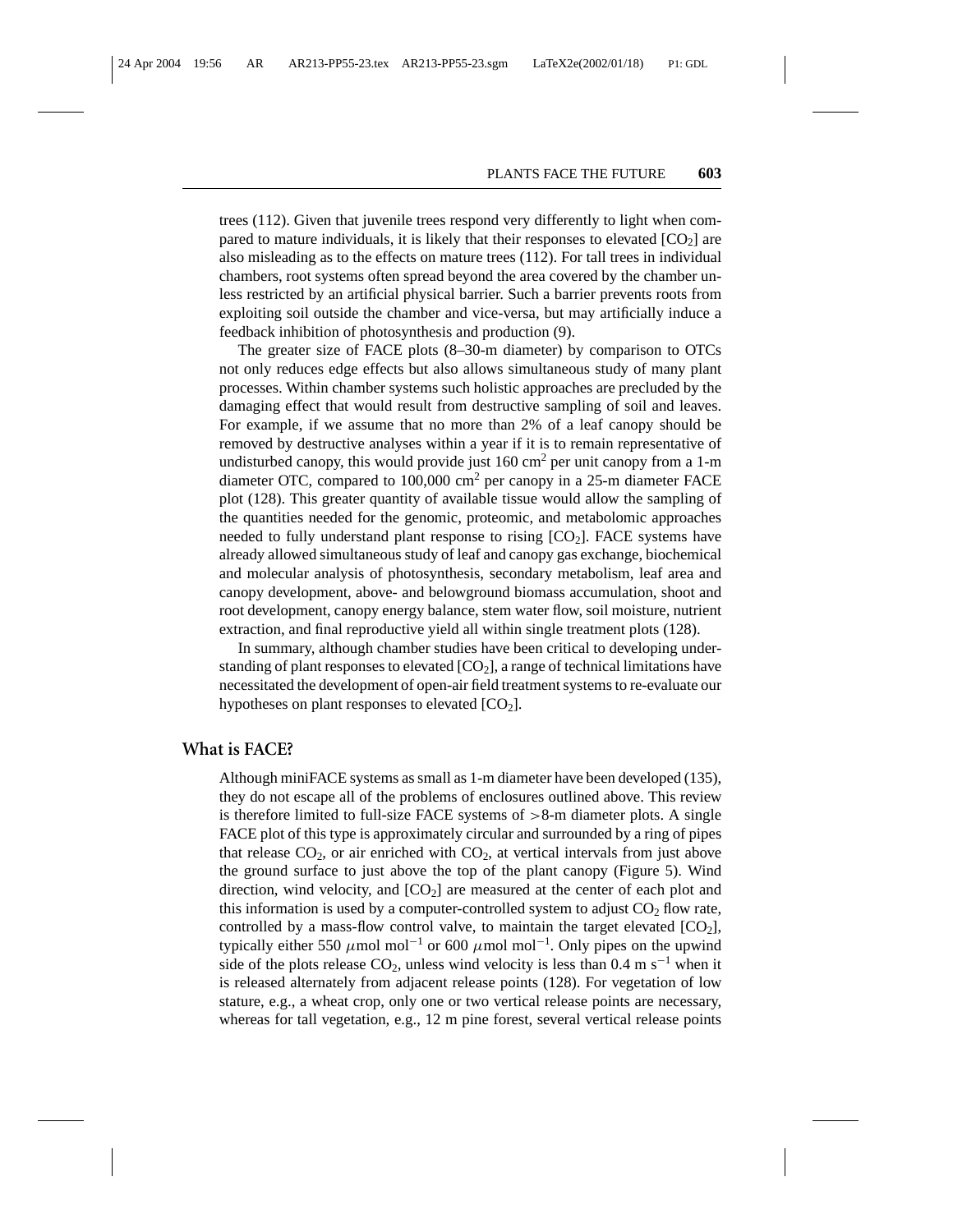trees (112). Given that juvenile trees respond very differently to light when compared to mature individuals, it is likely that their responses to elevated [$CO_2$] are also misleading as to the effects on mature trees (112). For tall trees in individual chambers, root systems often spread beyond the area covered by the chamber unless restricted by an artificial physical barrier. Such a barrier prevents roots from exploiting soil outside the chamber and vice-versa, but may artificially induce a feedback inhibition of photosynthesis and production (9).

The greater size of FACE plots (8–30-m diameter) by comparison to OTCs not only reduces edge effects but also allows simultaneous study of many plant processes. Within chamber systems such holistic approaches are precluded by the damaging effect that would result from destructive sampling of soil and leaves. For example, if we assume that no more than 2% of a leaf canopy should be removed by destructive analyses within a year if it is to remain representative of undisturbed canopy, this would provide just 160 $cm^2$ per unit canopy from a 1-m diameter OTC, compared to 100,000 $cm^2$ per canopy in a 25-m diameter FACE plot (128). This greater quantity of available tissue would allow the sampling of the quantities needed for the genomic, proteomic, and metabolomic approaches needed to fully understand plant response to rising [$CO_2$]. FACE systems have already allowed simultaneous study of leaf and canopy gas exchange, biochemical and molecular analysis of photosynthesis, secondary metabolism, leaf area and canopy development, above- and belowground biomass accumulation, shoot and root development, canopy energy balance, stem water flow, soil moisture, nutrient extraction, and final reproductive yield all within single treatment plots (128).

In summary, although chamber studies have been critical to developing understanding of plant responses to elevated [$CO_2$], a range of technical limitations have necessitated the development of open-air field treatment systems to re-evaluate our hypotheses on plant responses to elevated [$CO_2$].

## What is FACE?

Although miniFACE systems as small as 1-m diameter have been developed (135), they do not escape all of the problems of enclosures outlined above. This review is therefore limited to full-size FACE systems of >8-m diameter plots. A single FACE plot of this type is approximately circular and surrounded by a ring of pipes that release $CO_2$, or air enriched with $CO_2$, at vertical intervals from just above the ground surface to just above the top of the plant canopy (Figure 5). Wind direction, wind velocity, and [$CO_2$] are measured at the center of each plot and this information is used by a computer-controlled system to adjust $CO_2$ flow rate, controlled by a mass-flow control valve, to maintain the target elevated [$CO_2$], typically either 550 $\mu$mol mol$^{-1}$ or 600 $\mu$mol mol$^{-1}$. Only pipes on the upwind side of the plots release $CO_2$, unless wind velocity is less than 0.4 m s$^{-1}$ when it is released alternately from adjacent release points (128). For vegetation of low stature, e.g., a wheat crop, only one or two vertical release points are necessary, whereas for tall vegetation, e.g., 12 m pine forest, several vertical release points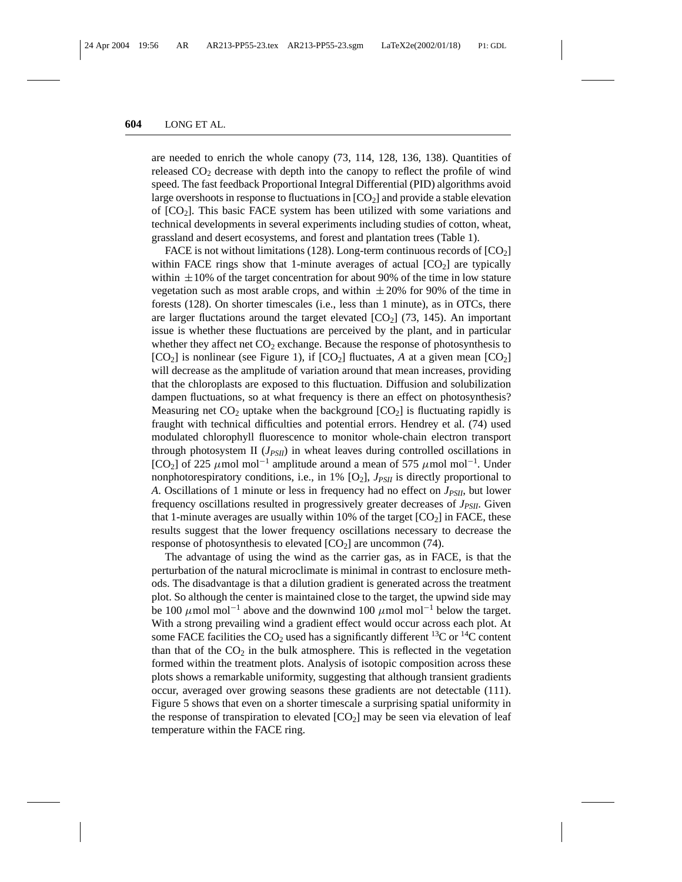are needed to enrich the whole canopy (73, 114, 128, 136, 138). Quantities of released $CO_2$ decrease with depth into the canopy to reflect the profile of wind speed. The fast feedback Proportional Integral Differential (PID) algorithms avoid large overshoots in response to fluctuations in $[CO_2]$ and provide a stable elevation of $[CO_2]$. This basic FACE system has been utilized with some variations and technical developments in several experiments including studies of cotton, wheat, grassland and desert ecosystems, and forest and plantation trees (Table 1).

FACE is not without limitations (128). Long-term continuous records of $[CO_2]$ within FACE rings show that 1-minute averages of actual $[CO_2]$ are typically within $\pm 10\%$ of the target concentration for about 90% of the time in low stature vegetation such as most arable crops, and within $\pm 20\%$ for 90% of the time in forests (128). On shorter timescales (i.e., less than 1 minute), as in OTCs, there are larger fluctations around the target elevated $[CO_2]$ (73, 145). An important issue is whether these fluctuations are perceived by the plant, and in particular whether they affect net $CO_2$ exchange. Because the response of photosynthesis to $[CO_2]$ is nonlinear (see Figure 1), if $[CO_2]$ fluctuates, $A$ at a given mean $[CO_2]$ will decrease as the amplitude of variation around that mean increases, providing that the chloroplasts are exposed to this fluctuation. Diffusion and solubilization dampen fluctuations, so at what frequency is there an effect on photosynthesis? Measuring net $CO_2$ uptake when the background $[CO_2]$ is fluctuating rapidly is fraught with technical difficulties and potential errors. Hendrey et al. (74) used modulated chlorophyll fluorescence to monitor whole-chain electron transport through photosystem II ($J_{PSII}$) in wheat leaves during controlled oscillations in $[CO_2]$ of 225 $\mu$mol mol$^{-1}$ amplitude around a mean of 575 $\mu$mol mol$^{-1}$. Under nonphotorespiratory conditions, i.e., in 1% $[O_2]$, $J_{PSII}$ is directly proportional to $A$. Oscillations of 1 minute or less in frequency had no effect on $J_{PSII}$, but lower frequency oscillations resulted in progressively greater decreases of $J_{PSII}$. Given that 1-minute averages are usually within 10% of the target $[CO_2]$ in FACE, these results suggest that the lower frequency oscillations necessary to decrease the response of photosynthesis to elevated $[CO_2]$ are uncommon (74).

The advantage of using the wind as the carrier gas, as in FACE, is that the perturbation of the natural microclimate is minimal in contrast to enclosure methods. The disadvantage is that a dilution gradient is generated across the treatment plot. So although the center is maintained close to the target, the upwind side may be 100 $\mu$mol mol$^{-1}$ above and the downwind 100 $\mu$mol mol$^{-1}$ below the target. With a strong prevailing wind a gradient effect would occur across each plot. At some FACE facilities the $CO_2$ used has a significantly different $^{13}C$ or $^{14}C$ content than that of the $CO_2$ in the bulk atmosphere. This is reflected in the vegetation formed within the treatment plots. Analysis of isotopic composition across these plots shows a remarkable uniformity, suggesting that although transient gradients occur, averaged over growing seasons these gradients are not detectable (111). Figure 5 shows that even on a shorter timescale a surprising spatial uniformity in the response of transpiration to elevated $[CO_2]$ may be seen via elevation of leaf temperature within the FACE ring.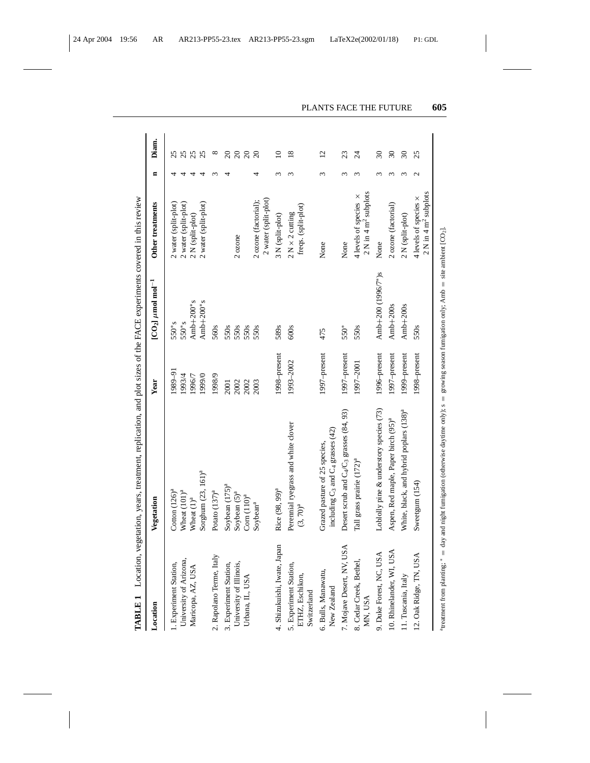**TABLE 1** Location, vegetation, years, treatment, replication, and plot sizes of the FACE experiments covered in this review

| Location | Vegetation | Year | $[CO_2]$ $\mu$mol mol$^{-1}$ | Other treatments | n | Diam. |
|---|---|---|---|---|---|---|
| 1. Experiment Station, University of Arizona, Maricopa, AZ, USA | Cotton (126)[a] | 1989–91 | 550*s | 2 water (split-plot) | 4 | 25 |
| | Wheat (101)[a] | 1993/4 | 550*s | 2 water (split-plot) | 4 | 25 |
| | Wheat (1)[a] | 1996/7 | Amb+200*s | 2 N (split-plot) | 4 | 25 |
| | Sorghum (23, 161)[a] | 1999/0 | Amb+200*s | 2 water (split-plot) | 4 | 25 |
| 2. Rapolano Terme, Italy | Potato (137)[a] | 1998/9 | 560s | | 3 | 8 |
| 3. Experiment Station, University of Illinois, Urbana, IL, USA | Soybean (175)[a] | 2001 | 550s | | 4 | 20 |
| | Soybean (5)[a] | 2002 | 550s | 2 ozone | | 20 |
| | Corn (110)[a] | 2002 | 550s | | | 20 |
| | Soybean[a] | 2003 | 550s | 2 ozone (factorial); 2 water (split-plot) | 4 | 20 |
| 4. Shizukuishi, Iwate, Japan | Rice (98, 99)[a] | 1998–present | 589s | 3 N (split-plot) | 3 | 10 |
| 5. Experiment Station, ETHZ, Eschikon, Switzerland | Perennial ryegrass and white clover (3, 70)[a] | 1993–2002 | 600s | 2 N × 2 cutting freqs. (split-plot) | 3 | 18 |
| 6. Bulls, Manawatu, New Zealand | Grazed pasture of 25 species, including $C_3$ and $C_4$ grasses (42) | 1997–present | 475 | None | 3 | 12 |
| 7. Mojave Desert, NV, USA | Desert scrub and $C_4$/$C_3$ grasses (84, 93) | 1997–present | 550* | None | 3 | 23 |
| 8. Cedar Creek, Bethel, MN, USA | Tall grass prairie (172)[a] | 1997–2001 | 550s | 4 levels of species × 2 N in 4 m$^2$ subplots | 3 | 24 |
| 9. Duke Forest, NC, USA | Loblolly pine & understory species (73) | 1996–present | Amb+200 (1996/7*)s | None | 3 | 30 |
| 10. Rhinelander, WI, USA | Aspen, Red maple, Paper birch (95)[a] | 1997–present | Amb+200s | 2 ozone (factorial) | 3 | 30 |
| 11. Tuscania, Italy | White, black, and hybrid poplars (138)[a] | 1999–present | Amb+200s | 2 N (split-plot) | 3 | 30 |
| 12. Oak Ridge, TN, USA | Sweetgum (154) | 1998–present | 550s | 4 levels of species × 2 N in 4 m$^2$ subplots | 2 | 25 |

[a]treatment from planting; * = day and night fumigation (otherwise daytime only); s = growing season fumigation only; Amb = site ambient $[CO_2]$.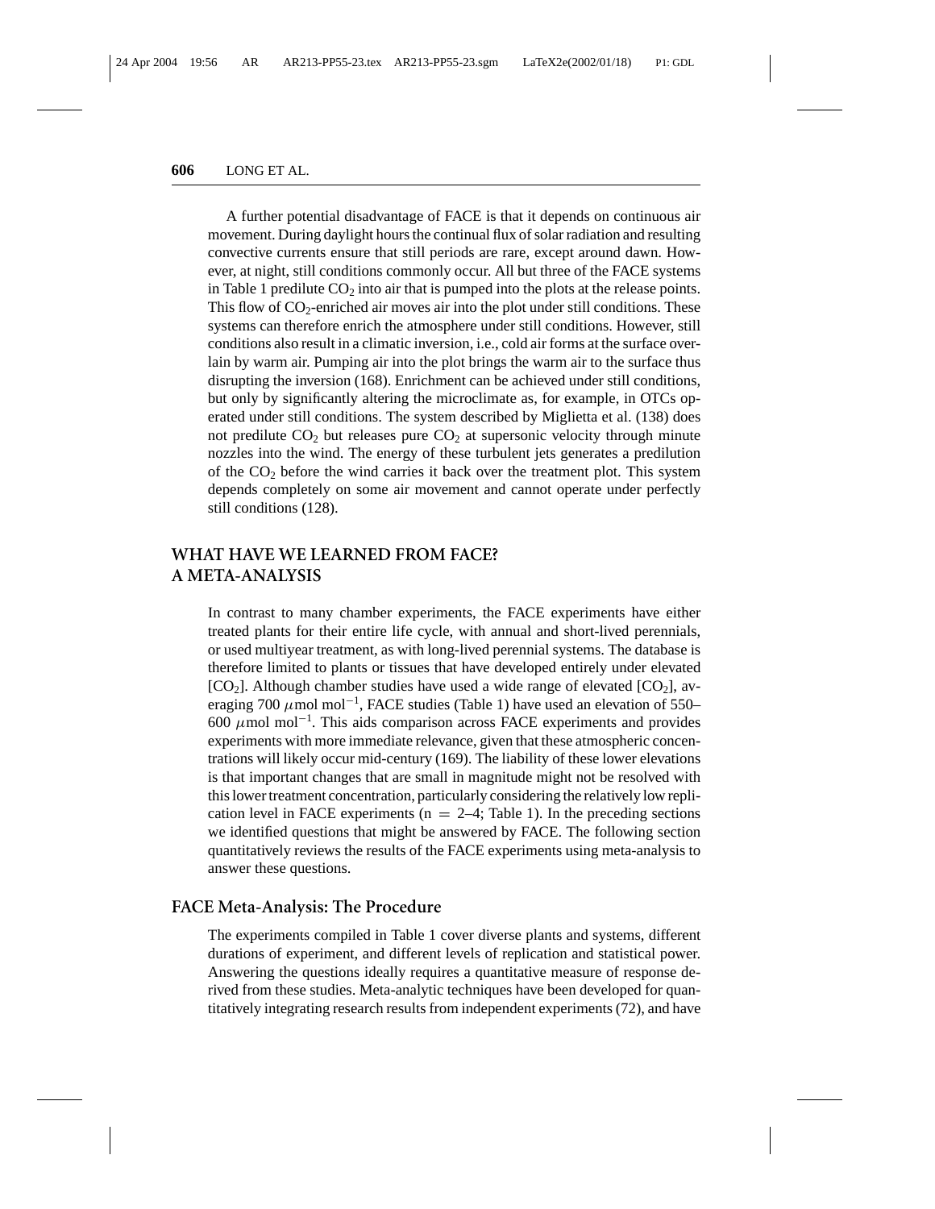A further potential disadvantage of FACE is that it depends on continuous air movement. During daylight hours the continual flux of solar radiation and resulting convective currents ensure that still periods are rare, except around dawn. However, at night, still conditions commonly occur. All but three of the FACE systems in Table 1 predilute $CO_2$ into air that is pumped into the plots at the release points. This flow of $CO_2$-enriched air moves air into the plot under still conditions. These systems can therefore enrich the atmosphere under still conditions. However, still conditions also result in a climatic inversion, i.e., cold air forms at the surface overlain by warm air. Pumping air into the plot brings the warm air to the surface thus disrupting the inversion (168). Enrichment can be achieved under still conditions, but only by significantly altering the microclimate as, for example, in OTCs operated under still conditions. The system described by Miglietta et al. (138) does not predilute $CO_2$ but releases pure $CO_2$ at supersonic velocity through minute nozzles into the wind. The energy of these turbulent jets generates a predilution of the $CO_2$ before the wind carries it back over the treatment plot. This system depends completely on some air movement and cannot operate under perfectly still conditions (128).

## WHAT HAVE WE LEARNED FROM FACE? A META-ANALYSIS

In contrast to many chamber experiments, the FACE experiments have either treated plants for their entire life cycle, with annual and short-lived perennials, or used multiyear treatment, as with long-lived perennial systems. The database is therefore limited to plants or tissues that have developed entirely under elevated [$CO_2$]. Although chamber studies have used a wide range of elevated [$CO_2$], averaging 700 $\mu$mol mol$^{-1}$, FACE studies (Table 1) have used an elevation of 550–600 $\mu$mol mol$^{-1}$. This aids comparison across FACE experiments and provides experiments with more immediate relevance, given that these atmospheric concentrations will likely occur mid-century (169). The liability of these lower elevations is that important changes that are small in magnitude might not be resolved with this lower treatment concentration, particularly considering the relatively low replication level in FACE experiments ($n = 2$–$4$; Table 1). In the preceding sections we identified questions that might be answered by FACE. The following section quantitatively reviews the results of the FACE experiments using meta-analysis to answer these questions.

### FACE Meta-Analysis: The Procedure

The experiments compiled in Table 1 cover diverse plants and systems, different durations of experiment, and different levels of replication and statistical power. Answering the questions ideally requires a quantitative measure of response derived from these studies. Meta-analytic techniques have been developed for quantitatively integrating research results from independent experiments (72), and have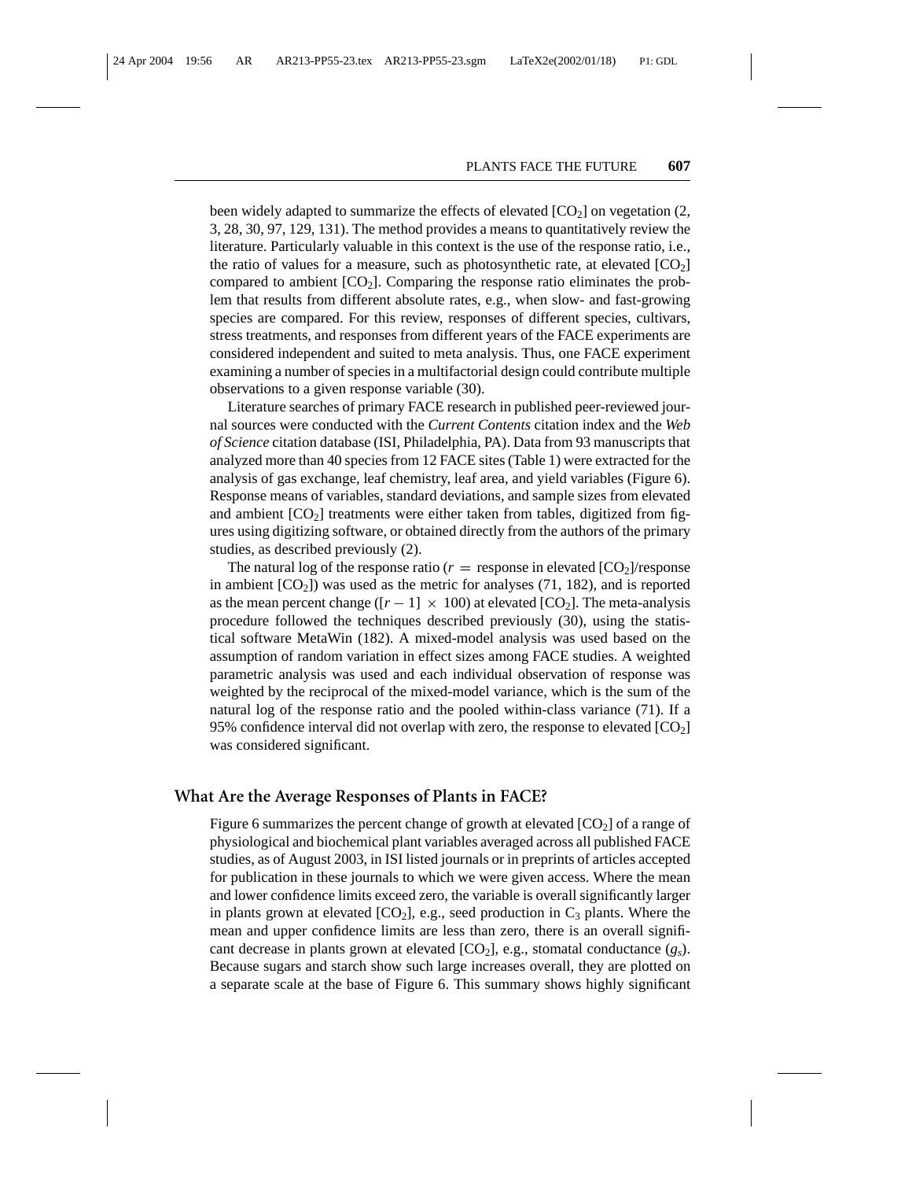been widely adapted to summarize the effects of elevated [$CO_2$] on vegetation (2, 3, 28, 30, 97, 129, 131). The method provides a means to quantitatively review the literature. Particularly valuable in this context is the use of the response ratio, i.e., the ratio of values for a measure, such as photosynthetic rate, at elevated [$CO_2$] compared to ambient [$CO_2$]. Comparing the response ratio eliminates the problem that results from different absolute rates, e.g., when slow- and fast-growing species are compared. For this review, responses of different species, cultivars, stress treatments, and responses from different years of the FACE experiments are considered independent and suited to meta analysis. Thus, one FACE experiment examining a number of species in a multifactorial design could contribute multiple observations to a given response variable (30).

Literature searches of primary FACE research in published peer-reviewed journal sources were conducted with the *Current Contents* citation index and the *Web of Science* citation database (ISI, Philadelphia, PA). Data from 93 manuscripts that analyzed more than 40 species from 12 FACE sites (Table 1) were extracted for the analysis of gas exchange, leaf chemistry, leaf area, and yield variables (Figure 6). Response means of variables, standard deviations, and sample sizes from elevated and ambient [$CO_2$] treatments were either taken from tables, digitized from figures using digitizing software, or obtained directly from the authors of the primary studies, as described previously (2).

The natural log of the response ratio ($r$ = response in elevated [$CO_2$]/response in ambient [$CO_2$]) was used as the metric for analyses (71, 182), and is reported as the mean percent change ($[r - 1] \times 100$) at elevated [$CO_2$]. The meta-analysis procedure followed the techniques described previously (30), using the statistical software MetaWin (182). A mixed-model analysis was used based on the assumption of random variation in effect sizes among FACE studies. A weighted parametric analysis was used and each individual observation of response was weighted by the reciprocal of the mixed-model variance, which is the sum of the natural log of the response ratio and the pooled within-class variance (71). If a 95% confidence interval did not overlap with zero, the response to elevated [$CO_2$] was considered significant.

## What Are the Average Responses of Plants in FACE?

Figure 6 summarizes the percent change of growth at elevated [$CO_2$] of a range of physiological and biochemical plant variables averaged across all published FACE studies, as of August 2003, in ISI listed journals or in preprints of articles accepted for publication in these journals to which we were given access. Where the mean and lower confidence limits exceed zero, the variable is overall significantly larger in plants grown at elevated [$CO_2$], e.g., seed production in $C_3$ plants. Where the mean and upper confidence limits are less than zero, there is an overall significant decrease in plants grown at elevated [$CO_2$], e.g., stomatal conductance ($g_s$). Because sugars and starch show such large increases overall, they are plotted on a separate scale at the base of Figure 6. This summary shows highly significant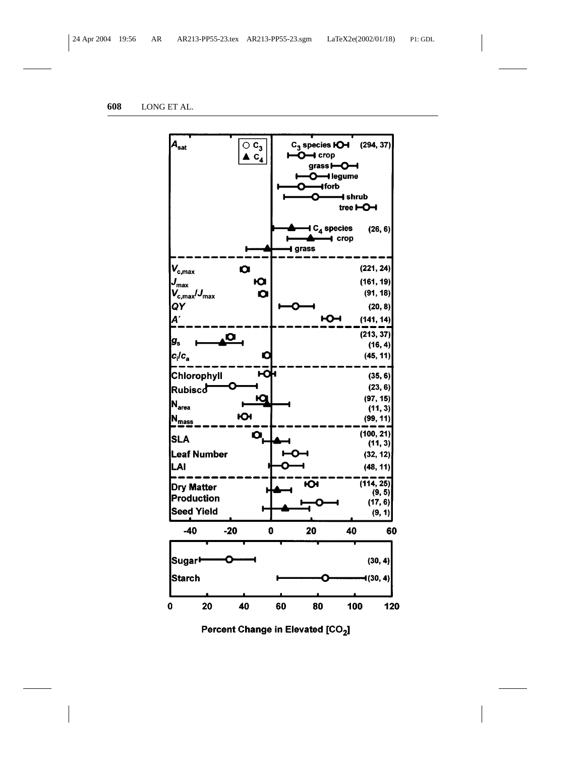$A_{sat}$ — ○ $C_3$ ▲ $C_4$

| Parameter | Category | (n) |
|---|---|---|
| $A_{sat}$ | $C_3$ species | (294, 37) |
| | crop | |
| | grass | |
| | legume | |
| | forb | |
| | shrub | |
| | tree | |
| | $C_4$ species | (26, 6) |
| | crop | |
| | grass | |
| $V_{c,max}$ | | (221, 24) |
| $J_{max}$ | | (161, 19) |
| $V_{c,max}/J_{max}$ | | (91, 18) |
| $QY$ | | (20, 8) |
| $A'$ | | (141, 14) |
| $g_s$ | | (213, 37) |
| | | (16, 4) |
| $c_i/c_a$ | | (45, 11) |
| Chlorophyll | | (35, 6) |
| Rubisco | | (23, 6) |
| $N_{area}$ | | (97, 15) |
| | | (11, 3) |
| $N_{mass}$ | | (99, 11) |
| SLA | | (100, 21) |
| | | (11, 3) |
| Leaf Number | | (32, 12) |
| LAI | | (48, 11) |
| Dry Matter Production | | (114, 25) |
| | | (9, 5) |
| Seed Yield | | (17, 6) |
| | | (9, 1) |
| Sugar | | (30, 4) |
| Starch | | (30, 4) |

Percent Change in Elevated [$CO_2$]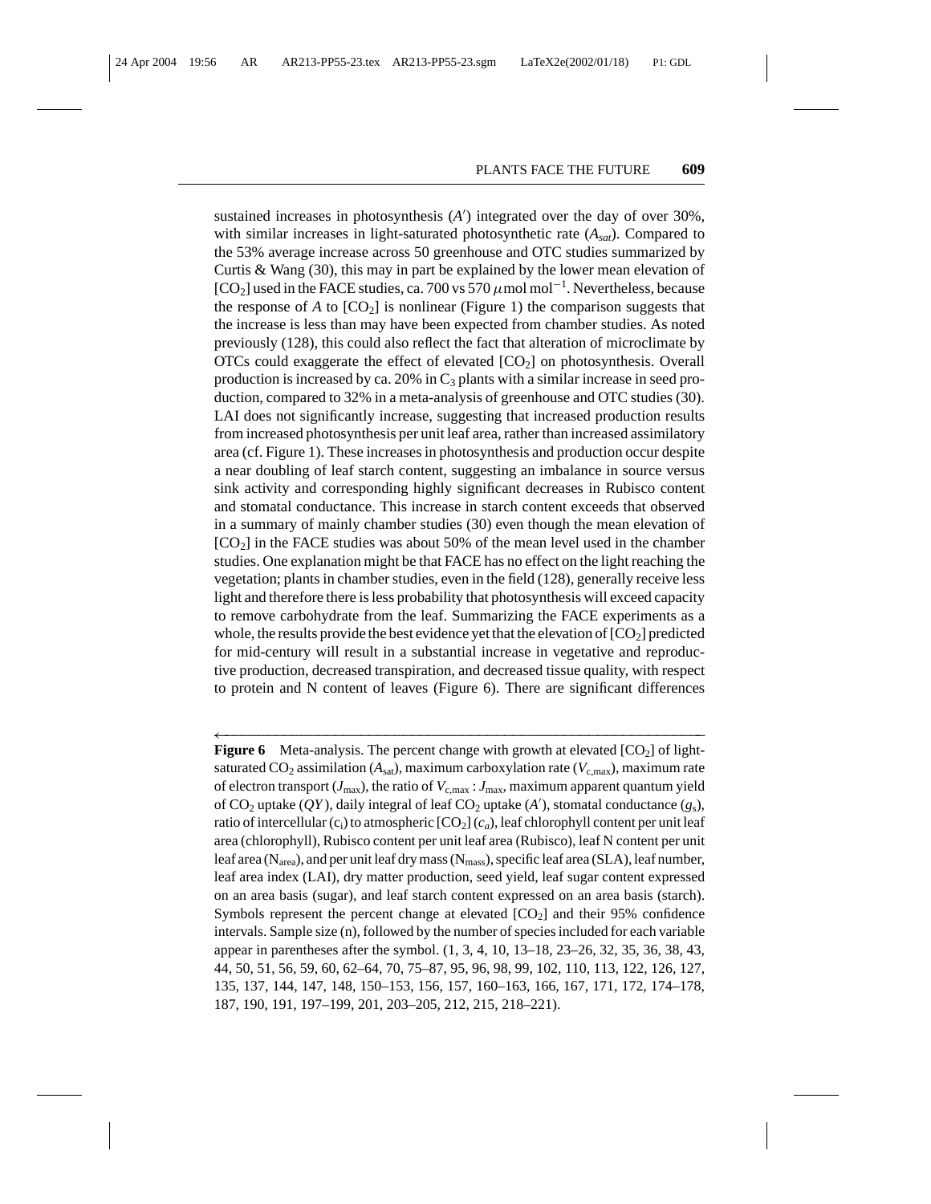sustained increases in photosynthesis ($A'$) integrated over the day of over 30%, with similar increases in light-saturated photosynthetic rate ($A_{sat}$). Compared to the 53% average increase across 50 greenhouse and OTC studies summarized by Curtis & Wang (30), this may in part be explained by the lower mean elevation of [$CO_2$] used in the FACE studies, ca. 700 vs 570 $\mu$mol mol$^{-1}$. Nevertheless, because the response of $A$ to [$CO_2$] is nonlinear (Figure 1) the comparison suggests that the increase is less than may have been expected from chamber studies. As noted previously (128), this could also reflect the fact that alteration of microclimate by OTCs could exaggerate the effect of elevated [$CO_2$] on photosynthesis. Overall production is increased by ca. 20% in $C_3$ plants with a similar increase in seed production, compared to 32% in a meta-analysis of greenhouse and OTC studies (30). LAI does not significantly increase, suggesting that increased production results from increased photosynthesis per unit leaf area, rather than increased assimilatory area (cf. Figure 1). These increases in photosynthesis and production occur despite a near doubling of leaf starch content, suggesting an imbalance in source versus sink activity and corresponding highly significant decreases in Rubisco content and stomatal conductance. This increase in starch content exceeds that observed in a summary of mainly chamber studies (30) even though the mean elevation of [$CO_2$] in the FACE studies was about 50% of the mean level used in the chamber studies. One explanation might be that FACE has no effect on the light reaching the vegetation; plants in chamber studies, even in the field (128), generally receive less light and therefore there is less probability that photosynthesis will exceed capacity to remove carbohydrate from the leaf. Summarizing the FACE experiments as a whole, the results provide the best evidence yet that the elevation of [$CO_2$] predicted for mid-century will result in a substantial increase in vegetative and reproductive production, decreased transpiration, and decreased tissue quality, with respect to protein and N content of leaves (Figure 6). There are significant differences

**Figure 6** Meta-analysis. The percent change with growth at elevated [$CO_2$] of light-saturated $CO_2$ assimilation ($A_{sat}$), maximum carboxylation rate ($V_{c,max}$), maximum rate of electron transport ($J_{max}$), the ratio of $V_{c,max} : J_{max}$, maximum apparent quantum yield of $CO_2$ uptake ($QY$), daily integral of leaf $CO_2$ uptake ($A'$), stomatal conductance ($g_s$), ratio of intercellular ($c_i$) to atmospheric [$CO_2$] ($c_a$), leaf chlorophyll content per unit leaf area (chlorophyll), Rubisco content per unit leaf area (Rubisco), leaf N content per unit leaf area ($N_{area}$), and per unit leaf dry mass ($N_{mass}$), specific leaf area (SLA), leaf number, leaf area index (LAI), dry matter production, seed yield, leaf sugar content expressed on an area basis (sugar), and leaf starch content expressed on an area basis (starch). Symbols represent the percent change at elevated [$CO_2$] and their 95% confidence intervals. Sample size (n), followed by the number of species included for each variable appear in parentheses after the symbol. (1, 3, 4, 10, 13–18, 23–26, 32, 35, 36, 38, 43, 44, 50, 51, 56, 59, 60, 62–64, 70, 75–87, 95, 96, 98, 99, 102, 110, 113, 122, 126, 127, 135, 137, 144, 147, 148, 150–153, 156, 157, 160–163, 166, 167, 171, 172, 174–178, 187, 190, 191, 197–199, 201, 203–205, 212, 215, 218–221).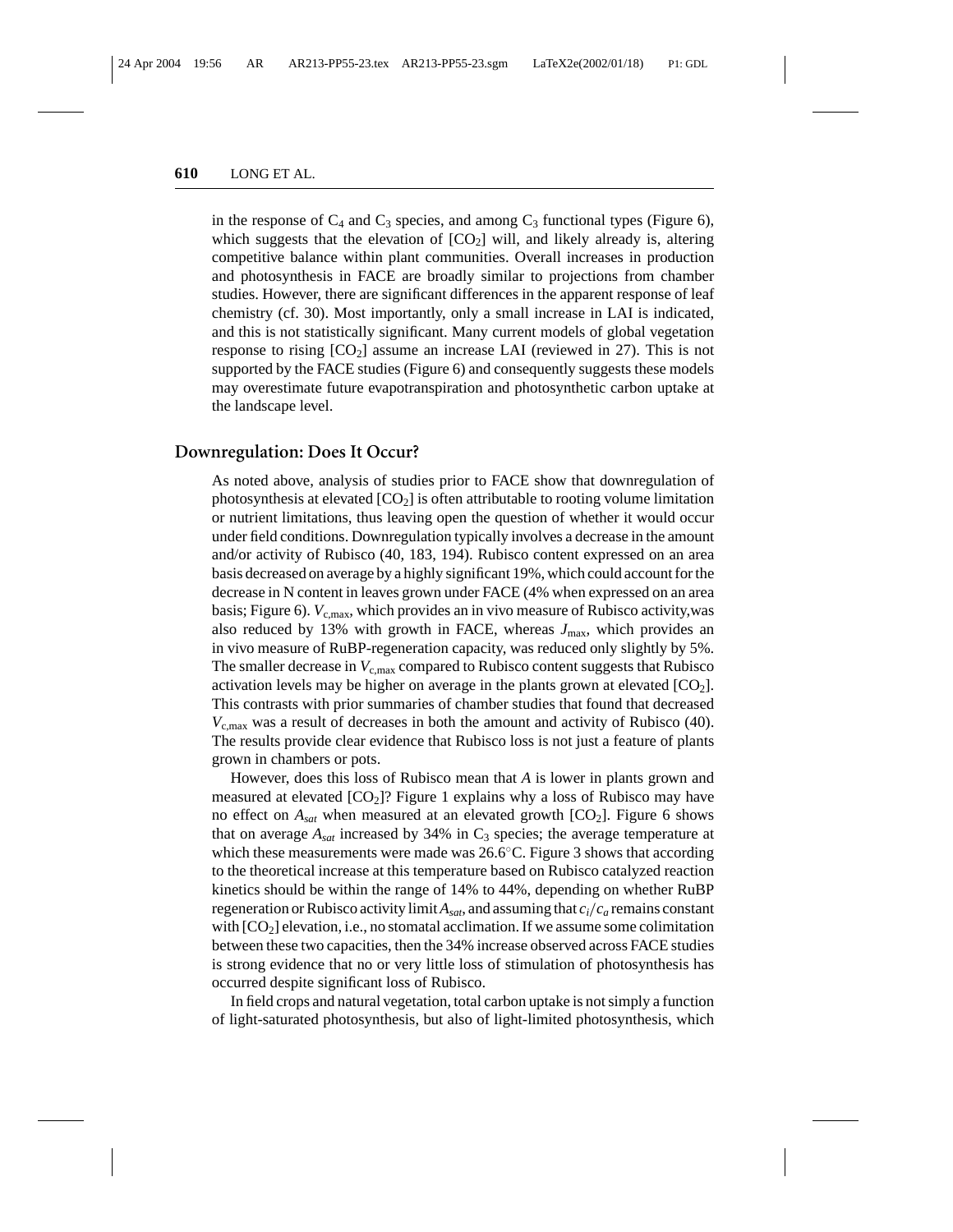in the response of $C_4$ and $C_3$ species, and among $C_3$ functional types (Figure 6), which suggests that the elevation of $[CO_2]$ will, and likely already is, altering competitive balance within plant communities. Overall increases in production and photosynthesis in FACE are broadly similar to projections from chamber studies. However, there are significant differences in the apparent response of leaf chemistry (cf. 30). Most importantly, only a small increase in LAI is indicated, and this is not statistically significant. Many current models of global vegetation response to rising $[CO_2]$ assume an increase LAI (reviewed in 27). This is not supported by the FACE studies (Figure 6) and consequently suggests these models may overestimate future evapotranspiration and photosynthetic carbon uptake at the landscape level.

## Downregulation: Does It Occur?

As noted above, analysis of studies prior to FACE show that downregulation of photosynthesis at elevated $[CO_2]$ is often attributable to rooting volume limitation or nutrient limitations, thus leaving open the question of whether it would occur under field conditions. Downregulation typically involves a decrease in the amount and/or activity of Rubisco (40, 183, 194). Rubisco content expressed on an area basis decreased on average by a highly significant 19%, which could account for the decrease in N content in leaves grown under FACE (4% when expressed on an area basis; Figure 6). $V_{c,max}$, which provides an in vivo measure of Rubisco activity,was also reduced by 13% with growth in FACE, whereas $J_{max}$, which provides an in vivo measure of RuBP-regeneration capacity, was reduced only slightly by 5%. The smaller decrease in $V_{c,max}$ compared to Rubisco content suggests that Rubisco activation levels may be higher on average in the plants grown at elevated $[CO_2]$. This contrasts with prior summaries of chamber studies that found that decreased $V_{c,max}$ was a result of decreases in both the amount and activity of Rubisco (40). The results provide clear evidence that Rubisco loss is not just a feature of plants grown in chambers or pots.

However, does this loss of Rubisco mean that *A* is lower in plants grown and measured at elevated $[CO_2]$? Figure 1 explains why a loss of Rubisco may have no effect on $A_{sat}$ when measured at an elevated growth $[CO_2]$. Figure 6 shows that on average $A_{sat}$ increased by 34% in $C_3$ species; the average temperature at which these measurements were made was 26.6°C. Figure 3 shows that according to the theoretical increase at this temperature based on Rubisco catalyzed reaction kinetics should be within the range of 14% to 44%, depending on whether RuBP regeneration or Rubisco activity limit $A_{sat}$, and assuming that $c_i/c_a$ remains constant with $[CO_2]$ elevation, i.e., no stomatal acclimation. If we assume some colimitation between these two capacities, then the 34% increase observed across FACE studies is strong evidence that no or very little loss of stimulation of photosynthesis has occurred despite significant loss of Rubisco.

In field crops and natural vegetation, total carbon uptake is not simply a function of light-saturated photosynthesis, but also of light-limited photosynthesis, which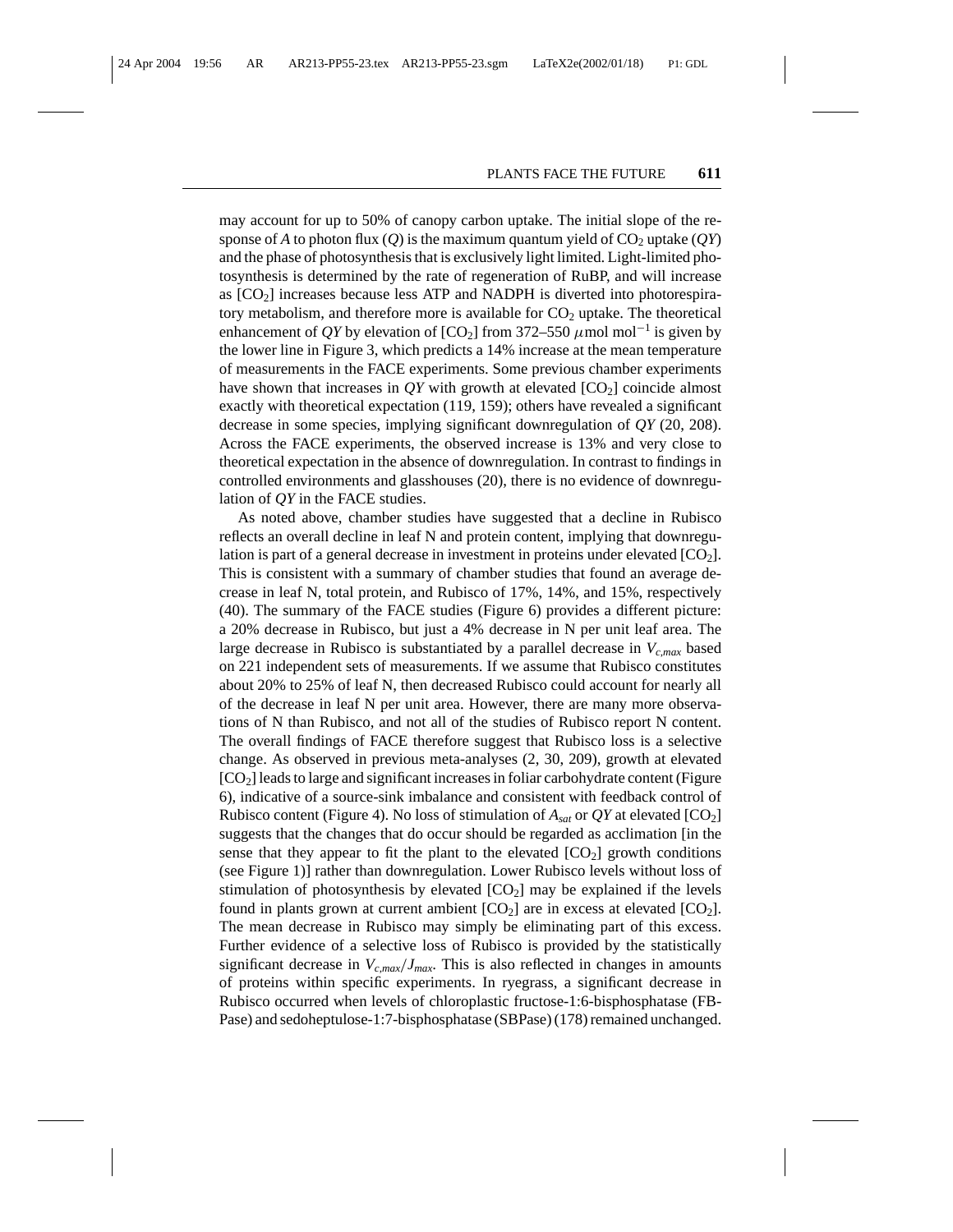may account for up to 50% of canopy carbon uptake. The initial slope of the response of *A* to photon flux (*Q*) is the maximum quantum yield of $CO_2$ uptake (*QY*) and the phase of photosynthesis that is exclusively light limited. Light-limited photosynthesis is determined by the rate of regeneration of RuBP, and will increase as [$CO_2$] increases because less ATP and NADPH is diverted into photorespiratory metabolism, and therefore more is available for $CO_2$ uptake. The theoretical enhancement of *QY* by elevation of [$CO_2$] from 372–550 $\mu$mol mol$^{-1}$ is given by the lower line in Figure 3, which predicts a 14% increase at the mean temperature of measurements in the FACE experiments. Some previous chamber experiments have shown that increases in *QY* with growth at elevated [$CO_2$] coincide almost exactly with theoretical expectation (119, 159); others have revealed a significant decrease in some species, implying significant downregulation of *QY* (20, 208). Across the FACE experiments, the observed increase is 13% and very close to theoretical expectation in the absence of downregulation. In contrast to findings in controlled environments and glasshouses (20), there is no evidence of downregulation of *QY* in the FACE studies.

As noted above, chamber studies have suggested that a decline in Rubisco reflects an overall decline in leaf N and protein content, implying that downregulation is part of a general decrease in investment in proteins under elevated [$CO_2$]. This is consistent with a summary of chamber studies that found an average decrease in leaf N, total protein, and Rubisco of 17%, 14%, and 15%, respectively (40). The summary of the FACE studies (Figure 6) provides a different picture: a 20% decrease in Rubisco, but just a 4% decrease in N per unit leaf area. The large decrease in Rubisco is substantiated by a parallel decrease in $V_{c,max}$ based on 221 independent sets of measurements. If we assume that Rubisco constitutes about 20% to 25% of leaf N, then decreased Rubisco could account for nearly all of the decrease in leaf N per unit area. However, there are many more observations of N than Rubisco, and not all of the studies of Rubisco report N content. The overall findings of FACE therefore suggest that Rubisco loss is a selective change. As observed in previous meta-analyses (2, 30, 209), growth at elevated [$CO_2$] leads to large and significant increases in foliar carbohydrate content (Figure 6), indicative of a source-sink imbalance and consistent with feedback control of Rubisco content (Figure 4). No loss of stimulation of $A_{sat}$ or *QY* at elevated [$CO_2$] suggests that the changes that do occur should be regarded as acclimation [in the sense that they appear to fit the plant to the elevated [$CO_2$] growth conditions (see Figure 1)] rather than downregulation. Lower Rubisco levels without loss of stimulation of photosynthesis by elevated [$CO_2$] may be explained if the levels found in plants grown at current ambient [$CO_2$] are in excess at elevated [$CO_2$]. The mean decrease in Rubisco may simply be eliminating part of this excess. Further evidence of a selective loss of Rubisco is provided by the statistically significant decrease in $V_{c,max}/J_{max}$. This is also reflected in changes in amounts of proteins within specific experiments. In ryegrass, a significant decrease in Rubisco occurred when levels of chloroplastic fructose-1:6-bisphosphatase (FBPase) and sedoheptulose-1:7-bisphosphatase (SBPase) (178) remained unchanged.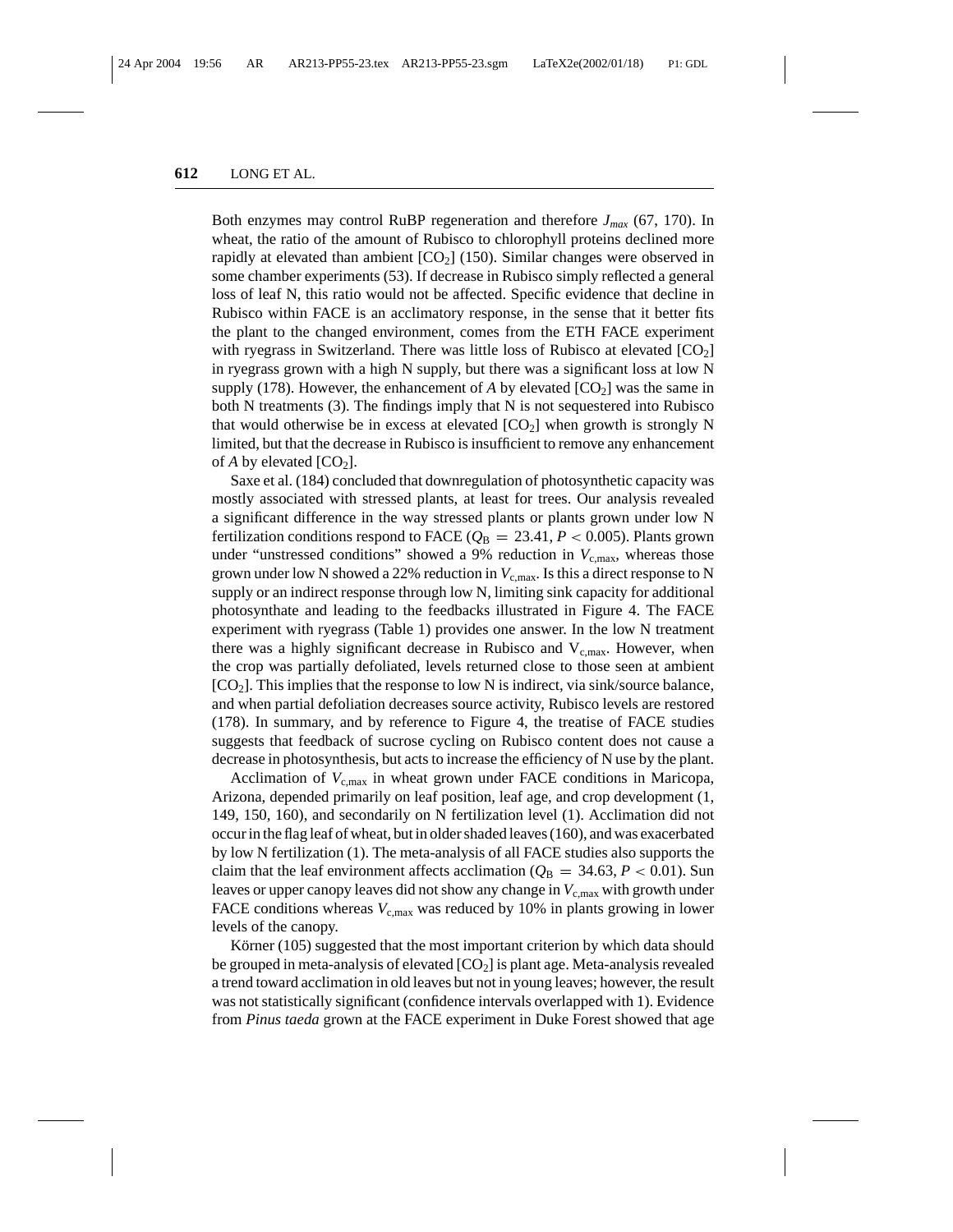Both enzymes may control RuBP regeneration and therefore $J_{max}$ (67, 170). In wheat, the ratio of the amount of Rubisco to chlorophyll proteins declined more rapidly at elevated than ambient [$CO_2$] (150). Similar changes were observed in some chamber experiments (53). If decrease in Rubisco simply reflected a general loss of leaf N, this ratio would not be affected. Specific evidence that decline in Rubisco within FACE is an acclimatory response, in the sense that it better fits the plant to the changed environment, comes from the ETH FACE experiment with ryegrass in Switzerland. There was little loss of Rubisco at elevated [$CO_2$] in ryegrass grown with a high N supply, but there was a significant loss at low N supply (178). However, the enhancement of *A* by elevated [$CO_2$] was the same in both N treatments (3). The findings imply that N is not sequestered into Rubisco that would otherwise be in excess at elevated [$CO_2$] when growth is strongly N limited, but that the decrease in Rubisco is insufficient to remove any enhancement of *A* by elevated [$CO_2$].

Saxe et al. (184) concluded that downregulation of photosynthetic capacity was mostly associated with stressed plants, at least for trees. Our analysis revealed a significant difference in the way stressed plants or plants grown under low N fertilization conditions respond to FACE ($Q_B = 23.41$, $P < 0.005$). Plants grown under "unstressed conditions" showed a 9% reduction in $V_{c,max}$, whereas those grown under low N showed a 22% reduction in $V_{c,max}$. Is this a direct response to N supply or an indirect response through low N, limiting sink capacity for additional photosynthate and leading to the feedbacks illustrated in Figure 4. The FACE experiment with ryegrass (Table 1) provides one answer. In the low N treatment there was a highly significant decrease in Rubisco and $V_{c,max}$. However, when the crop was partially defoliated, levels returned close to those seen at ambient [$CO_2$]. This implies that the response to low N is indirect, via sink/source balance, and when partial defoliation decreases source activity, Rubisco levels are restored (178). In summary, and by reference to Figure 4, the treatise of FACE studies suggests that feedback of sucrose cycling on Rubisco content does not cause a decrease in photosynthesis, but acts to increase the efficiency of N use by the plant.

Acclimation of $V_{c,max}$ in wheat grown under FACE conditions in Maricopa, Arizona, depended primarily on leaf position, leaf age, and crop development (1, 149, 150, 160), and secondarily on N fertilization level (1). Acclimation did not occur in the flag leaf of wheat, but in older shaded leaves (160), and was exacerbated by low N fertilization (1). The meta-analysis of all FACE studies also supports the claim that the leaf environment affects acclimation ($Q_B = 34.63$, $P < 0.01$). Sun leaves or upper canopy leaves did not show any change in $V_{c,max}$ with growth under FACE conditions whereas $V_{c,max}$ was reduced by 10% in plants growing in lower levels of the canopy.

Körner (105) suggested that the most important criterion by which data should be grouped in meta-analysis of elevated [$CO_2$] is plant age. Meta-analysis revealed a trend toward acclimation in old leaves but not in young leaves; however, the result was not statistically significant (confidence intervals overlapped with 1). Evidence from *Pinus taeda* grown at the FACE experiment in Duke Forest showed that age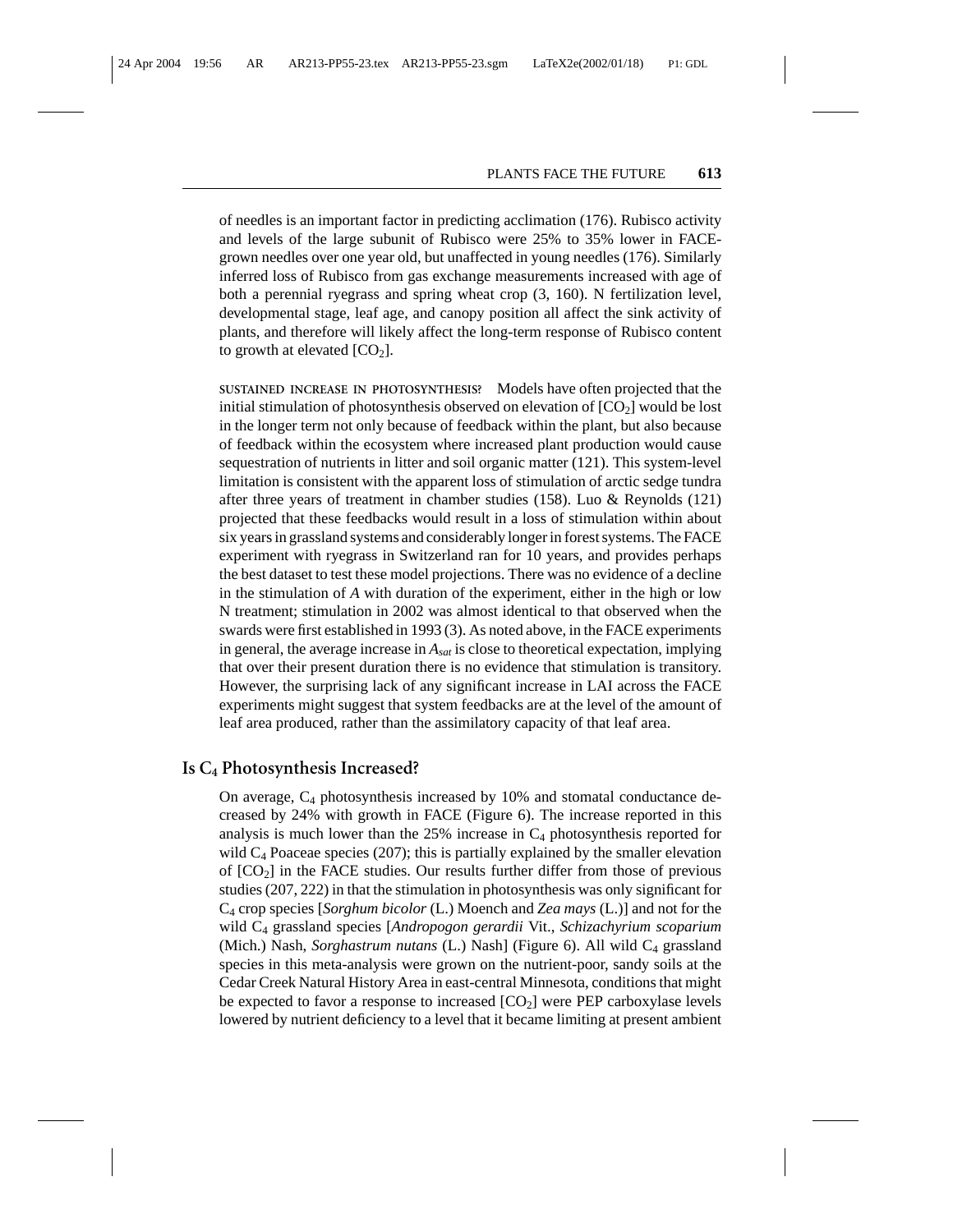of needles is an important factor in predicting acclimation (176). Rubisco activity and levels of the large subunit of Rubisco were 25% to 35% lower in FACE-grown needles over one year old, but unaffected in young needles (176). Similarly inferred loss of Rubisco from gas exchange measurements increased with age of both a perennial ryegrass and spring wheat crop (3, 160). N fertilization level, developmental stage, leaf age, and canopy position all affect the sink activity of plants, and therefore will likely affect the long-term response of Rubisco content to growth at elevated [$CO_2$].

**SUSTAINED INCREASE IN PHOTOSYNTHESIS?** Models have often projected that the initial stimulation of photosynthesis observed on elevation of [$CO_2$] would be lost in the longer term not only because of feedback within the plant, but also because of feedback within the ecosystem where increased plant production would cause sequestration of nutrients in litter and soil organic matter (121). This system-level limitation is consistent with the apparent loss of stimulation of arctic sedge tundra after three years of treatment in chamber studies (158). Luo & Reynolds (121) projected that these feedbacks would result in a loss of stimulation within about six years in grassland systems and considerably longer in forest systems. The FACE experiment with ryegrass in Switzerland ran for 10 years, and provides perhaps the best dataset to test these model projections. There was no evidence of a decline in the stimulation of *A* with duration of the experiment, either in the high or low N treatment; stimulation in 2002 was almost identical to that observed when the swards were first established in 1993 (3). As noted above, in the FACE experiments in general, the average increase in $A_{sat}$ is close to theoretical expectation, implying that over their present duration there is no evidence that stimulation is transitory. However, the surprising lack of any significant increase in LAI across the FACE experiments might suggest that system feedbacks are at the level of the amount of leaf area produced, rather than the assimilatory capacity of that leaf area.

## Is $C_4$ Photosynthesis Increased?

On average, $C_4$ photosynthesis increased by 10% and stomatal conductance decreased by 24% with growth in FACE (Figure 6). The increase reported in this analysis is much lower than the 25% increase in $C_4$ photosynthesis reported for wild $C_4$ Poaceae species (207); this is partially explained by the smaller elevation of [$CO_2$] in the FACE studies. Our results further differ from those of previous studies (207, 222) in that the stimulation in photosynthesis was only significant for $C_4$ crop species [*Sorghum bicolor* (L.) Moench and *Zea mays* (L.)] and not for the wild $C_4$ grassland species [*Andropogon gerardii* Vit., *Schizachyrium scoparium* (Mich.) Nash, *Sorghastrum nutans* (L.) Nash] (Figure 6). All wild $C_4$ grassland species in this meta-analysis were grown on the nutrient-poor, sandy soils at the Cedar Creek Natural History Area in east-central Minnesota, conditions that might be expected to favor a response to increased [$CO_2$] were PEP carboxylase levels lowered by nutrient deficiency to a level that it became limiting at present ambient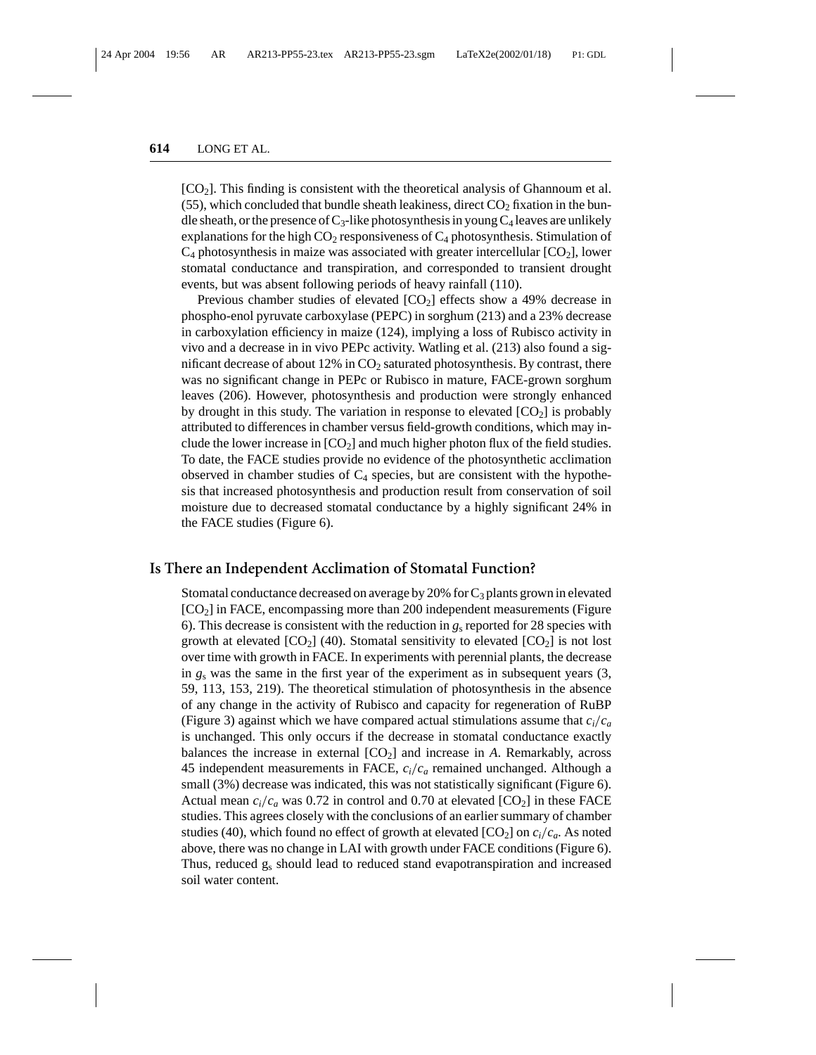[$CO_2$]. This finding is consistent with the theoretical analysis of Ghannoum et al. (55), which concluded that bundle sheath leakiness, direct $CO_2$ fixation in the bundle sheath, or the presence of $C_3$-like photosynthesis in young $C_4$ leaves are unlikely explanations for the high $CO_2$ responsiveness of $C_4$ photosynthesis. Stimulation of $C_4$ photosynthesis in maize was associated with greater intercellular [$CO_2$], lower stomatal conductance and transpiration, and corresponded to transient drought events, but was absent following periods of heavy rainfall (110).

Previous chamber studies of elevated [$CO_2$] effects show a 49% decrease in phospho-enol pyruvate carboxylase (PEPC) in sorghum (213) and a 23% decrease in carboxylation efficiency in maize (124), implying a loss of Rubisco activity in vivo and a decrease in in vivo PEPc activity. Watling et al. (213) also found a significant decrease of about 12% in $CO_2$ saturated photosynthesis. By contrast, there was no significant change in PEPc or Rubisco in mature, FACE-grown sorghum leaves (206). However, photosynthesis and production were strongly enhanced by drought in this study. The variation in response to elevated [$CO_2$] is probably attributed to differences in chamber versus field-growth conditions, which may include the lower increase in [$CO_2$] and much higher photon flux of the field studies. To date, the FACE studies provide no evidence of the photosynthetic acclimation observed in chamber studies of $C_4$ species, but are consistent with the hypothesis that increased photosynthesis and production result from conservation of soil moisture due to decreased stomatal conductance by a highly significant 24% in the FACE studies (Figure 6).

## Is There an Independent Acclimation of Stomatal Function?

Stomatal conductance decreased on average by 20% for $C_3$ plants grown in elevated [$CO_2$] in FACE, encompassing more than 200 independent measurements (Figure 6). This decrease is consistent with the reduction in $g_s$ reported for 28 species with growth at elevated [$CO_2$] (40). Stomatal sensitivity to elevated [$CO_2$] is not lost over time with growth in FACE. In experiments with perennial plants, the decrease in $g_s$ was the same in the first year of the experiment as in subsequent years (3, 59, 113, 153, 219). The theoretical stimulation of photosynthesis in the absence of any change in the activity of Rubisco and capacity for regeneration of RuBP (Figure 3) against which we have compared actual stimulations assume that $c_i/c_a$ is unchanged. This only occurs if the decrease in stomatal conductance exactly balances the increase in external [$CO_2$] and increase in *A*. Remarkably, across 45 independent measurements in FACE, $c_i/c_a$ remained unchanged. Although a small (3%) decrease was indicated, this was not statistically significant (Figure 6). Actual mean $c_i/c_a$ was 0.72 in control and 0.70 at elevated [$CO_2$] in these FACE studies. This agrees closely with the conclusions of an earlier summary of chamber studies (40), which found no effect of growth at elevated [$CO_2$] on $c_i/c_a$. As noted above, there was no change in LAI with growth under FACE conditions (Figure 6). Thus, reduced $g_s$ should lead to reduced stand evapotranspiration and increased soil water content.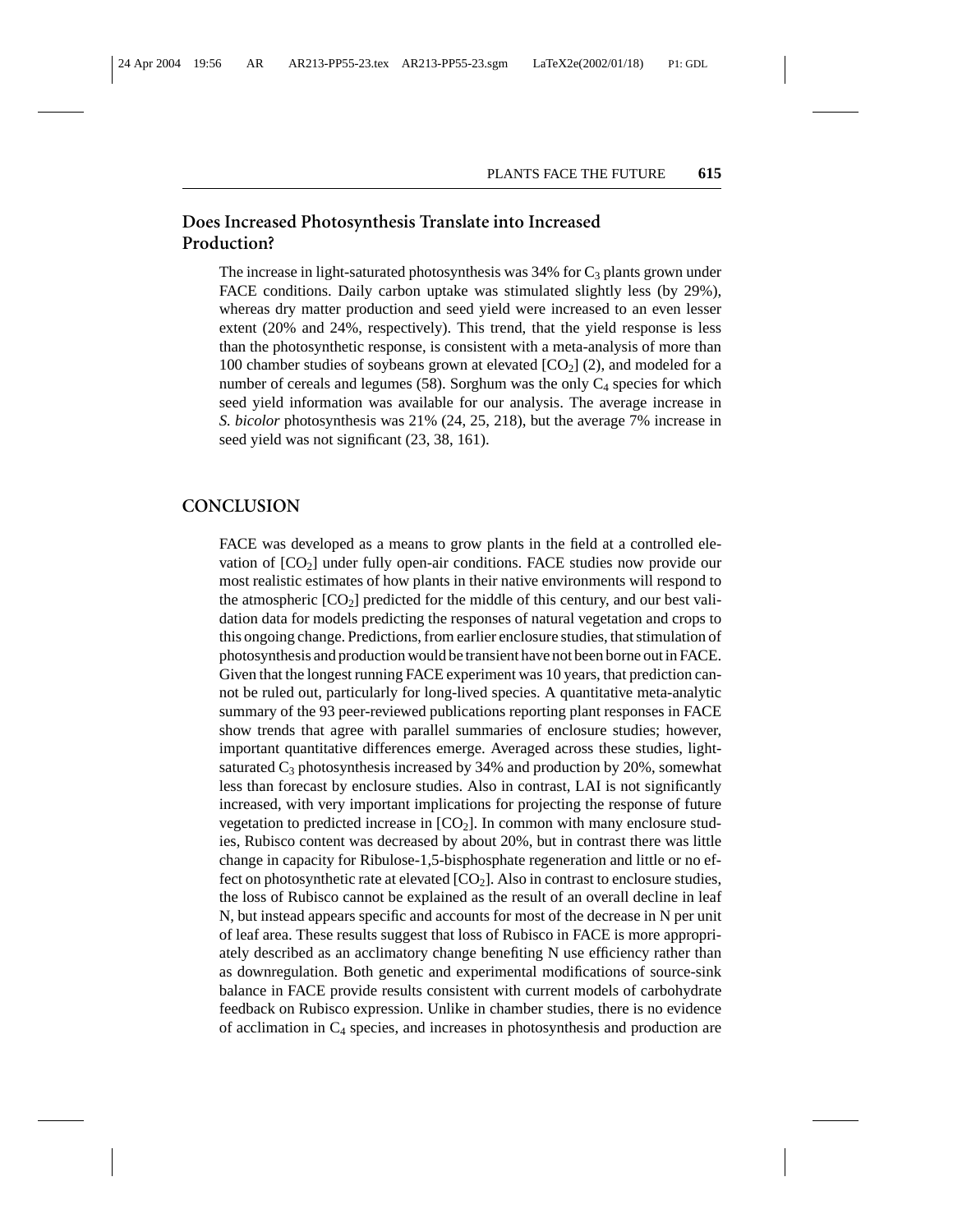## Does Increased Photosynthesis Translate into Increased Production?

The increase in light-saturated photosynthesis was 34% for $C_3$ plants grown under FACE conditions. Daily carbon uptake was stimulated slightly less (by 29%), whereas dry matter production and seed yield were increased to an even lesser extent (20% and 24%, respectively). This trend, that the yield response is less than the photosynthetic response, is consistent with a meta-analysis of more than 100 chamber studies of soybeans grown at elevated [$CO_2$] (2), and modeled for a number of cereals and legumes (58). Sorghum was the only $C_4$ species for which seed yield information was available for our analysis. The average increase in *S. bicolor* photosynthesis was 21% (24, 25, 218), but the average 7% increase in seed yield was not significant (23, 38, 161).

# CONCLUSION

FACE was developed as a means to grow plants in the field at a controlled elevation of [$CO_2$] under fully open-air conditions. FACE studies now provide our most realistic estimates of how plants in their native environments will respond to the atmospheric [$CO_2$] predicted for the middle of this century, and our best validation data for models predicting the responses of natural vegetation and crops to this ongoing change. Predictions, from earlier enclosure studies, that stimulation of photosynthesis and production would be transient have not been borne out in FACE. Given that the longest running FACE experiment was 10 years, that prediction cannot be ruled out, particularly for long-lived species. A quantitative meta-analytic summary of the 93 peer-reviewed publications reporting plant responses in FACE show trends that agree with parallel summaries of enclosure studies; however, important quantitative differences emerge. Averaged across these studies, light-saturated $C_3$ photosynthesis increased by 34% and production by 20%, somewhat less than forecast by enclosure studies. Also in contrast, LAI is not significantly increased, with very important implications for projecting the response of future vegetation to predicted increase in [$CO_2$]. In common with many enclosure studies, Rubisco content was decreased by about 20%, but in contrast there was little change in capacity for Ribulose-1,5-bisphosphate regeneration and little or no effect on photosynthetic rate at elevated [$CO_2$]. Also in contrast to enclosure studies, the loss of Rubisco cannot be explained as the result of an overall decline in leaf N, but instead appears specific and accounts for most of the decrease in N per unit of leaf area. These results suggest that loss of Rubisco in FACE is more appropriately described as an acclimatory change benefiting N use efficiency rather than as downregulation. Both genetic and experimental modifications of source-sink balance in FACE provide results consistent with current models of carbohydrate feedback on Rubisco expression. Unlike in chamber studies, there is no evidence of acclimation in $C_4$ species, and increases in photosynthesis and production are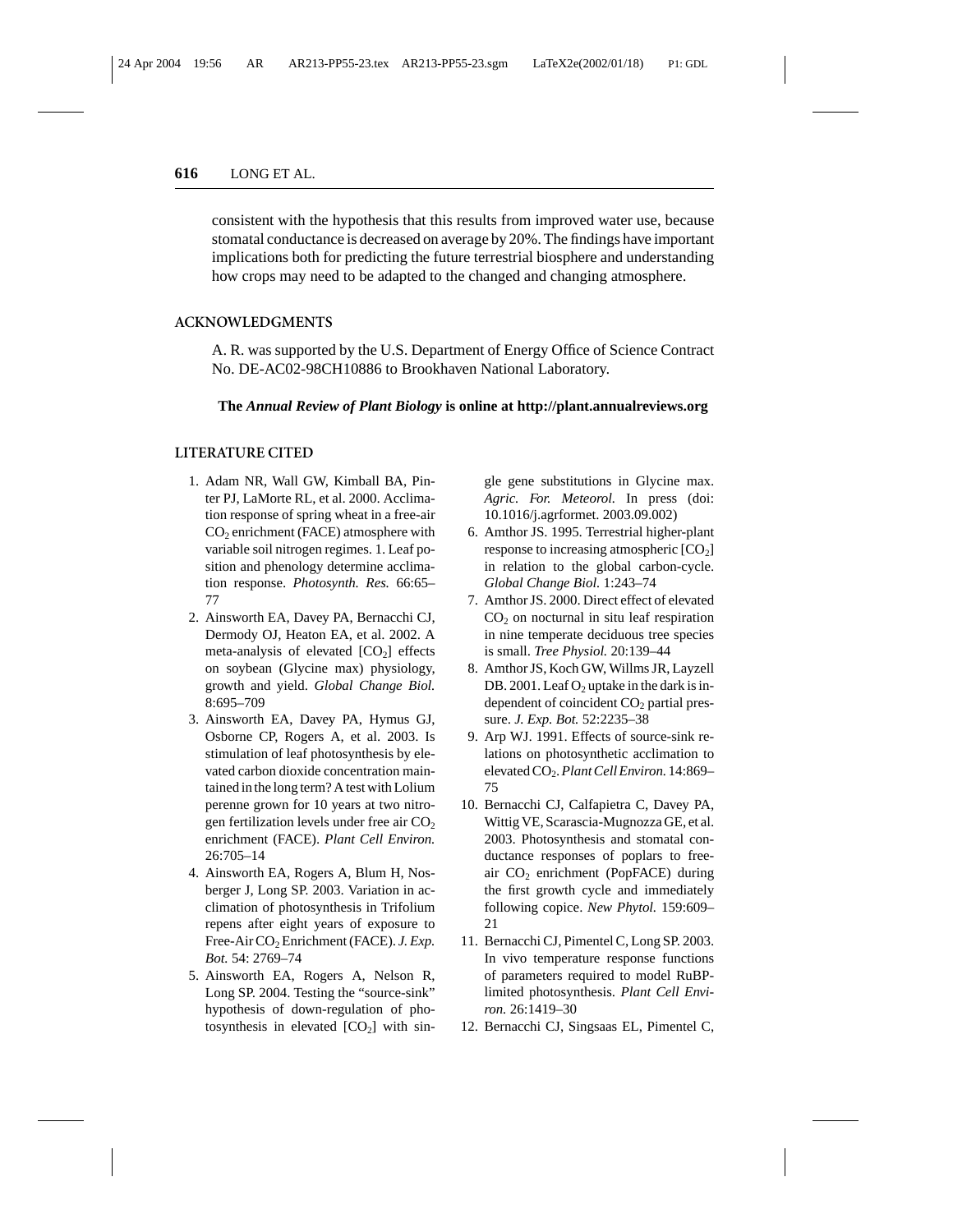consistent with the hypothesis that this results from improved water use, because stomatal conductance is decreased on average by 20%. The findings have important implications both for predicting the future terrestrial biosphere and understanding how crops may need to be adapted to the changed and changing atmosphere.

## ACKNOWLEDGMENTS

A. R. was supported by the U.S. Department of Energy Office of Science Contract No. DE-AC02-98CH10886 to Brookhaven National Laboratory.

**The *Annual Review of Plant Biology* is online at http://plant.annualreviews.org**

## LITERATURE CITED

1. Adam NR, Wall GW, Kimball BA, Pinter PJ, LaMorte RL, et al. 2000. Acclimation response of spring wheat in a free-air $CO_2$ enrichment (FACE) atmosphere with variable soil nitrogen regimes. 1. Leaf position and phenology determine acclimation response. *Photosynth. Res.* 66:65–77
2. Ainsworth EA, Davey PA, Bernacchi CJ, Dermody OJ, Heaton EA, et al. 2002. A meta-analysis of elevated [$CO_2$] effects on soybean (Glycine max) physiology, growth and yield. *Global Change Biol.* 8:695–709
3. Ainsworth EA, Davey PA, Hymus GJ, Osborne CP, Rogers A, et al. 2003. Is stimulation of leaf photosynthesis by elevated carbon dioxide concentration maintained in the long term? A test with Lolium perenne grown for 10 years at two nitrogen fertilization levels under free air $CO_2$ enrichment (FACE). *Plant Cell Environ.* 26:705–14
4. Ainsworth EA, Rogers A, Blum H, Nosberger J, Long SP. 2003. Variation in acclimation of photosynthesis in Trifolium repens after eight years of exposure to Free-Air $CO_2$ Enrichment (FACE). *J. Exp. Bot.* 54: 2769–74
5. Ainsworth EA, Rogers A, Nelson R, Long SP. 2004. Testing the "source-sink" hypothesis of down-regulation of photosynthesis in elevated [$CO_2$] with single gene substitutions in Glycine max. *Agric. For. Meteorol.* In press (doi: 10.1016/j.agrformet. 2003.09.002)
6. Amthor JS. 1995. Terrestrial higher-plant response to increasing atmospheric [$CO_2$] in relation to the global carbon-cycle. *Global Change Biol.* 1:243–74
7. Amthor JS. 2000. Direct effect of elevated $CO_2$ on nocturnal in situ leaf respiration in nine temperate deciduous tree species is small. *Tree Physiol.* 20:139–44
8. Amthor JS, Koch GW, Willms JR, Layzell DB. 2001. Leaf $O_2$ uptake in the dark is independent of coincident $CO_2$ partial pressure. *J. Exp. Bot.* 52:2235–38
9. Arp WJ. 1991. Effects of source-sink relations on photosynthetic acclimation to elevated $CO_2$. *Plant Cell Environ.* 14:869–75
10. Bernacchi CJ, Calfapietra C, Davey PA, Wittig VE, Scarascia-Mugnozza GE, et al. 2003. Photosynthesis and stomatal conductance responses of poplars to free-air $CO_2$ enrichment (PopFACE) during the first growth cycle and immediately following copice. *New Phytol.* 159:609–21
11. Bernacchi CJ, Pimentel C, Long SP. 2003. In vivo temperature response functions of parameters required to model RuBP-limited photosynthesis. *Plant Cell Environ.* 26:1419–30
12. Bernacchi CJ, Singsaas EL, Pimentel C,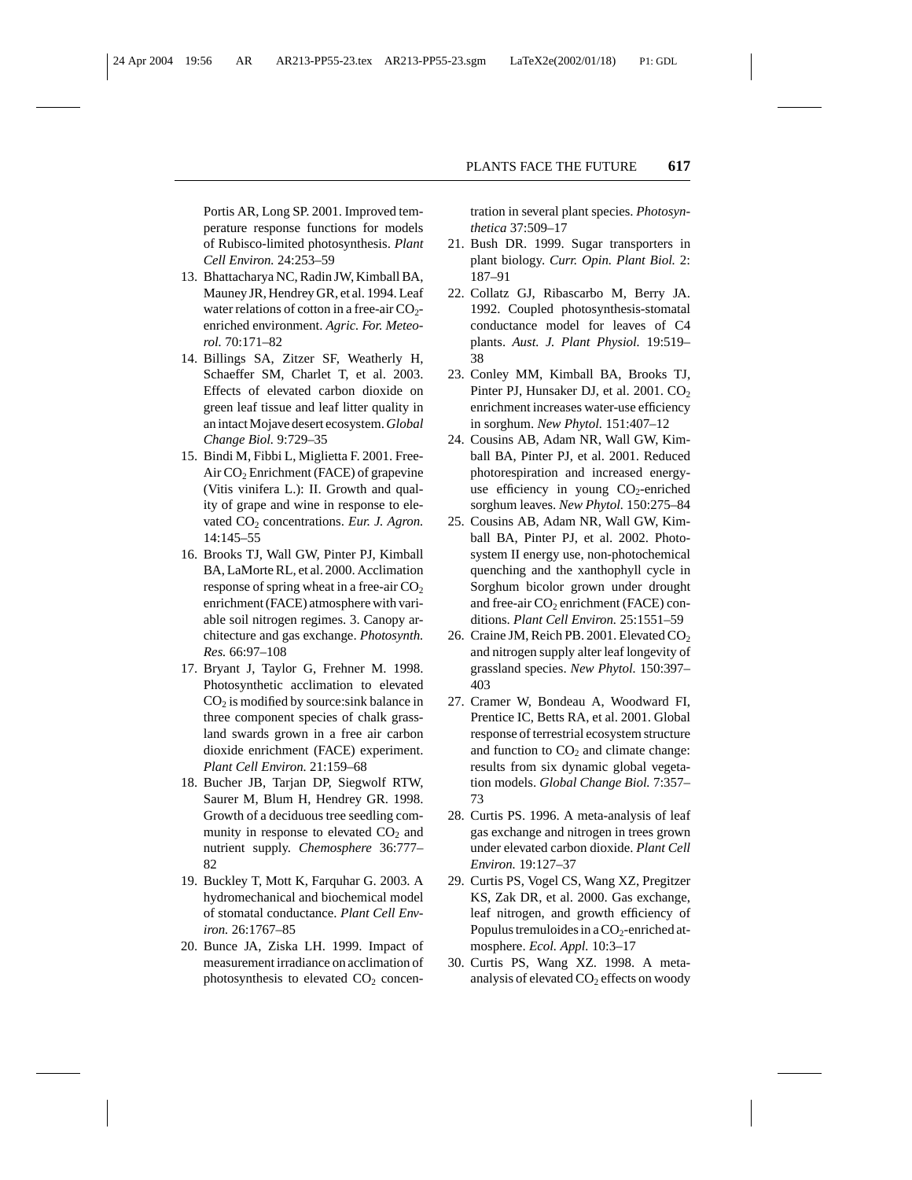Portis AR, Long SP. 2001. Improved temperature response functions for models of Rubisco-limited photosynthesis. *Plant Cell Environ.* 24:253–59

13. Bhattacharya NC, Radin JW, Kimball BA, Mauney JR, Hendrey GR, et al. 1994. Leaf water relations of cotton in a free-air $CO_2$-enriched environment. *Agric. For. Meteorol.* 70:171–82
14. Billings SA, Zitzer SF, Weatherly H, Schaeffer SM, Charlet T, et al. 2003. Effects of elevated carbon dioxide on green leaf tissue and leaf litter quality in an intact Mojave desert ecosystem. *Global Change Biol.* 9:729–35
15. Bindi M, Fibbi L, Miglietta F. 2001. Free-Air $CO_2$ Enrichment (FACE) of grapevine (Vitis vinifera L.): II. Growth and quality of grape and wine in response to elevated $CO_2$ concentrations. *Eur. J. Agron.* 14:145–55
16. Brooks TJ, Wall GW, Pinter PJ, Kimball BA, LaMorte RL, et al. 2000. Acclimation response of spring wheat in a free-air $CO_2$ enrichment (FACE) atmosphere with variable soil nitrogen regimes. 3. Canopy architecture and gas exchange. *Photosynth. Res.* 66:97–108
17. Bryant J, Taylor G, Frehner M. 1998. Photosynthetic acclimation to elevated $CO_2$ is modified by source:sink balance in three component species of chalk grassland swards grown in a free air carbon dioxide enrichment (FACE) experiment. *Plant Cell Environ.* 21:159–68
18. Bucher JB, Tarjan DP, Siegwolf RTW, Saurer M, Blum H, Hendrey GR. 1998. Growth of a deciduous tree seedling community in response to elevated $CO_2$ and nutrient supply. *Chemosphere* 36:777–82
19. Buckley T, Mott K, Farquhar G. 2003. A hydromechanical and biochemical model of stomatal conductance. *Plant Cell Environ.* 26:1767–85
20. Bunce JA, Ziska LH. 1999. Impact of measurement irradiance on acclimation of photosynthesis to elevated $CO_2$ concentration in several plant species. *Photosynthetica* 37:509–17
21. Bush DR. 1999. Sugar transporters in plant biology. *Curr. Opin. Plant Biol.* 2: 187–91
22. Collatz GJ, Ribascarbo M, Berry JA. 1992. Coupled photosynthesis-stomatal conductance model for leaves of C4 plants. *Aust. J. Plant Physiol.* 19:519–38
23. Conley MM, Kimball BA, Brooks TJ, Pinter PJ, Hunsaker DJ, et al. 2001. $CO_2$ enrichment increases water-use efficiency in sorghum. *New Phytol.* 151:407–12
24. Cousins AB, Adam NR, Wall GW, Kimball BA, Pinter PJ, et al. 2001. Reduced photorespiration and increased energy-use efficiency in young $CO_2$-enriched sorghum leaves. *New Phytol.* 150:275–84
25. Cousins AB, Adam NR, Wall GW, Kimball BA, Pinter PJ, et al. 2002. Photosystem II energy use, non-photochemical quenching and the xanthophyll cycle in Sorghum bicolor grown under drought and free-air $CO_2$ enrichment (FACE) conditions. *Plant Cell Environ.* 25:1551–59
26. Craine JM, Reich PB. 2001. Elevated $CO_2$ and nitrogen supply alter leaf longevity of grassland species. *New Phytol.* 150:397–403
27. Cramer W, Bondeau A, Woodward FI, Prentice IC, Betts RA, et al. 2001. Global response of terrestrial ecosystem structure and function to $CO_2$ and climate change: results from six dynamic global vegetation models. *Global Change Biol.* 7:357–73
28. Curtis PS. 1996. A meta-analysis of leaf gas exchange and nitrogen in trees grown under elevated carbon dioxide. *Plant Cell Environ.* 19:127–37
29. Curtis PS, Vogel CS, Wang XZ, Pregitzer KS, Zak DR, et al. 2000. Gas exchange, leaf nitrogen, and growth efficiency of Populus tremuloides in a $CO_2$-enriched atmosphere. *Ecol. Appl.* 10:3–17
30. Curtis PS, Wang XZ. 1998. A meta-analysis of elevated $CO_2$ effects on woody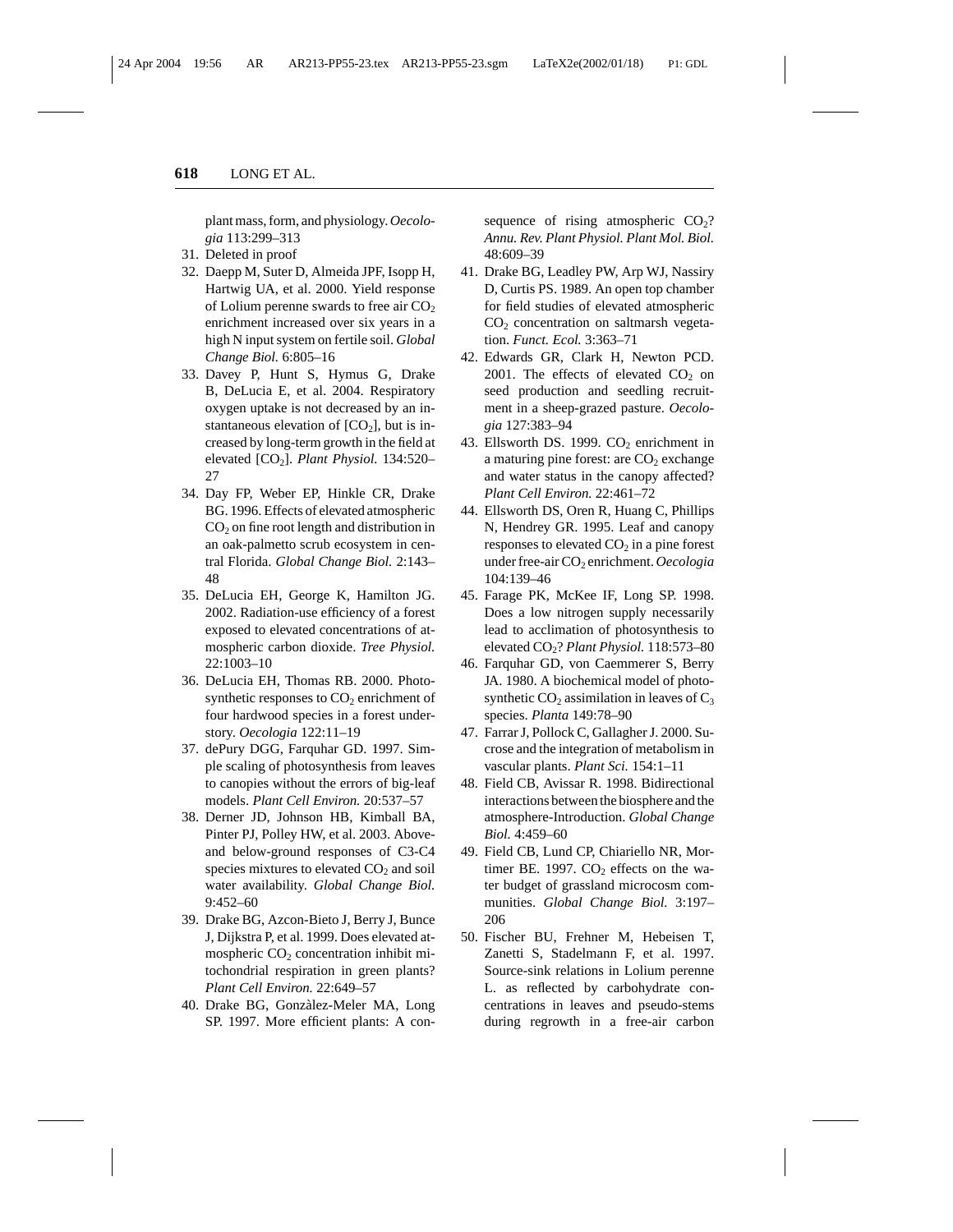plant mass, form, and physiology. *Oecologia* 113:299–313

31. Deleted in proof
32. Daepp M, Suter D, Almeida JPF, Isopp H, Hartwig UA, et al. 2000. Yield response of Lolium perenne swards to free air $CO_2$ enrichment increased over six years in a high N input system on fertile soil. *Global Change Biol.* 6:805–16
33. Davey P, Hunt S, Hymus G, Drake B, DeLucia E, et al. 2004. Respiratory oxygen uptake is not decreased by an instantaneous elevation of [$CO_2$], but is increased by long-term growth in the field at elevated [$CO_2$]. *Plant Physiol.* 134:520–27
34. Day FP, Weber EP, Hinkle CR, Drake BG. 1996. Effects of elevated atmospheric $CO_2$ on fine root length and distribution in an oak-palmetto scrub ecosystem in central Florida. *Global Change Biol.* 2:143–48
35. DeLucia EH, George K, Hamilton JG. 2002. Radiation-use efficiency of a forest exposed to elevated concentrations of atmospheric carbon dioxide. *Tree Physiol.* 22:1003–10
36. DeLucia EH, Thomas RB. 2000. Photosynthetic responses to $CO_2$ enrichment of four hardwood species in a forest understory. *Oecologia* 122:11–19
37. dePury DGG, Farquhar GD. 1997. Simple scaling of photosynthesis from leaves to canopies without the errors of big-leaf models. *Plant Cell Environ.* 20:537–57
38. Derner JD, Johnson HB, Kimball BA, Pinter PJ, Polley HW, et al. 2003. Above- and below-ground responses of C3-C4 species mixtures to elevated $CO_2$ and soil water availability. *Global Change Biol.* 9:452–60
39. Drake BG, Azcon-Bieto J, Berry J, Bunce J, Dijkstra P, et al. 1999. Does elevated atmospheric $CO_2$ concentration inhibit mitochondrial respiration in green plants? *Plant Cell Environ.* 22:649–57
40. Drake BG, Gonzàlez-Meler MA, Long SP. 1997. More efficient plants: A consequence of rising atmospheric $CO_2$? *Annu. Rev. Plant Physiol. Plant Mol. Biol.* 48:609–39
41. Drake BG, Leadley PW, Arp WJ, Nassiry D, Curtis PS. 1989. An open top chamber for field studies of elevated atmospheric $CO_2$ concentration on saltmarsh vegetation. *Funct. Ecol.* 3:363–71
42. Edwards GR, Clark H, Newton PCD. 2001. The effects of elevated $CO_2$ on seed production and seedling recruitment in a sheep-grazed pasture. *Oecologia* 127:383–94
43. Ellsworth DS. 1999. $CO_2$ enrichment in a maturing pine forest: are $CO_2$ exchange and water status in the canopy affected? *Plant Cell Environ.* 22:461–72
44. Ellsworth DS, Oren R, Huang C, Phillips N, Hendrey GR. 1995. Leaf and canopy responses to elevated $CO_2$ in a pine forest under free-air $CO_2$ enrichment. *Oecologia* 104:139–46
45. Farage PK, McKee IF, Long SP. 1998. Does a low nitrogen supply necessarily lead to acclimation of photosynthesis to elevated $CO_2$? *Plant Physiol.* 118:573–80
46. Farquhar GD, von Caemmerer S, Berry JA. 1980. A biochemical model of photosynthetic $CO_2$ assimilation in leaves of $C_3$ species. *Planta* 149:78–90
47. Farrar J, Pollock C, Gallagher J. 2000. Sucrose and the integration of metabolism in vascular plants. *Plant Sci.* 154:1–11
48. Field CB, Avissar R. 1998. Bidirectional interactions between the biosphere and the atmosphere-Introduction. *Global Change Biol.* 4:459–60
49. Field CB, Lund CP, Chiariello NR, Mortimer BE. 1997. $CO_2$ effects on the water budget of grassland microcosm communities. *Global Change Biol.* 3:197–206
50. Fischer BU, Frehner M, Hebeisen T, Zanetti S, Stadelmann F, et al. 1997. Source-sink relations in Lolium perenne L. as reflected by carbohydrate concentrations in leaves and pseudo-stems during regrowth in a free-air carbon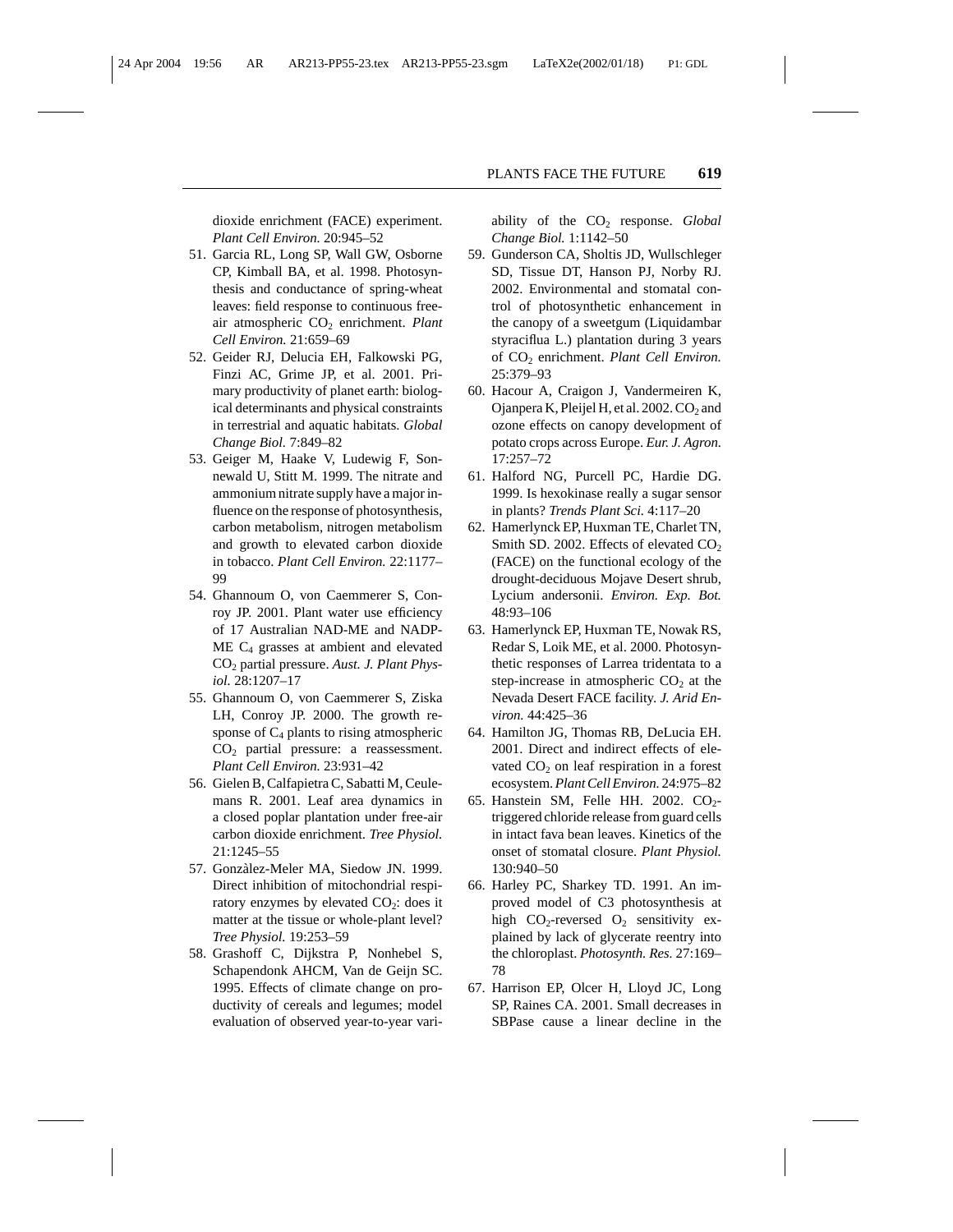dioxide enrichment (FACE) experiment. *Plant Cell Environ.* 20:945–52

51. Garcia RL, Long SP, Wall GW, Osborne CP, Kimball BA, et al. 1998. Photosynthesis and conductance of spring-wheat leaves: field response to continuous free-air atmospheric $CO_2$ enrichment. *Plant Cell Environ.* 21:659–69
52. Geider RJ, Delucia EH, Falkowski PG, Finzi AC, Grime JP, et al. 2001. Primary productivity of planet earth: biological determinants and physical constraints in terrestrial and aquatic habitats. *Global Change Biol.* 7:849–82
53. Geiger M, Haake V, Ludewig F, Sonnewald U, Stitt M. 1999. The nitrate and ammonium nitrate supply have a major influence on the response of photosynthesis, carbon metabolism, nitrogen metabolism and growth to elevated carbon dioxide in tobacco. *Plant Cell Environ.* 22:1177–99
54. Ghannoum O, von Caemmerer S, Conroy JP. 2001. Plant water use efficiency of 17 Australian NAD-ME and NADP-ME $C_4$ grasses at ambient and elevated $CO_2$ partial pressure. *Aust. J. Plant Physiol.* 28:1207–17
55. Ghannoum O, von Caemmerer S, Ziska LH, Conroy JP. 2000. The growth response of $C_4$ plants to rising atmospheric $CO_2$ partial pressure: a reassessment. *Plant Cell Environ.* 23:931–42
56. Gielen B, Calfapietra C, Sabatti M, Ceulemans R. 2001. Leaf area dynamics in a closed poplar plantation under free-air carbon dioxide enrichment. *Tree Physiol.* 21:1245–55
57. Gonzàlez-Meler MA, Siedow JN. 1999. Direct inhibition of mitochondrial respiratory enzymes by elevated $CO_2$: does it matter at the tissue or whole-plant level? *Tree Physiol.* 19:253–59
58. Grashoff C, Dijkstra P, Nonhebel S, Schapendonk AHCM, Van de Geijn SC. 1995. Effects of climate change on productivity of cereals and legumes; model evaluation of observed year-to-year variability of the $CO_2$ response. *Global Change Biol.* 1:1142–50
59. Gunderson CA, Sholtis JD, Wullschleger SD, Tissue DT, Hanson PJ, Norby RJ. 2002. Environmental and stomatal control of photosynthetic enhancement in the canopy of a sweetgum (Liquidambar styraciflua L.) plantation during 3 years of $CO_2$ enrichment. *Plant Cell Environ.* 25:379–93
60. Hacour A, Craigon J, Vandermeiren K, Ojanpera K, Pleijel H, et al. 2002. $CO_2$ and ozone effects on canopy development of potato crops across Europe. *Eur. J. Agron.* 17:257–72
61. Halford NG, Purcell PC, Hardie DG. 1999. Is hexokinase really a sugar sensor in plants? *Trends Plant Sci.* 4:117–20
62. Hamerlynck EP, Huxman TE, Charlet TN, Smith SD. 2002. Effects of elevated $CO_2$ (FACE) on the functional ecology of the drought-deciduous Mojave Desert shrub, Lycium andersonii. *Environ. Exp. Bot.* 48:93–106
63. Hamerlynck EP, Huxman TE, Nowak RS, Redar S, Loik ME, et al. 2000. Photosynthetic responses of Larrea tridentata to a step-increase in atmospheric $CO_2$ at the Nevada Desert FACE facility. *J. Arid Environ.* 44:425–36
64. Hamilton JG, Thomas RB, DeLucia EH. 2001. Direct and indirect effects of elevated $CO_2$ on leaf respiration in a forest ecosystem. *Plant Cell Environ.* 24:975–82
65. Hanstein SM, Felle HH. 2002. $CO_2$-triggered chloride release from guard cells in intact fava bean leaves. Kinetics of the onset of stomatal closure. *Plant Physiol.* 130:940–50
66. Harley PC, Sharkey TD. 1991. An improved model of C3 photosynthesis at high $CO_2$-reversed $O_2$ sensitivity explained by lack of glycerate reentry into the chloroplast. *Photosynth. Res.* 27:169–78
67. Harrison EP, Olcer H, Lloyd JC, Long SP, Raines CA. 2001. Small decreases in SBPase cause a linear decline in the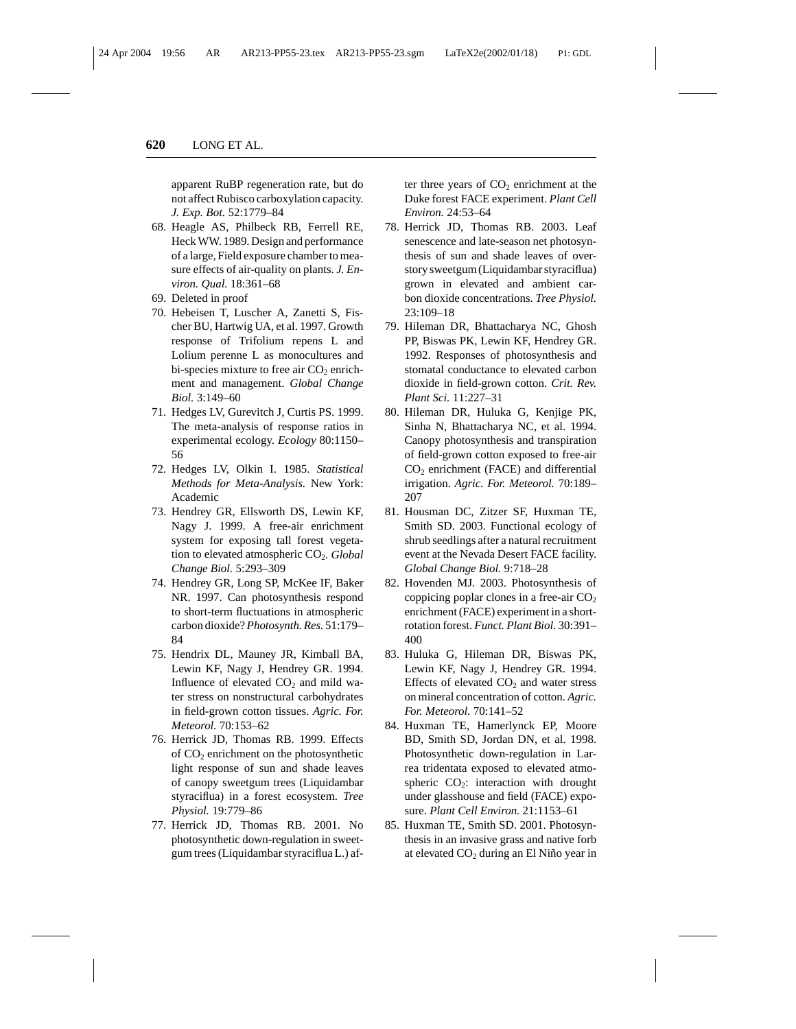apparent RuBP regeneration rate, but do not affect Rubisco carboxylation capacity. *J. Exp. Bot.* 52:1779–84

68. Heagle AS, Philbeck RB, Ferrell RE, Heck WW. 1989. Design and performance of a large, Field exposure chamber to measure effects of air-quality on plants. *J. Environ. Qual.* 18:361–68
69. Deleted in proof
70. Hebeisen T, Luscher A, Zanetti S, Fischer BU, Hartwig UA, et al. 1997. Growth response of Trifolium repens L and Lolium perenne L as monocultures and bi-species mixture to free air $CO_2$ enrichment and management. *Global Change Biol.* 3:149–60
71. Hedges LV, Gurevitch J, Curtis PS. 1999. The meta-analysis of response ratios in experimental ecology. *Ecology* 80:1150–56
72. Hedges LV, Olkin I. 1985. *Statistical Methods for Meta-Analysis.* New York: Academic
73. Hendrey GR, Ellsworth DS, Lewin KF, Nagy J. 1999. A free-air enrichment system for exposing tall forest vegetation to elevated atmospheric $CO_2$. *Global Change Biol.* 5:293–309
74. Hendrey GR, Long SP, McKee IF, Baker NR. 1997. Can photosynthesis respond to short-term fluctuations in atmospheric carbon dioxide? *Photosynth. Res.* 51:179–84
75. Hendrix DL, Mauney JR, Kimball BA, Lewin KF, Nagy J, Hendrey GR. 1994. Influence of elevated $CO_2$ and mild water stress on nonstructural carbohydrates in field-grown cotton tissues. *Agric. For. Meteorol.* 70:153–62
76. Herrick JD, Thomas RB. 1999. Effects of $CO_2$ enrichment on the photosynthetic light response of sun and shade leaves of canopy sweetgum trees (Liquidambar styraciflua) in a forest ecosystem. *Tree Physiol.* 19:779–86
77. Herrick JD, Thomas RB. 2001. No photosynthetic down-regulation in sweetgum trees (Liquidambar styraciflua L.) after three years of $CO_2$ enrichment at the Duke forest FACE experiment. *Plant Cell Environ.* 24:53–64
78. Herrick JD, Thomas RB. 2003. Leaf senescence and late-season net photosynthesis of sun and shade leaves of overstory sweetgum (Liquidambar styraciflua) grown in elevated and ambient carbon dioxide concentrations. *Tree Physiol.* 23:109–18
79. Hileman DR, Bhattacharya NC, Ghosh PP, Biswas PK, Lewin KF, Hendrey GR. 1992. Responses of photosynthesis and stomatal conductance to elevated carbon dioxide in field-grown cotton. *Crit. Rev. Plant Sci.* 11:227–31
80. Hileman DR, Huluka G, Kenjige PK, Sinha N, Bhattacharya NC, et al. 1994. Canopy photosynthesis and transpiration of field-grown cotton exposed to free-air $CO_2$ enrichment (FACE) and differential irrigation. *Agric. For. Meteorol.* 70:189–207
81. Housman DC, Zitzer SF, Huxman TE, Smith SD. 2003. Functional ecology of shrub seedlings after a natural recruitment event at the Nevada Desert FACE facility. *Global Change Biol.* 9:718–28
82. Hovenden MJ. 2003. Photosynthesis of coppicing poplar clones in a free-air $CO_2$ enrichment (FACE) experiment in a short-rotation forest. *Funct. Plant Biol.* 30:391–400
83. Huluka G, Hileman DR, Biswas PK, Lewin KF, Nagy J, Hendrey GR. 1994. Effects of elevated $CO_2$ and water stress on mineral concentration of cotton. *Agric. For. Meteorol.* 70:141–52
84. Huxman TE, Hamerlynck EP, Moore BD, Smith SD, Jordan DN, et al. 1998. Photosynthetic down-regulation in Larrea tridentata exposed to elevated atmospheric $CO_2$: interaction with drought under glasshouse and field (FACE) exposure. *Plant Cell Environ.* 21:1153–61
85. Huxman TE, Smith SD. 2001. Photosynthesis in an invasive grass and native forb at elevated $CO_2$ during an El Niño year in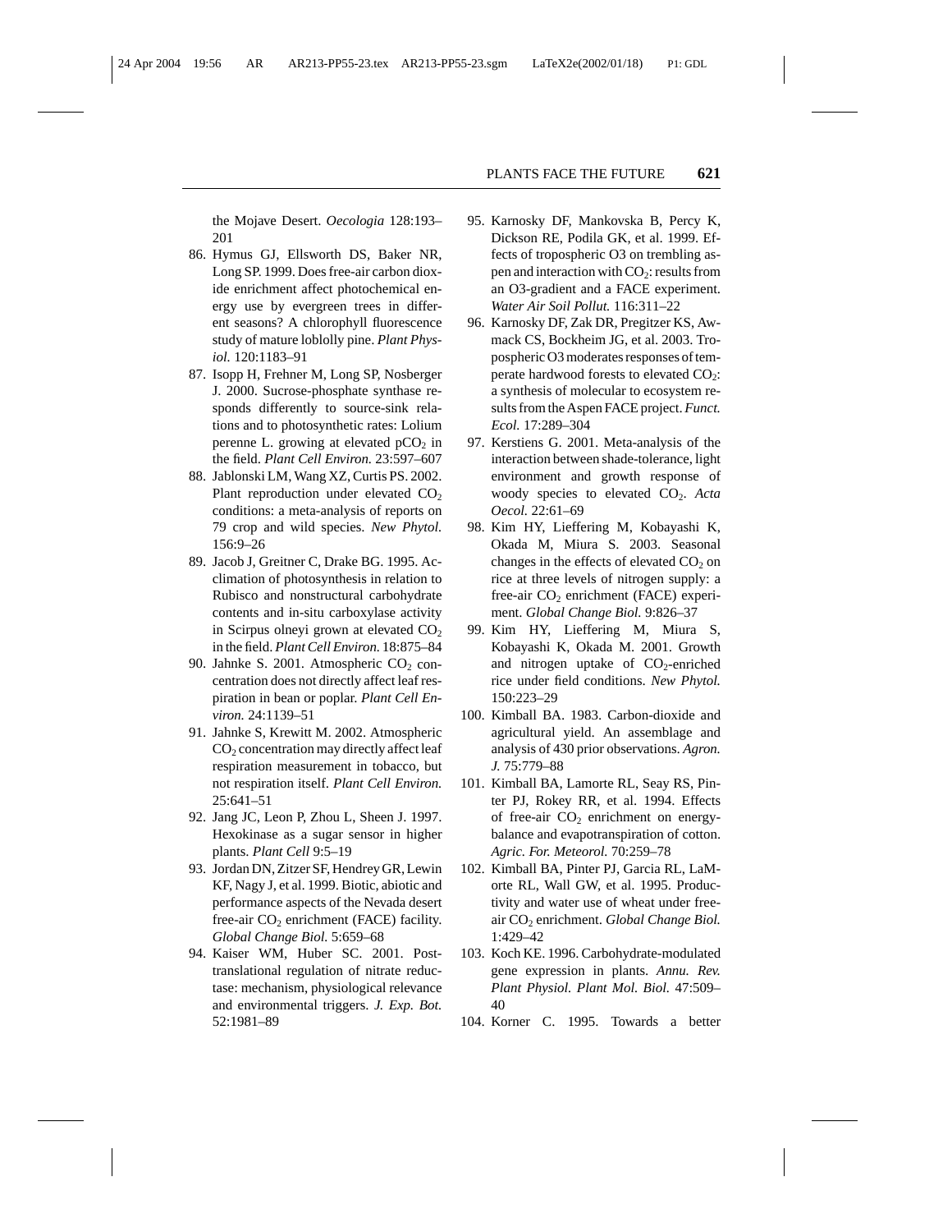the Mojave Desert. *Oecologia* 128:193–201

86. Hymus GJ, Ellsworth DS, Baker NR, Long SP. 1999. Does free-air carbon dioxide enrichment affect photochemical energy use by evergreen trees in different seasons? A chlorophyll fluorescence study of mature loblolly pine. *Plant Physiol.* 120:1183–91
87. Isopp H, Frehner M, Long SP, Nosberger J. 2000. Sucrose-phosphate synthase responds differently to source-sink relations and to photosynthetic rates: Lolium perenne L. growing at elevated $pCO_2$ in the field. *Plant Cell Environ.* 23:597–607
88. Jablonski LM, Wang XZ, Curtis PS. 2002. Plant reproduction under elevated $CO_2$ conditions: a meta-analysis of reports on 79 crop and wild species. *New Phytol.* 156:9–26
89. Jacob J, Greitner C, Drake BG. 1995. Acclimation of photosynthesis in relation to Rubisco and nonstructural carbohydrate contents and in-situ carboxylase activity in Scirpus olneyi grown at elevated $CO_2$ in the field. *Plant Cell Environ.* 18:875–84
90. Jahnke S. 2001. Atmospheric $CO_2$ concentration does not directly affect leaf respiration in bean or poplar. *Plant Cell Environ.* 24:1139–51
91. Jahnke S, Krewitt M. 2002. Atmospheric $CO_2$ concentration may directly affect leaf respiration measurement in tobacco, but not respiration itself. *Plant Cell Environ.* 25:641–51
92. Jang JC, Leon P, Zhou L, Sheen J. 1997. Hexokinase as a sugar sensor in higher plants. *Plant Cell* 9:5–19
93. Jordan DN, Zitzer SF, Hendrey GR, Lewin KF, Nagy J, et al. 1999. Biotic, abiotic and performance aspects of the Nevada desert free-air $CO_2$ enrichment (FACE) facility. *Global Change Biol.* 5:659–68
94. Kaiser WM, Huber SC. 2001. Post-translational regulation of nitrate reductase: mechanism, physiological relevance and environmental triggers. *J. Exp. Bot.* 52:1981–89
95. Karnosky DF, Mankovska B, Percy K, Dickson RE, Podila GK, et al. 1999. Effects of tropospheric O3 on trembling aspen and interaction with $CO_2$: results from an O3-gradient and a FACE experiment. *Water Air Soil Pollut.* 116:311–22
96. Karnosky DF, Zak DR, Pregitzer KS, Awmack CS, Bockheim JG, et al. 2003. Tropospheric O3 moderates responses of temperate hardwood forests to elevated $CO_2$: a synthesis of molecular to ecosystem results from the Aspen FACE project. *Funct. Ecol.* 17:289–304
97. Kerstiens G. 2001. Meta-analysis of the interaction between shade-tolerance, light environment and growth response of woody species to elevated $CO_2$. *Acta Oecol.* 22:61–69
98. Kim HY, Lieffering M, Kobayashi K, Okada M, Miura S. 2003. Seasonal changes in the effects of elevated $CO_2$ on rice at three levels of nitrogen supply: a free-air $CO_2$ enrichment (FACE) experiment. *Global Change Biol.* 9:826–37
99. Kim HY, Lieffering M, Miura S, Kobayashi K, Okada M. 2001. Growth and nitrogen uptake of $CO_2$-enriched rice under field conditions. *New Phytol.* 150:223–29
100. Kimball BA. 1983. Carbon-dioxide and agricultural yield. An assemblage and analysis of 430 prior observations. *Agron. J.* 75:779–88
101. Kimball BA, Lamorte RL, Seay RS, Pinter PJ, Rokey RR, et al. 1994. Effects of free-air $CO_2$ enrichment on energy-balance and evapotranspiration of cotton. *Agric. For. Meteorol.* 70:259–78
102. Kimball BA, Pinter PJ, Garcia RL, LaMorte RL, Wall GW, et al. 1995. Productivity and water use of wheat under free-air $CO_2$ enrichment. *Global Change Biol.* 1:429–42
103. Koch KE. 1996. Carbohydrate-modulated gene expression in plants. *Annu. Rev. Plant Physiol. Plant Mol. Biol.* 47:509–40
104. Korner C. 1995. Towards a better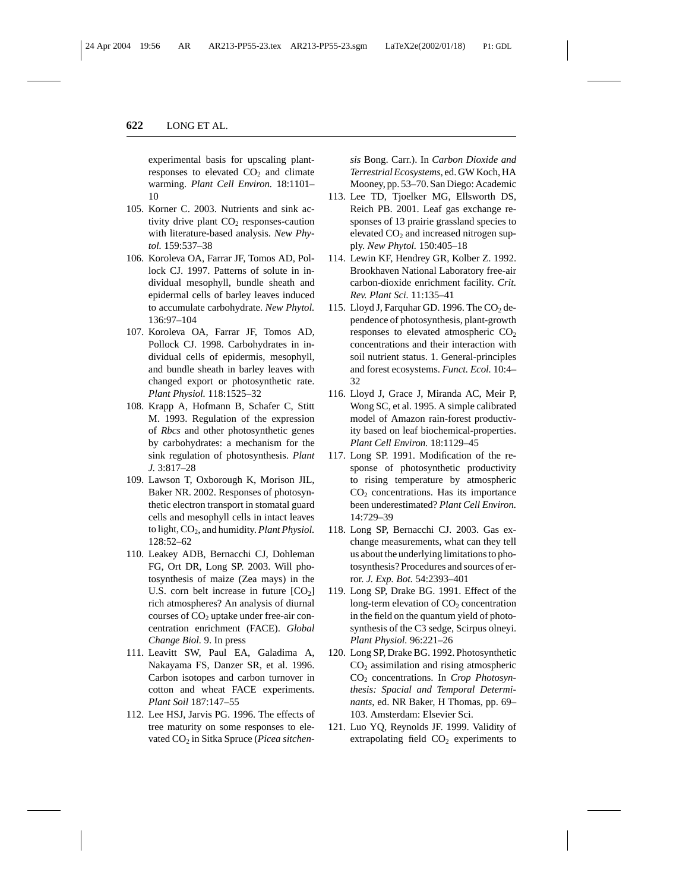experimental basis for upscaling plant-responses to elevated $CO_2$ and climate warming. *Plant Cell Environ.* 18:1101–10

105. Korner C. 2003. Nutrients and sink activity drive plant $CO_2$ responses-caution with literature-based analysis. *New Phytol.* 159:537–38
106. Koroleva OA, Farrar JF, Tomos AD, Pollock CJ. 1997. Patterns of solute in individual mesophyll, bundle sheath and epidermal cells of barley leaves induced to accumulate carbohydrate. *New Phytol.* 136:97–104
107. Koroleva OA, Farrar JF, Tomos AD, Pollock CJ. 1998. Carbohydrates in individual cells of epidermis, mesophyll, and bundle sheath in barley leaves with changed export or photosynthetic rate. *Plant Physiol.* 118:1525–32
108. Krapp A, Hofmann B, Schafer C, Stitt M. 1993. Regulation of the expression of *Rbcs* and other photosynthetic genes by carbohydrates: a mechanism for the sink regulation of photosynthesis. *Plant J.* 3:817–28
109. Lawson T, Oxborough K, Morison JIL, Baker NR. 2002. Responses of photosynthetic electron transport in stomatal guard cells and mesophyll cells in intact leaves to light, $CO_2$, and humidity. *Plant Physiol.* 128:52–62
110. Leakey ADB, Bernacchi CJ, Dohleman FG, Ort DR, Long SP. 2003. Will photosynthesis of maize (Zea mays) in the U.S. corn belt increase in future $[CO_2]$ rich atmospheres? An analysis of diurnal courses of $CO_2$ uptake under free-air concentration enrichment (FACE). *Global Change Biol.* 9. In press
111. Leavitt SW, Paul EA, Galadima A, Nakayama FS, Danzer SR, et al. 1996. Carbon isotopes and carbon turnover in cotton and wheat FACE experiments. *Plant Soil* 187:147–55
112. Lee HSJ, Jarvis PG. 1996. The effects of tree maturity on some responses to elevated $CO_2$ in Sitka Spruce (*Picea sitchensis* Bong. Carr.). In *Carbon Dioxide and Terrestrial Ecosystems*, ed. GW Koch, HA Mooney, pp. 53–70. San Diego: Academic
113. Lee TD, Tjoelker MG, Ellsworth DS, Reich PB. 2001. Leaf gas exchange responses of 13 prairie grassland species to elevated $CO_2$ and increased nitrogen supply. *New Phytol.* 150:405–18
114. Lewin KF, Hendrey GR, Kolber Z. 1992. Brookhaven National Laboratory free-air carbon-dioxide enrichment facility. *Crit. Rev. Plant Sci.* 11:135–41
115. Lloyd J, Farquhar GD. 1996. The $CO_2$ dependence of photosynthesis, plant-growth responses to elevated atmospheric $CO_2$ concentrations and their interaction with soil nutrient status. 1. General-principles and forest ecosystems. *Funct. Ecol.* 10:4–32
116. Lloyd J, Grace J, Miranda AC, Meir P, Wong SC, et al. 1995. A simple calibrated model of Amazon rain-forest productivity based on leaf biochemical-properties. *Plant Cell Environ.* 18:1129–45
117. Long SP. 1991. Modification of the response of photosynthetic productivity to rising temperature by atmospheric $CO_2$ concentrations. Has its importance been underestimated? *Plant Cell Environ.* 14:729–39
118. Long SP, Bernacchi CJ. 2003. Gas exchange measurements, what can they tell us about the underlying limitations to photosynthesis? Procedures and sources of error. *J. Exp. Bot.* 54:2393–401
119. Long SP, Drake BG. 1991. Effect of the long-term elevation of $CO_2$ concentration in the field on the quantum yield of photosynthesis of the C3 sedge, Scirpus olneyi. *Plant Physiol.* 96:221–26
120. Long SP, Drake BG. 1992. Photosynthetic $CO_2$ assimilation and rising atmospheric $CO_2$ concentrations. In *Crop Photosynthesis: Spacial and Temporal Determinants*, ed. NR Baker, H Thomas, pp. 69–103. Amsterdam: Elsevier Sci.
121. Luo YQ, Reynolds JF. 1999. Validity of extrapolating field $CO_2$ experiments to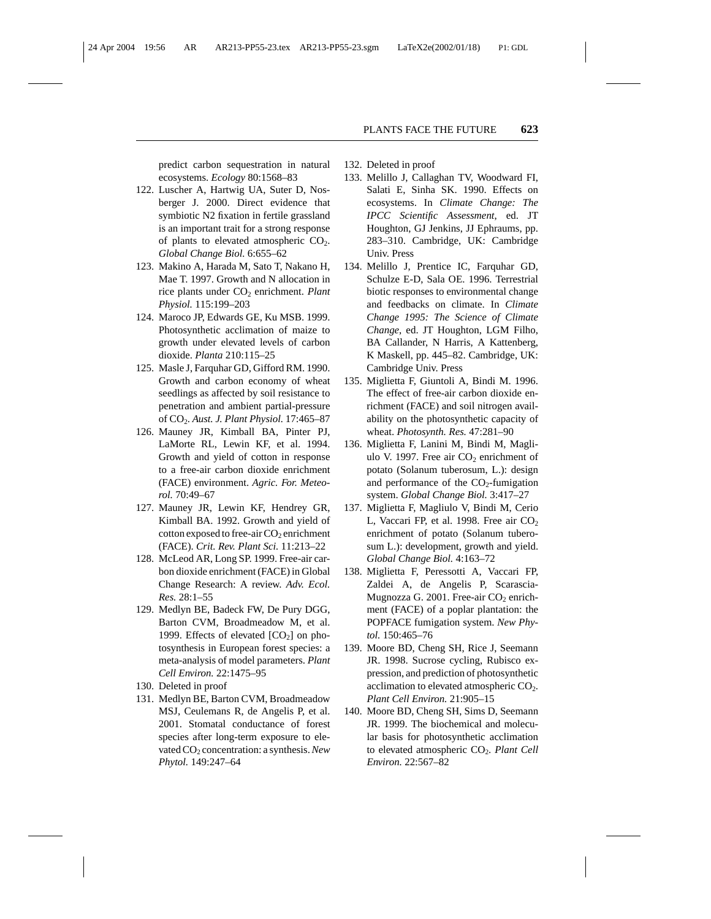predict carbon sequestration in natural ecosystems. *Ecology* 80:1568–83

122. Luscher A, Hartwig UA, Suter D, Nosberger J. 2000. Direct evidence that symbiotic N2 fixation in fertile grassland is an important trait for a strong response of plants to elevated atmospheric $CO_2$. *Global Change Biol.* 6:655–62
123. Makino A, Harada M, Sato T, Nakano H, Mae T. 1997. Growth and N allocation in rice plants under $CO_2$ enrichment. *Plant Physiol.* 115:199–203
124. Maroco JP, Edwards GE, Ku MSB. 1999. Photosynthetic acclimation of maize to growth under elevated levels of carbon dioxide. *Planta* 210:115–25
125. Masle J, Farquhar GD, Gifford RM. 1990. Growth and carbon economy of wheat seedlings as affected by soil resistance to penetration and ambient partial-pressure of $CO_2$. *Aust. J. Plant Physiol.* 17:465–87
126. Mauney JR, Kimball BA, Pinter PJ, LaMorte RL, Lewin KF, et al. 1994. Growth and yield of cotton in response to a free-air carbon dioxide enrichment (FACE) environment. *Agric. For. Meteorol.* 70:49–67
127. Mauney JR, Lewin KF, Hendrey GR, Kimball BA. 1992. Growth and yield of cotton exposed to free-air $CO_2$ enrichment (FACE). *Crit. Rev. Plant Sci.* 11:213–22
128. McLeod AR, Long SP. 1999. Free-air carbon dioxide enrichment (FACE) in Global Change Research: A review. *Adv. Ecol. Res.* 28:1–55
129. Medlyn BE, Badeck FW, De Pury DGG, Barton CVM, Broadmeadow M, et al. 1999. Effects of elevated [$CO_2$] on photosynthesis in European forest species: a meta-analysis of model parameters. *Plant Cell Environ.* 22:1475–95
130. Deleted in proof
131. Medlyn BE, Barton CVM, Broadmeadow MSJ, Ceulemans R, de Angelis P, et al. 2001. Stomatal conductance of forest species after long-term exposure to elevated $CO_2$ concentration: a synthesis. *New Phytol.* 149:247–64
132. Deleted in proof
133. Melillo J, Callaghan TV, Woodward FI, Salati E, Sinha SK. 1990. Effects on ecosystems. In *Climate Change: The IPCC Scientific Assessment*, ed. JT Houghton, GJ Jenkins, JJ Ephraums, pp. 283–310. Cambridge, UK: Cambridge Univ. Press
134. Melillo J, Prentice IC, Farquhar GD, Schulze E-D, Sala OE. 1996. Terrestrial biotic responses to environmental change and feedbacks on climate. In *Climate Change 1995: The Science of Climate Change*, ed. JT Houghton, LGM Filho, BA Callander, N Harris, A Kattenberg, K Maskell, pp. 445–82. Cambridge, UK: Cambridge Univ. Press
135. Miglietta F, Giuntoli A, Bindi M. 1996. The effect of free-air carbon dioxide enrichment (FACE) and soil nitrogen availability on the photosynthetic capacity of wheat. *Photosynth. Res.* 47:281–90
136. Miglietta F, Lanini M, Bindi M, Magliulo V. 1997. Free air $CO_2$ enrichment of potato (Solanum tuberosum, L.): design and performance of the $CO_2$-fumigation system. *Global Change Biol.* 3:417–27
137. Miglietta F, Magliulo V, Bindi M, Cerio L, Vaccari FP, et al. 1998. Free air $CO_2$ enrichment of potato (Solanum tuberosum L.): development, growth and yield. *Global Change Biol.* 4:163–72
138. Miglietta F, Peressotti A, Vaccari FP, Zaldei A, de Angelis P, Scarascia-Mugnozza G. 2001. Free-air $CO_2$ enrichment (FACE) of a poplar plantation: the POPFACE fumigation system. *New Phytol.* 150:465–76
139. Moore BD, Cheng SH, Rice J, Seemann JR. 1998. Sucrose cycling, Rubisco expression, and prediction of photosynthetic acclimation to elevated atmospheric $CO_2$. *Plant Cell Environ.* 21:905–15
140. Moore BD, Cheng SH, Sims D, Seemann JR. 1999. The biochemical and molecular basis for photosynthetic acclimation to elevated atmospheric $CO_2$. *Plant Cell Environ.* 22:567–82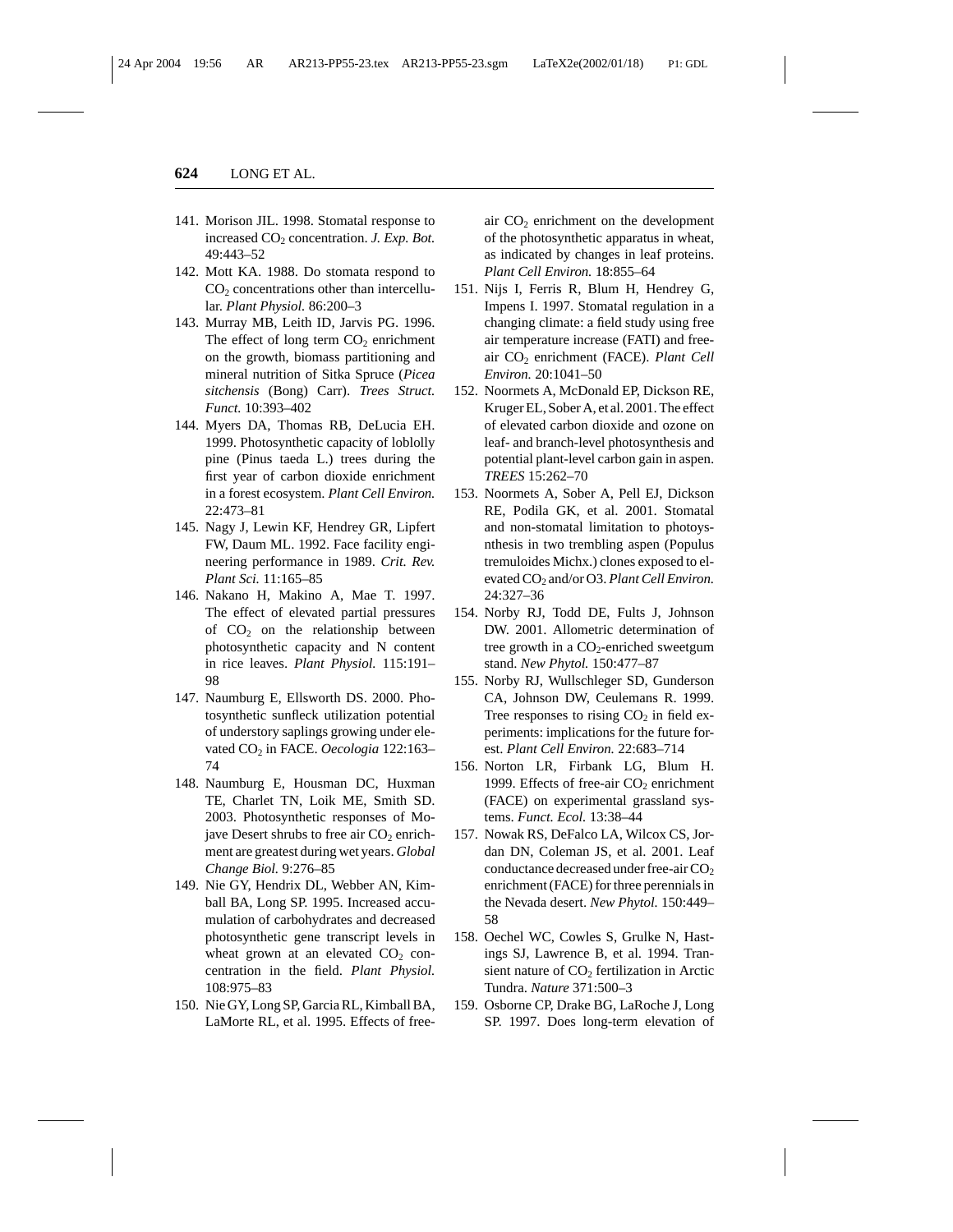141. Morison JIL. 1998. Stomatal response to increased $CO_2$ concentration. *J. Exp. Bot.* 49:443–52
142. Mott KA. 1988. Do stomata respond to $CO_2$ concentrations other than intercellular. *Plant Physiol.* 86:200–3
143. Murray MB, Leith ID, Jarvis PG. 1996. The effect of long term $CO_2$ enrichment on the growth, biomass partitioning and mineral nutrition of Sitka Spruce (*Picea sitchensis* (Bong) Carr). *Trees Struct. Funct.* 10:393–402
144. Myers DA, Thomas RB, DeLucia EH. 1999. Photosynthetic capacity of loblolly pine (Pinus taeda L.) trees during the first year of carbon dioxide enrichment in a forest ecosystem. *Plant Cell Environ.* 22:473–81
145. Nagy J, Lewin KF, Hendrey GR, Lipfert FW, Daum ML. 1992. Face facility engineering performance in 1989. *Crit. Rev. Plant Sci.* 11:165–85
146. Nakano H, Makino A, Mae T. 1997. The effect of elevated partial pressures of $CO_2$ on the relationship between photosynthetic capacity and N content in rice leaves. *Plant Physiol.* 115:191–98
147. Naumburg E, Ellsworth DS. 2000. Photosynthetic sunfleck utilization potential of understory saplings growing under elevated $CO_2$ in FACE. *Oecologia* 122:163–74
148. Naumburg E, Housman DC, Huxman TE, Charlet TN, Loik ME, Smith SD. 2003. Photosynthetic responses of Mojave Desert shrubs to free air $CO_2$ enrichment are greatest during wet years. *Global Change Biol.* 9:276–85
149. Nie GY, Hendrix DL, Webber AN, Kimball BA, Long SP. 1995. Increased accumulation of carbohydrates and decreased photosynthetic gene transcript levels in wheat grown at an elevated $CO_2$ concentration in the field. *Plant Physiol.* 108:975–83
150. Nie GY, Long SP, Garcia RL, Kimball BA, LaMorte RL, et al. 1995. Effects of free-air $CO_2$ enrichment on the development of the photosynthetic apparatus in wheat, as indicated by changes in leaf proteins. *Plant Cell Environ.* 18:855–64
151. Nijs I, Ferris R, Blum H, Hendrey G, Impens I. 1997. Stomatal regulation in a changing climate: a field study using free air temperature increase (FATI) and free-air $CO_2$ enrichment (FACE). *Plant Cell Environ.* 20:1041–50
152. Noormets A, McDonald EP, Dickson RE, Kruger EL, Sober A, et al. 2001. The effect of elevated carbon dioxide and ozone on leaf- and branch-level photosynthesis and potential plant-level carbon gain in aspen. *TREES* 15:262–70
153. Noormets A, Sober A, Pell EJ, Dickson RE, Podila GK, et al. 2001. Stomatal and non-stomatal limitation to photoysnthesis in two trembling aspen (Populus tremuloides Michx.) clones exposed to elevated $CO_2$ and/or O3. *Plant Cell Environ.* 24:327–36
154. Norby RJ, Todd DE, Fults J, Johnson DW. 2001. Allometric determination of tree growth in a $CO_2$-enriched sweetgum stand. *New Phytol.* 150:477–87
155. Norby RJ, Wullschleger SD, Gunderson CA, Johnson DW, Ceulemans R. 1999. Tree responses to rising $CO_2$ in field experiments: implications for the future forest. *Plant Cell Environ.* 22:683–714
156. Norton LR, Firbank LG, Blum H. 1999. Effects of free-air $CO_2$ enrichment (FACE) on experimental grassland systems. *Funct. Ecol.* 13:38–44
157. Nowak RS, DeFalco LA, Wilcox CS, Jordan DN, Coleman JS, et al. 2001. Leaf conductance decreased under free-air $CO_2$ enrichment (FACE) for three perennials in the Nevada desert. *New Phytol.* 150:449–58
158. Oechel WC, Cowles S, Grulke N, Hastings SJ, Lawrence B, et al. 1994. Transient nature of $CO_2$ fertilization in Arctic Tundra. *Nature* 371:500–3
159. Osborne CP, Drake BG, LaRoche J, Long SP. 1997. Does long-term elevation of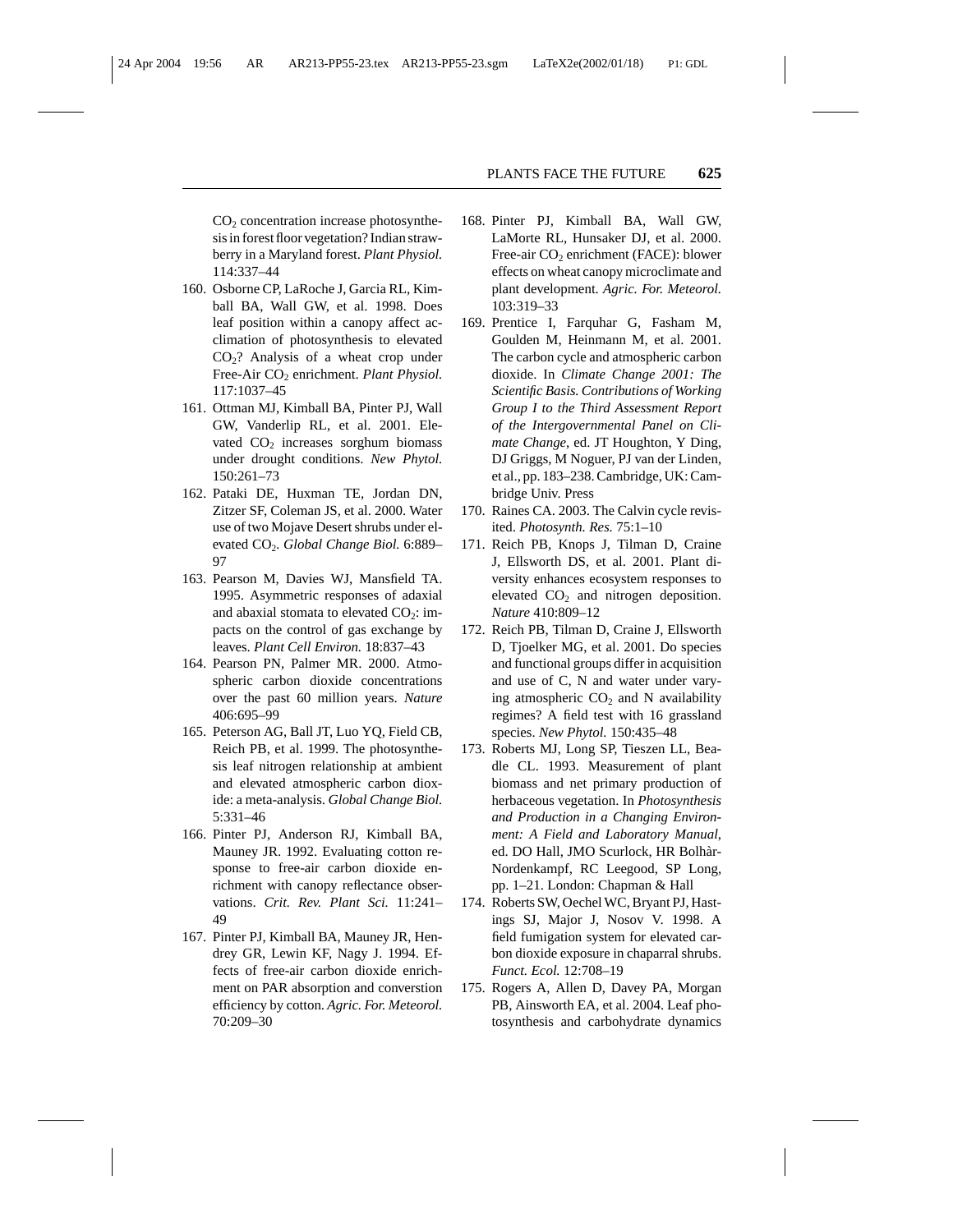$CO_2$ concentration increase photosynthesis in forest floor vegetation? Indian strawberry in a Maryland forest. *Plant Physiol.* 114:337–44

160. Osborne CP, LaRoche J, Garcia RL, Kimball BA, Wall GW, et al. 1998. Does leaf position within a canopy affect acclimation of photosynthesis to elevated $CO_2$? Analysis of a wheat crop under Free-Air $CO_2$ enrichment. *Plant Physiol.* 117:1037–45
161. Ottman MJ, Kimball BA, Pinter PJ, Wall GW, Vanderlip RL, et al. 2001. Elevated $CO_2$ increases sorghum biomass under drought conditions. *New Phytol.* 150:261–73
162. Pataki DE, Huxman TE, Jordan DN, Zitzer SF, Coleman JS, et al. 2000. Water use of two Mojave Desert shrubs under elevated $CO_2$. *Global Change Biol.* 6:889–97
163. Pearson M, Davies WJ, Mansfield TA. 1995. Asymmetric responses of adaxial and abaxial stomata to elevated $CO_2$: impacts on the control of gas exchange by leaves. *Plant Cell Environ.* 18:837–43
164. Pearson PN, Palmer MR. 2000. Atmospheric carbon dioxide concentrations over the past 60 million years. *Nature* 406:695–99
165. Peterson AG, Ball JT, Luo YQ, Field CB, Reich PB, et al. 1999. The photosynthesis leaf nitrogen relationship at ambient and elevated atmospheric carbon dioxide: a meta-analysis. *Global Change Biol.* 5:331–46
166. Pinter PJ, Anderson RJ, Kimball BA, Mauney JR. 1992. Evaluating cotton response to free-air carbon dioxide enrichment with canopy reflectance observations. *Crit. Rev. Plant Sci.* 11:241–49
167. Pinter PJ, Kimball BA, Mauney JR, Hendrey GR, Lewin KF, Nagy J. 1994. Effects of free-air carbon dioxide enrichment on PAR absorption and converstion efficiency by cotton. *Agric. For. Meteorol.* 70:209–30
168. Pinter PJ, Kimball BA, Wall GW, LaMorte RL, Hunsaker DJ, et al. 2000. Free-air $CO_2$ enrichment (FACE): blower effects on wheat canopy microclimate and plant development. *Agric. For. Meteorol.* 103:319–33
169. Prentice I, Farquhar G, Fasham M, Goulden M, Heinmann M, et al. 2001. The carbon cycle and atmospheric carbon dioxide. In *Climate Change 2001: The Scientific Basis. Contributions of Working Group I to the Third Assessment Report of the Intergovernmental Panel on Climate Change*, ed. JT Houghton, Y Ding, DJ Griggs, M Noguer, PJ van der Linden, et al., pp. 183–238. Cambridge, UK: Cambridge Univ. Press
170. Raines CA. 2003. The Calvin cycle revisited. *Photosynth. Res.* 75:1–10
171. Reich PB, Knops J, Tilman D, Craine J, Ellsworth DS, et al. 2001. Plant diversity enhances ecosystem responses to elevated $CO_2$ and nitrogen deposition. *Nature* 410:809–12
172. Reich PB, Tilman D, Craine J, Ellsworth D, Tjoelker MG, et al. 2001. Do species and functional groups differ in acquisition and use of C, N and water under varying atmospheric $CO_2$ and N availability regimes? A field test with 16 grassland species. *New Phytol.* 150:435–48
173. Roberts MJ, Long SP, Tieszen LL, Beadle CL. 1993. Measurement of plant biomass and net primary production of herbaceous vegetation. In *Photosynthesis and Production in a Changing Environment: A Field and Laboratory Manual*, ed. DO Hall, JMO Scurlock, HR Bolhàr-Nordenkampf, RC Leegood, SP Long, pp. 1–21. London: Chapman & Hall
174. Roberts SW, Oechel WC, Bryant PJ, Hastings SJ, Major J, Nosov V. 1998. A field fumigation system for elevated carbon dioxide exposure in chaparral shrubs. *Funct. Ecol.* 12:708–19
175. Rogers A, Allen D, Davey PA, Morgan PB, Ainsworth EA, et al. 2004. Leaf photosynthesis and carbohydrate dynamics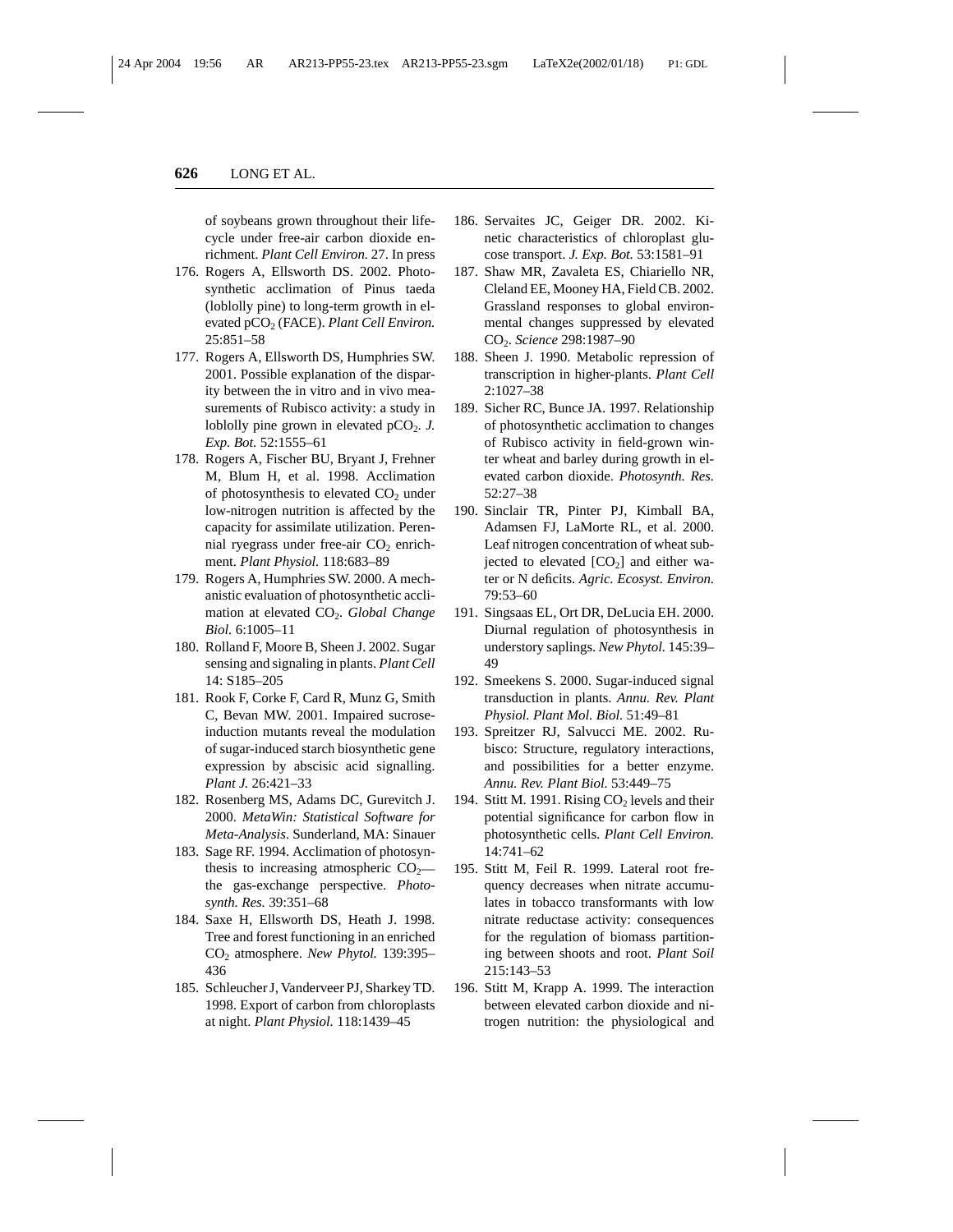of soybeans grown throughout their lifecycle under free-air carbon dioxide enrichment. *Plant Cell Environ.* 27. In press

176. Rogers A, Ellsworth DS. 2002. Photosynthetic acclimation of Pinus taeda (loblolly pine) to long-term growth in elevated p$CO_2$ (FACE). *Plant Cell Environ.* 25:851–58
177. Rogers A, Ellsworth DS, Humphries SW. 2001. Possible explanation of the disparity between the in vitro and in vivo measurements of Rubisco activity: a study in loblolly pine grown in elevated p$CO_2$. *J. Exp. Bot.* 52:1555–61
178. Rogers A, Fischer BU, Bryant J, Frehner M, Blum H, et al. 1998. Acclimation of photosynthesis to elevated $CO_2$ under low-nitrogen nutrition is affected by the capacity for assimilate utilization. Perennial ryegrass under free-air $CO_2$ enrichment. *Plant Physiol.* 118:683–89
179. Rogers A, Humphries SW. 2000. A mechanistic evaluation of photosynthetic acclimation at elevated $CO_2$. *Global Change Biol.* 6:1005–11
180. Rolland F, Moore B, Sheen J. 2002. Sugar sensing and signaling in plants. *Plant Cell* 14: S185–205
181. Rook F, Corke F, Card R, Munz G, Smith C, Bevan MW. 2001. Impaired sucrose-induction mutants reveal the modulation of sugar-induced starch biosynthetic gene expression by abscisic acid signalling. *Plant J.* 26:421–33
182. Rosenberg MS, Adams DC, Gurevitch J. 2000. *MetaWin: Statistical Software for Meta-Analysis*. Sunderland, MA: Sinauer
183. Sage RF. 1994. Acclimation of photosynthesis to increasing atmospheric $CO_2$—the gas-exchange perspective. *Photosynth. Res.* 39:351–68
184. Saxe H, Ellsworth DS, Heath J. 1998. Tree and forest functioning in an enriched $CO_2$ atmosphere. *New Phytol.* 139:395–436
185. Schleucher J, Vanderveer PJ, Sharkey TD. 1998. Export of carbon from chloroplasts at night. *Plant Physiol.* 118:1439–45
186. Servaites JC, Geiger DR. 2002. Kinetic characteristics of chloroplast glucose transport. *J. Exp. Bot.* 53:1581–91
187. Shaw MR, Zavaleta ES, Chiariello NR, Cleland EE, Mooney HA, Field CB. 2002. Grassland responses to global environmental changes suppressed by elevated $CO_2$. *Science* 298:1987–90
188. Sheen J. 1990. Metabolic repression of transcription in higher-plants. *Plant Cell* 2:1027–38
189. Sicher RC, Bunce JA. 1997. Relationship of photosynthetic acclimation to changes of Rubisco activity in field-grown winter wheat and barley during growth in elevated carbon dioxide. *Photosynth. Res.* 52:27–38
190. Sinclair TR, Pinter PJ, Kimball BA, Adamsen FJ, LaMorte RL, et al. 2000. Leaf nitrogen concentration of wheat subjected to elevated [$CO_2$] and either water or N deficits. *Agric. Ecosyst. Environ.* 79:53–60
191. Singsaas EL, Ort DR, DeLucia EH. 2000. Diurnal regulation of photosynthesis in understory saplings. *New Phytol.* 145:39–49
192. Smeekens S. 2000. Sugar-induced signal transduction in plants. *Annu. Rev. Plant Physiol. Plant Mol. Biol.* 51:49–81
193. Spreitzer RJ, Salvucci ME. 2002. Rubisco: Structure, regulatory interactions, and possibilities for a better enzyme. *Annu. Rev. Plant Biol.* 53:449–75
194. Stitt M. 1991. Rising $CO_2$ levels and their potential significance for carbon flow in photosynthetic cells. *Plant Cell Environ.* 14:741–62
195. Stitt M, Feil R. 1999. Lateral root frequency decreases when nitrate accumulates in tobacco transformants with low nitrate reductase activity: consequences for the regulation of biomass partitioning between shoots and root. *Plant Soil* 215:143–53
196. Stitt M, Krapp A. 1999. The interaction between elevated carbon dioxide and nitrogen nutrition: the physiological and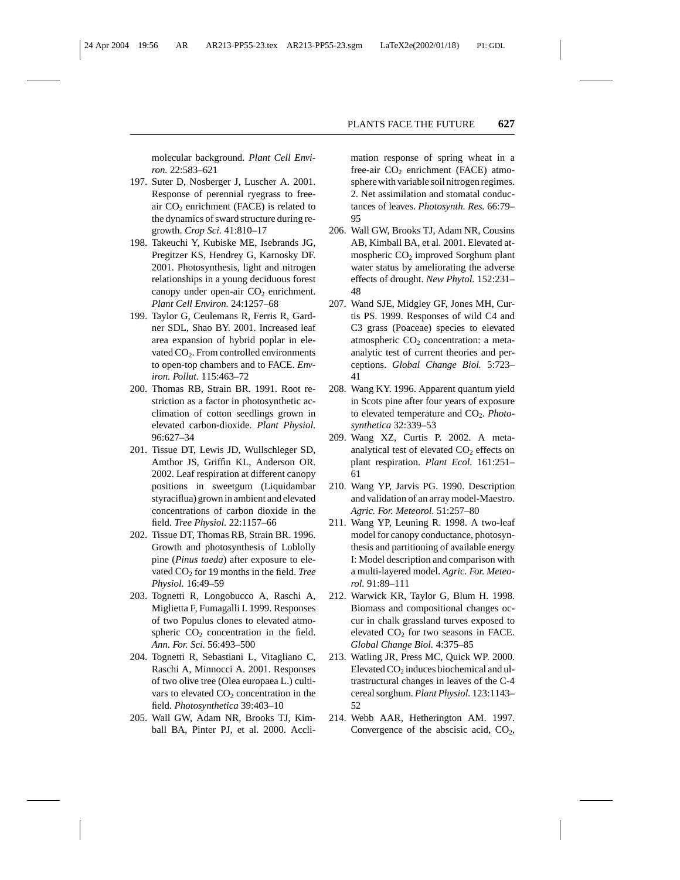molecular background. *Plant Cell Environ.* 22:583–621

197. Suter D, Nosberger J, Luscher A. 2001. Response of perennial ryegrass to free-air $CO_2$ enrichment (FACE) is related to the dynamics of sward structure during regrowth. *Crop Sci.* 41:810–17
198. Takeuchi Y, Kubiske ME, Isebrands JG, Pregitzer KS, Hendrey G, Karnosky DF. 2001. Photosynthesis, light and nitrogen relationships in a young deciduous forest canopy under open-air $CO_2$ enrichment. *Plant Cell Environ.* 24:1257–68
199. Taylor G, Ceulemans R, Ferris R, Gardner SDL, Shao BY. 2001. Increased leaf area expansion of hybrid poplar in elevated $CO_2$. From controlled environments to open-top chambers and to FACE. *Environ. Pollut.* 115:463–72
200. Thomas RB, Strain BR. 1991. Root restriction as a factor in photosynthetic acclimation of cotton seedlings grown in elevated carbon-dioxide. *Plant Physiol.* 96:627–34
201. Tissue DT, Lewis JD, Wullschleger SD, Amthor JS, Griffin KL, Anderson OR. 2002. Leaf respiration at different canopy positions in sweetgum (Liquidambar styraciflua) grown in ambient and elevated concentrations of carbon dioxide in the field. *Tree Physiol.* 22:1157–66
202. Tissue DT, Thomas RB, Strain BR. 1996. Growth and photosynthesis of Loblolly pine (*Pinus taeda*) after exposure to elevated $CO_2$ for 19 months in the field. *Tree Physiol.* 16:49–59
203. Tognetti R, Longobucco A, Raschi A, Miglietta F, Fumagalli I. 1999. Responses of two Populus clones to elevated atmospheric $CO_2$ concentration in the field. *Ann. For. Sci.* 56:493–500
204. Tognetti R, Sebastiani L, Vitagliano C, Raschi A, Minnocci A. 2001. Responses of two olive tree (Olea europaea L.) cultivars to elevated $CO_2$ concentration in the field. *Photosynthetica* 39:403–10
205. Wall GW, Adam NR, Brooks TJ, Kimball BA, Pinter PJ, et al. 2000. Acclimation response of spring wheat in a free-air $CO_2$ enrichment (FACE) atmosphere with variable soil nitrogen regimes. 2. Net assimilation and stomatal conductances of leaves. *Photosynth. Res.* 66:79–95
206. Wall GW, Brooks TJ, Adam NR, Cousins AB, Kimball BA, et al. 2001. Elevated atmospheric $CO_2$ improved Sorghum plant water status by ameliorating the adverse effects of drought. *New Phytol.* 152:231–48
207. Wand SJE, Midgley GF, Jones MH, Curtis PS. 1999. Responses of wild C4 and C3 grass (Poaceae) species to elevated atmospheric $CO_2$ concentration: a meta-analytic test of current theories and perceptions. *Global Change Biol.* 5:723–41
208. Wang KY. 1996. Apparent quantum yield in Scots pine after four years of exposure to elevated temperature and $CO_2$. *Photosynthetica* 32:339–53
209. Wang XZ, Curtis P. 2002. A meta-analytical test of elevated $CO_2$ effects on plant respiration. *Plant Ecol.* 161:251–61
210. Wang YP, Jarvis PG. 1990. Description and validation of an array model-Maestro. *Agric. For. Meteorol.* 51:257–80
211. Wang YP, Leuning R. 1998. A two-leaf model for canopy conductance, photosynthesis and partitioning of available energy I: Model description and comparison with a multi-layered model. *Agric. For. Meteorol.* 91:89–111
212. Warwick KR, Taylor G, Blum H. 1998. Biomass and compositional changes occur in chalk grassland turves exposed to elevated $CO_2$ for two seasons in FACE. *Global Change Biol.* 4:375–85
213. Watling JR, Press MC, Quick WP. 2000. Elevated $CO_2$ induces biochemical and ultrastructural changes in leaves of the C-4 cereal sorghum. *Plant Physiol.* 123:1143–52
214. Webb AAR, Hetherington AM. 1997. Convergence of the abscisic acid, $CO_2$,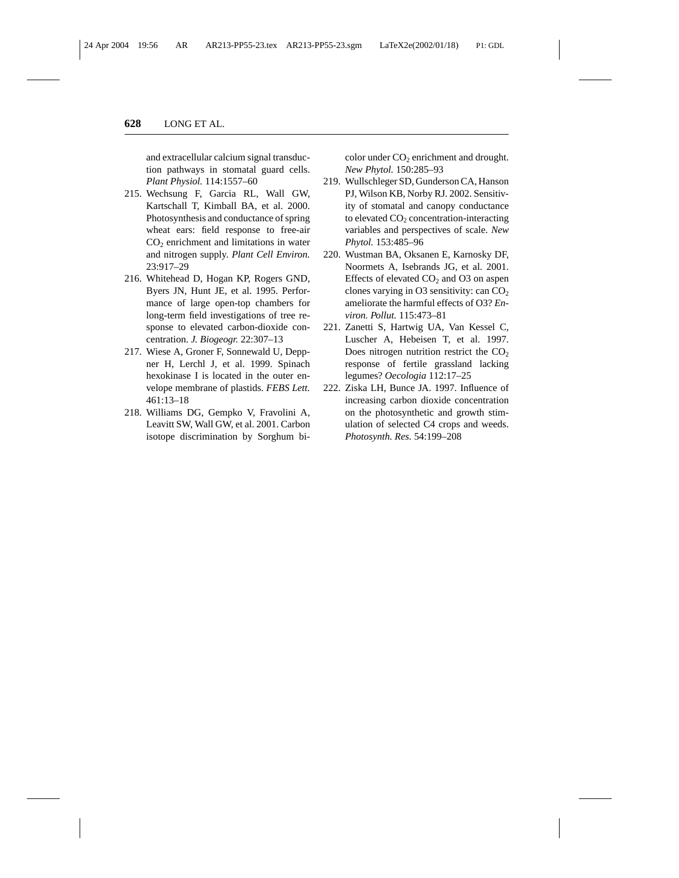and extracellular calcium signal transduction pathways in stomatal guard cells. *Plant Physiol.* 114:1557–60

215. Wechsung F, Garcia RL, Wall GW, Kartschall T, Kimball BA, et al. 2000. Photosynthesis and conductance of spring wheat ears: field response to free-air $CO_2$ enrichment and limitations in water and nitrogen supply. *Plant Cell Environ.* 23:917–29
216. Whitehead D, Hogan KP, Rogers GND, Byers JN, Hunt JE, et al. 1995. Performance of large open-top chambers for long-term field investigations of tree response to elevated carbon-dioxide concentration. *J. Biogeogr.* 22:307–13
217. Wiese A, Groner F, Sonnewald U, Deppner H, Lerchl J, et al. 1999. Spinach hexokinase I is located in the outer envelope membrane of plastids. *FEBS Lett.* 461:13–18
218. Williams DG, Gempko V, Fravolini A, Leavitt SW, Wall GW, et al. 2001. Carbon isotope discrimination by Sorghum bicolor under $CO_2$ enrichment and drought. *New Phytol.* 150:285–93
219. Wullschleger SD, Gunderson CA, Hanson PJ, Wilson KB, Norby RJ. 2002. Sensitivity of stomatal and canopy conductance to elevated $CO_2$ concentration-interacting variables and perspectives of scale. *New Phytol.* 153:485–96
220. Wustman BA, Oksanen E, Karnosky DF, Noormets A, Isebrands JG, et al. 2001. Effects of elevated $CO_2$ and O3 on aspen clones varying in O3 sensitivity: can $CO_2$ ameliorate the harmful effects of O3? *Environ. Pollut.* 115:473–81
221. Zanetti S, Hartwig UA, Van Kessel C, Luscher A, Hebeisen T, et al. 1997. Does nitrogen nutrition restrict the $CO_2$ response of fertile grassland lacking legumes? *Oecologia* 112:17–25
222. Ziska LH, Bunce JA. 1997. Influence of increasing carbon dioxide concentration on the photosynthetic and growth stimulation of selected C4 crops and weeds. *Photosynth. Res.* 54:199–208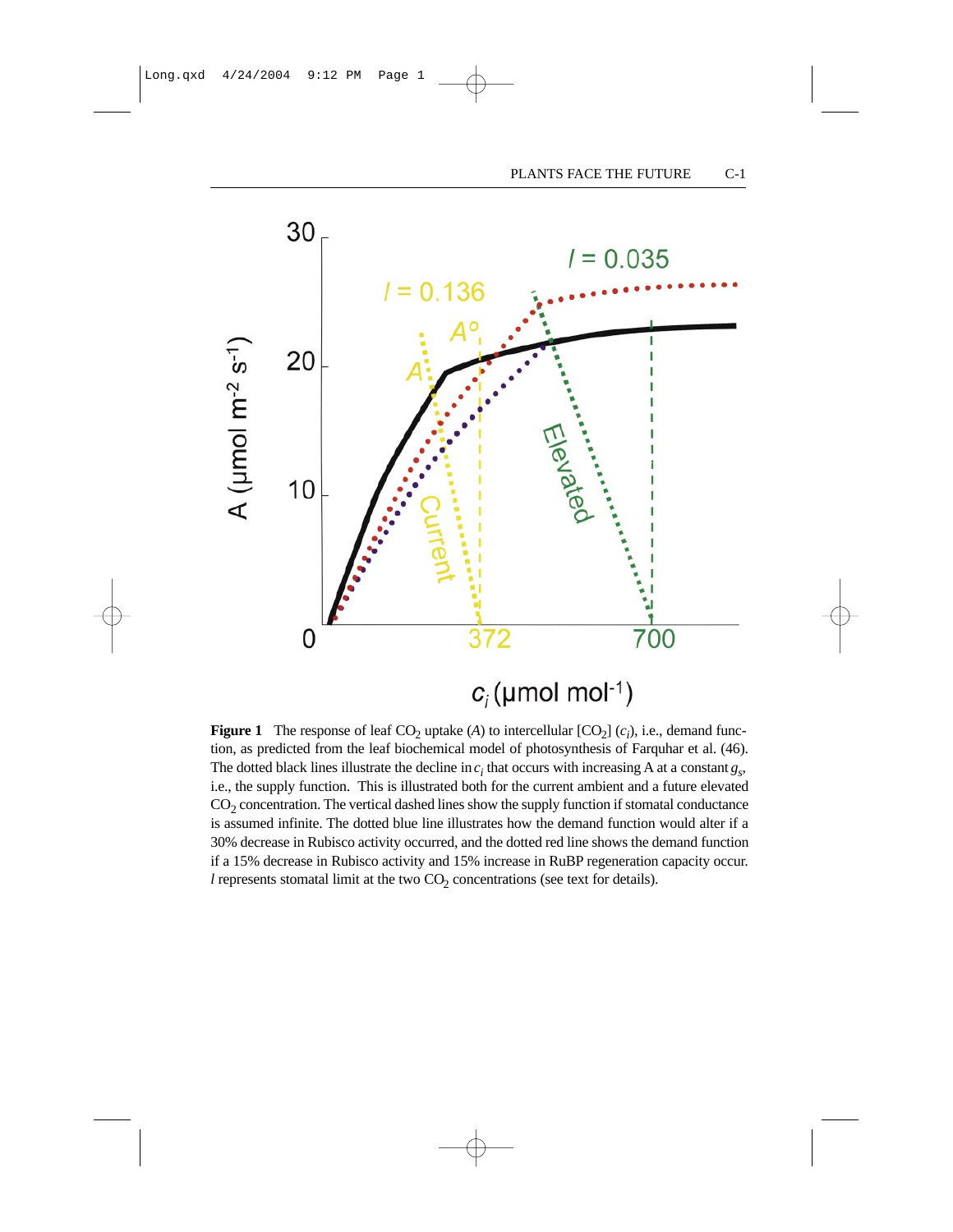**Figure 1** The response of leaf $CO_2$ uptake ($A$) to intercellular [$CO_2$] ($c_i$), i.e., demand function, as predicted from the leaf biochemical model of photosynthesis of Farquhar et al. (46). The dotted black lines illustrate the decline in $c_i$ that occurs with increasing A at a constant $g_s$, i.e., the supply function. This is illustrated both for the current ambient and a future elevated $CO_2$ concentration. The vertical dashed lines show the supply function if stomatal conductance is assumed infinite. The dotted blue line illustrates how the demand function would alter if a 30% decrease in Rubisco activity occurred, and the dotted red line shows the demand function if a 15% decrease in Rubisco activity and 15% increase in RuBP regeneration capacity occur. $l$ represents stomatal limit at the two $CO_2$ concentrations (see text for details).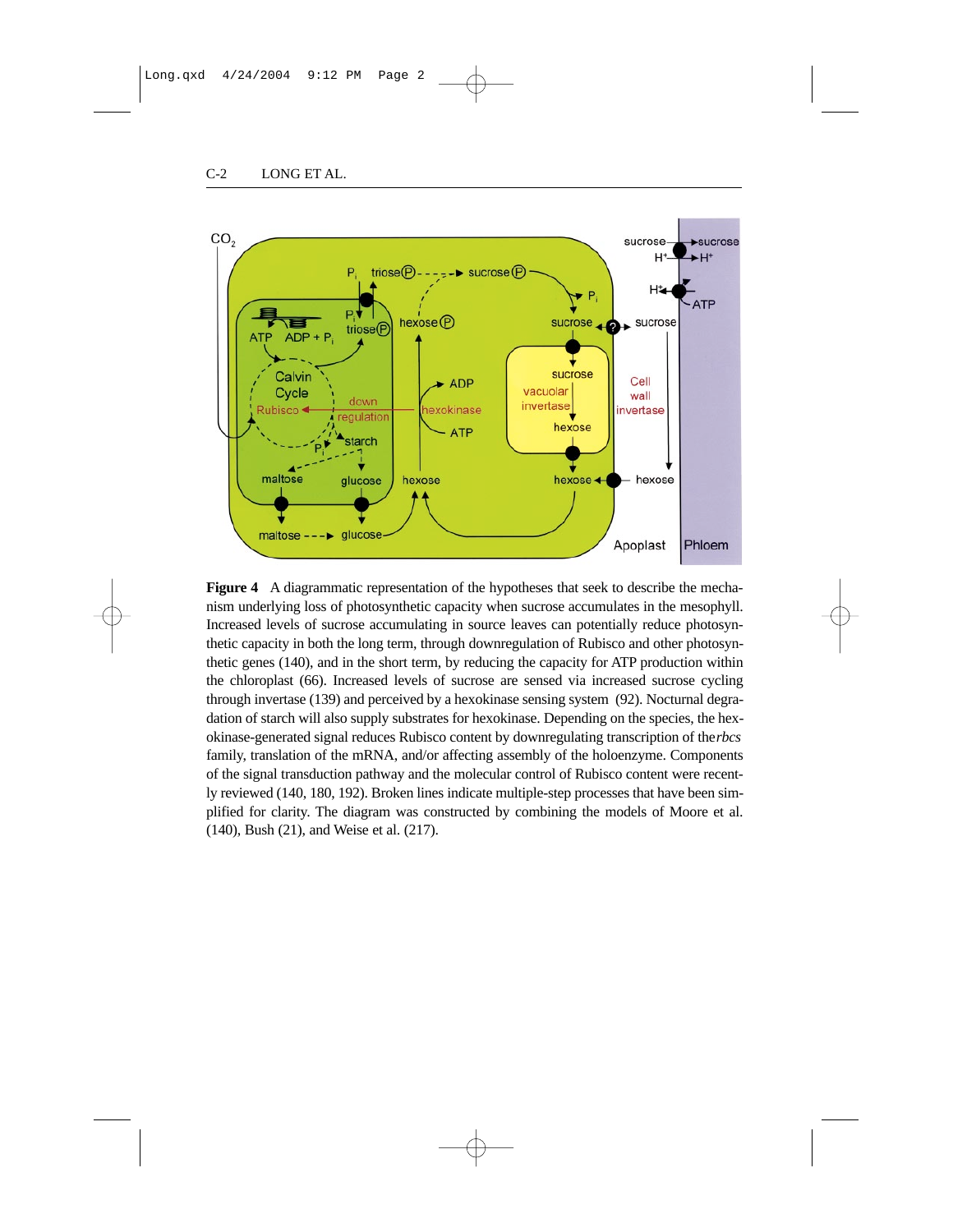**Figure 4** A diagrammatic representation of the hypotheses that seek to describe the mechanism underlying loss of photosynthetic capacity when sucrose accumulates in the mesophyll. Increased levels of sucrose accumulating in source leaves can potentially reduce photosynthetic capacity in both the long term, through downregulation of Rubisco and other photosynthetic genes (140), and in the short term, by reducing the capacity for ATP production within the chloroplast (66). Increased levels of sucrose are sensed via increased sucrose cycling through invertase (139) and perceived by a hexokinase sensing system (92). Nocturnal degradation of starch will also supply substrates for hexokinase. Depending on the species, the hexokinase-generated signal reduces Rubisco content by downregulating transcription of the *rbcs* family, translation of the mRNA, and/or affecting assembly of the holoenzyme. Components of the signal transduction pathway and the molecular control of Rubisco content were recently reviewed (140, 180, 192). Broken lines indicate multiple-step processes that have been simplified for clarity. The diagram was constructed by combining the models of Moore et al. (140), Bush (21), and Weise et al. (217).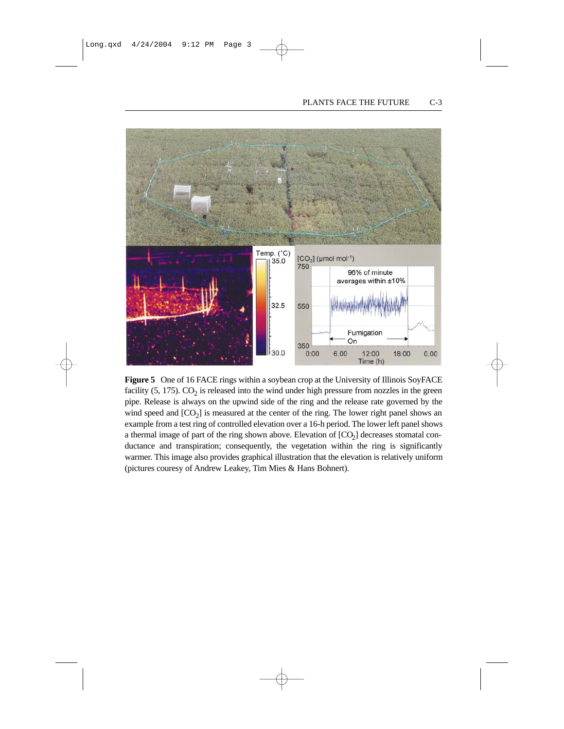Temp. (°C)
35.0
32.5
30.0

[$CO_2$] (μmol mol$^{-1}$)
750
550
350
96% of minute averages within ±10%
Fumigation On
0:00
6.00
12:00
18:00
0.00
Time (h)

**Figure 5** One of 16 FACE rings within a soybean crop at the University of Illinois SoyFACE facility (5, 175). $CO_2$ is released into the wind under high pressure from nozzles in the green pipe. Release is always on the upwind side of the ring and the release rate governed by the wind speed and [$CO_2$] is measured at the center of the ring. The lower right panel shows an example from a test ring of controlled elevation over a 16-h period. The lower left panel shows a thermal image of part of the ring shown above. Elevation of [$CO_2$] decreases stomatal conductance and transpiration; consequently, the vegetation within the ring is significantly warmer. This image also provides graphical illustration that the elevation is relatively uniform (pictures couresy of Andrew Leakey, Tim Mies & Hans Bohnert).